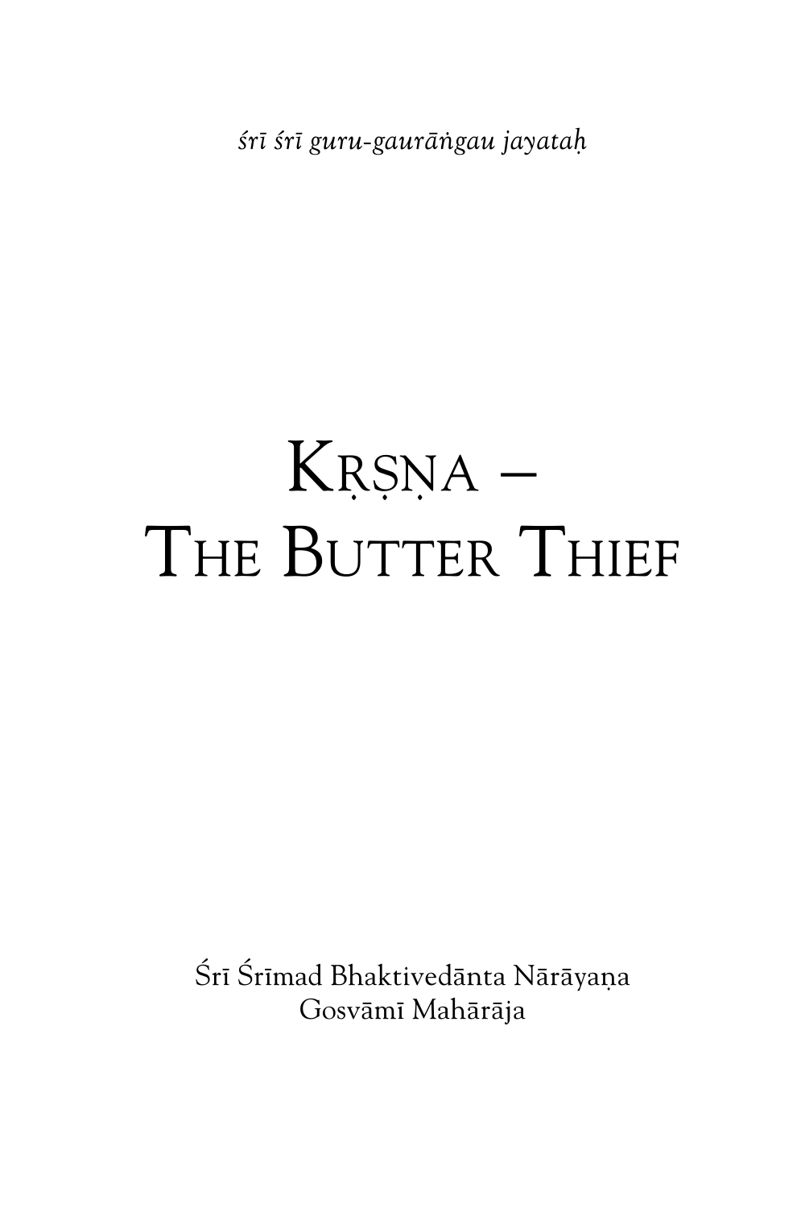*śrī śrī guru-gaurāṅgau jayataḥ*

# Kṛṣṇa – The Butter Thief

Śrī Śrīmad Bhaktivedānta Nārāyaṇa Gosvāmī Mahārāja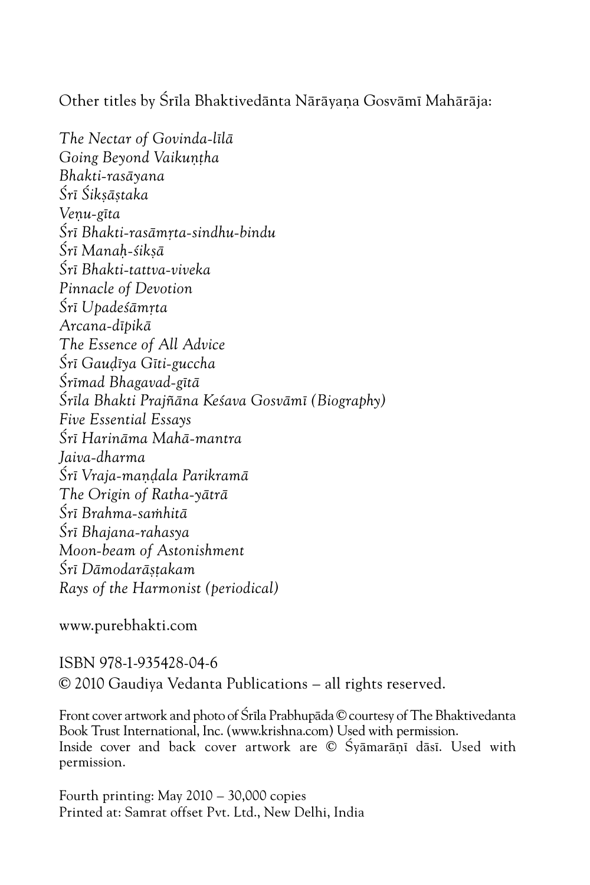Other titles by Śrīla Bhaktivedānta Nārāyaṇa Gosvāmī Mahārāja:

*The Nectar of Govinda-līlā*
*Going Beyond Vaikuṇṭha*
*Bhakti-rasāyana*
*Śrī Śikṣāṣṭaka*
*Veṇu-gīta*
*Śrī Bhakti-rasāmṛta-sindhu-bindu*
*Śrī Manaḥ-śikṣā*
*Śrī Bhakti-tattva-viveka*
*Pinnacle of Devotion*
*Śrī Upadeśāmṛta*
*Arcana-dīpikā*
*The Essence of All Advice*
*Śrī Gauḍīya Gīti-guccha*
*Śrīmad Bhagavad-gītā*
*Śrīla Bhakti Prajñāna Keśava Gosvāmī (Biography)*
*Five Essential Essays*
*Śrī Harināma Mahā-mantra*
*Jaiva-dharma*
*Śrī Vraja-maṇḍala Parikramā*
*The Origin of Ratha-yātrā*
*Śrī Brahma-saṁhitā*
*Śrī Bhajana-rahasya*
*Moon-beam of Astonishment*
*Śrī Dāmodarāṣṭakam*
*Rays of the Harmonist (periodical)*

www.purebhakti.com

ISBN 978-1-935428-04-6
© 2010 Gaudiya Vedanta Publications – all rights reserved.

Front cover artwork and photo of Śrīla Prabhupāda © courtesy of The Bhaktivedanta Book Trust International, Inc. (www.krishna.com) Used with permission.
Inside cover and back cover artwork are © Śyāmarāṇī dāsī. Used with permission.

Fourth printing: May 2010 – 30,000 copies
Printed at: Samrat offset Pvt. Ltd., New Delhi, India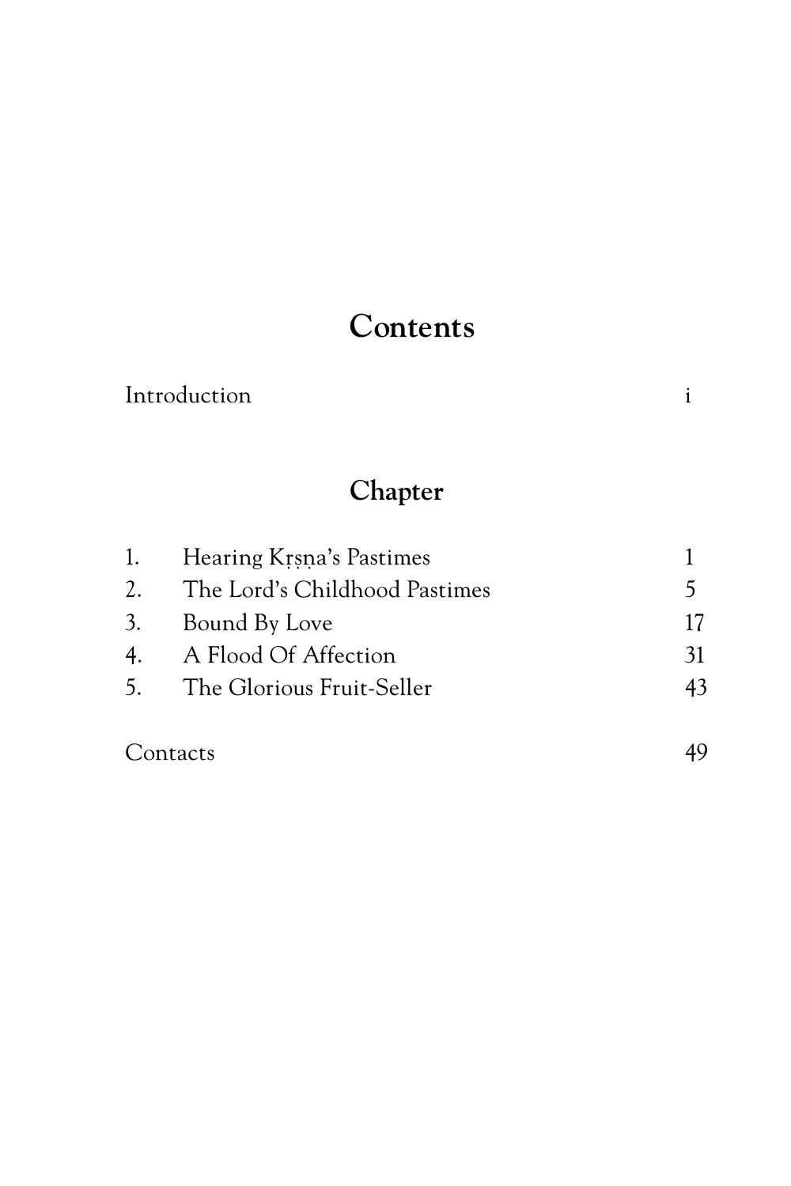# Contents

| | | |
|---|---|---|
| Introduction | | i |

## Chapter

| | | |
|---|---|---|
| 1. | Hearing Kṛṣṇa's Pastimes | 1 |
| 2. | The Lord's Childhood Pastimes | 5 |
| 3. | Bound By Love | 17 |
| 4. | A Flood Of Affection | 31 |
| 5. | The Glorious Fruit-Seller | 43 |

| | | |
|---|---|---|
| Contacts | | 49 |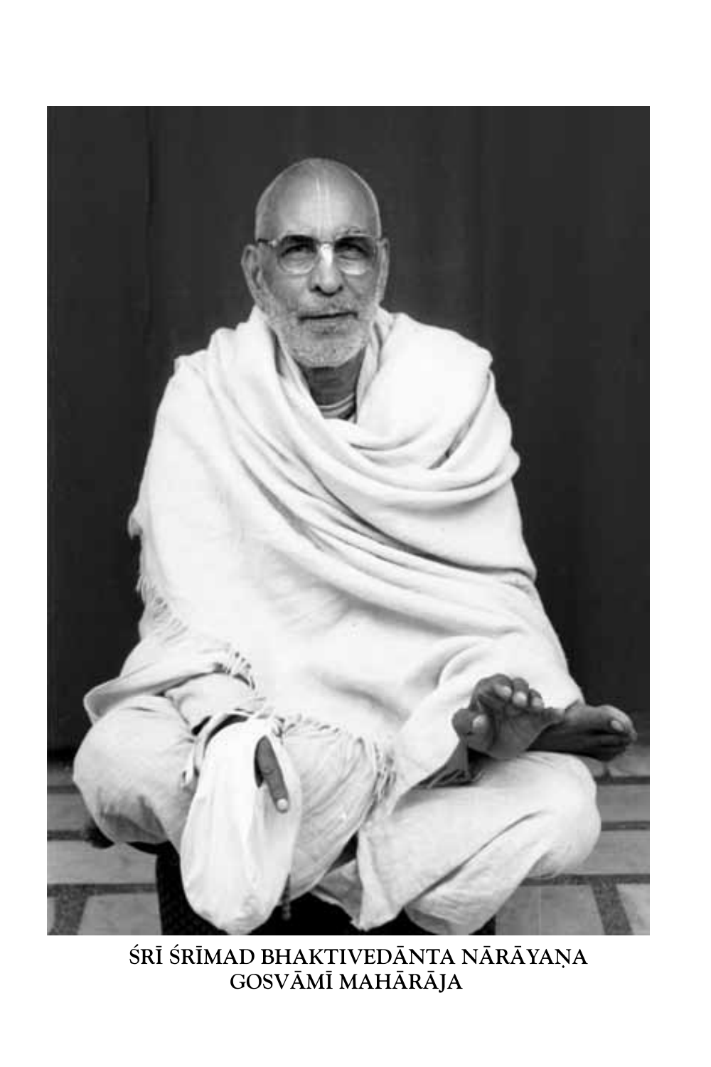ŚRĪ ŚRĪMAD BHAKTIVEDĀNTA NĀRĀYAṆA GOSVĀMĪ MAHĀRĀJA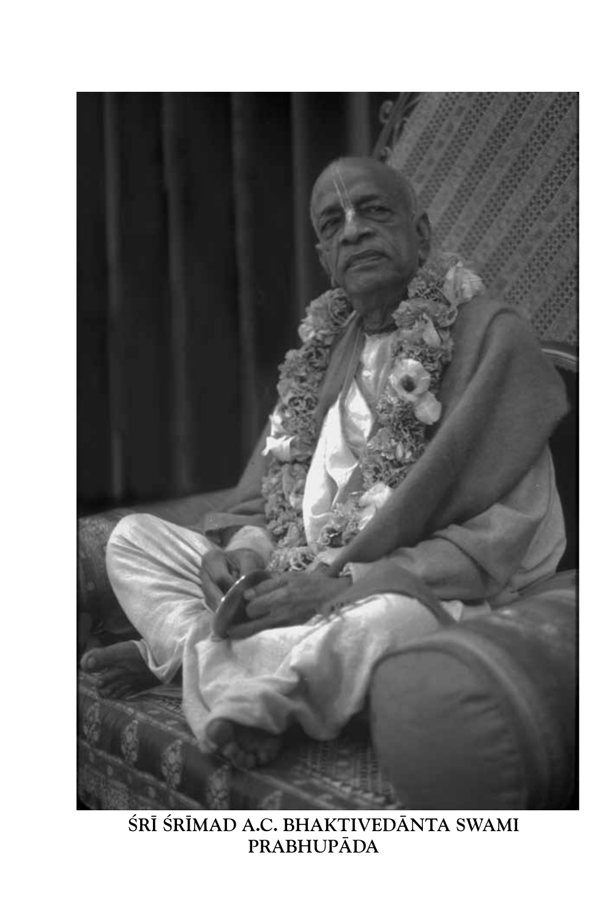ŚRĪ ŚRĪMAD A.C. BHAKTIVEDĀNTA SWAMI PRABHUPĀDA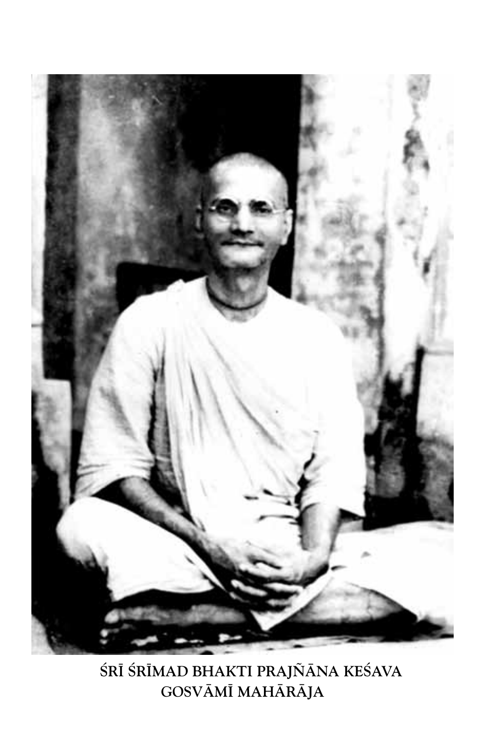ŚRĪ ŚRĪMAD BHAKTI PRAJÑĀNA KEŚAVA GOSVĀMĪ MAHĀRĀJA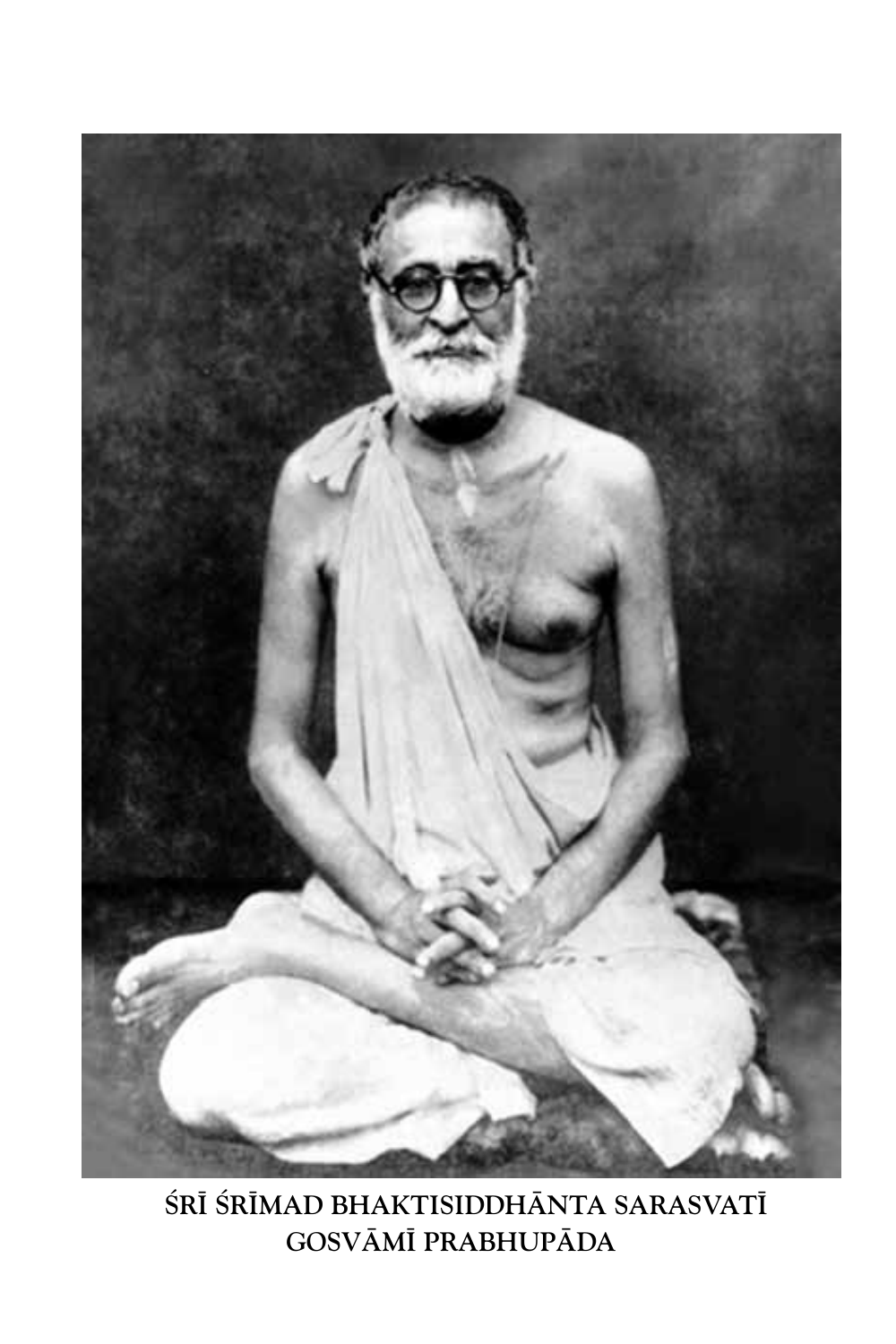ŚRĪ ŚRĪMAD BHAKTISIDDHĀNTA SARASVATĪ GOSVĀMĪ PRABHUPĀDA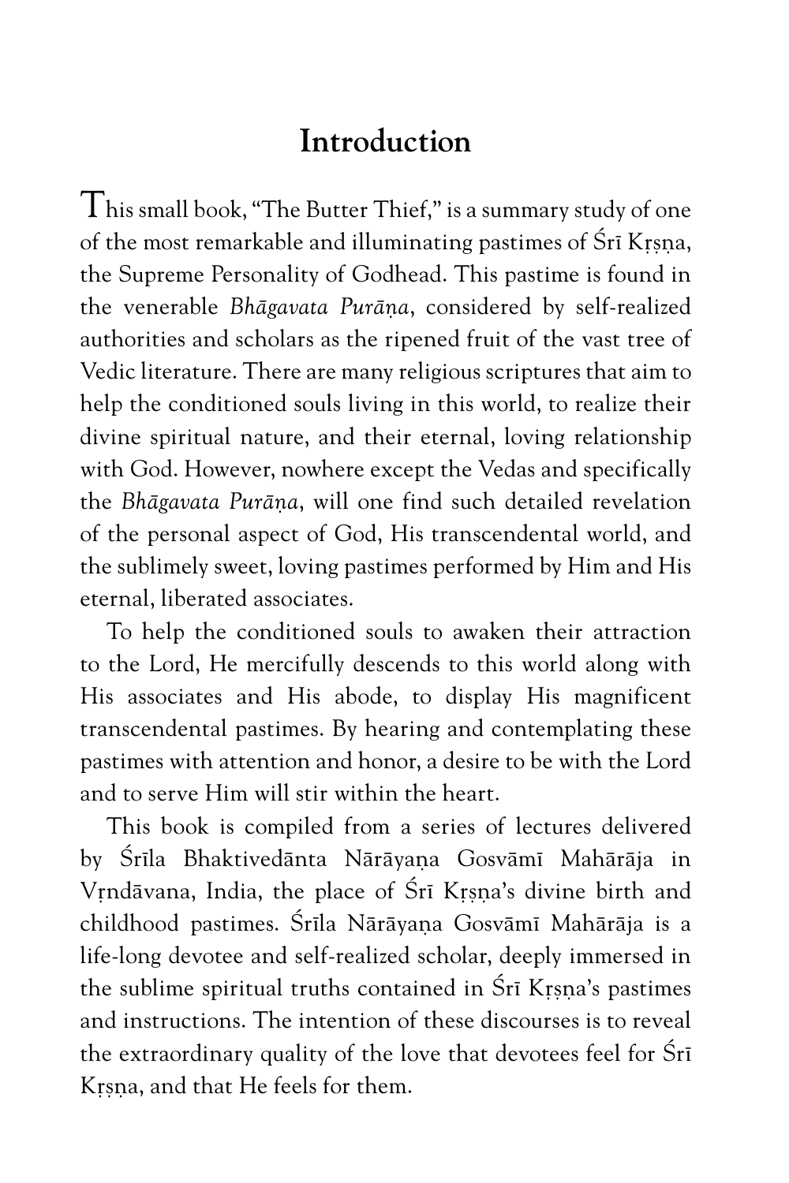# Introduction

This small book, "The Butter Thief," is a summary study of one of the most remarkable and illuminating pastimes of Śrī Kṛṣṇa, the Supreme Personality of Godhead. This pastime is found in the venerable *Bhāgavata Purāṇa*, considered by self-realized authorities and scholars as the ripened fruit of the vast tree of Vedic literature. There are many religious scriptures that aim to help the conditioned souls living in this world, to realize their divine spiritual nature, and their eternal, loving relationship with God. However, nowhere except the Vedas and specifically the *Bhāgavata Purāṇa*, will one find such detailed revelation of the personal aspect of God, His transcendental world, and the sublimely sweet, loving pastimes performed by Him and His eternal, liberated associates.

To help the conditioned souls to awaken their attraction to the Lord, He mercifully descends to this world along with His associates and His abode, to display His magnificent transcendental pastimes. By hearing and contemplating these pastimes with attention and honor, a desire to be with the Lord and to serve Him will stir within the heart.

This book is compiled from a series of lectures delivered by Śrīla Bhaktivedānta Nārāyaṇa Gosvāmī Mahārāja in Vṛndāvana, India, the place of Śrī Kṛṣṇa's divine birth and childhood pastimes. Śrīla Nārāyaṇa Gosvāmī Mahārāja is a life-long devotee and self-realized scholar, deeply immersed in the sublime spiritual truths contained in Śrī Kṛṣṇa's pastimes and instructions. The intention of these discourses is to reveal the extraordinary quality of the love that devotees feel for Śrī Kṛṣṇa, and that He feels for them.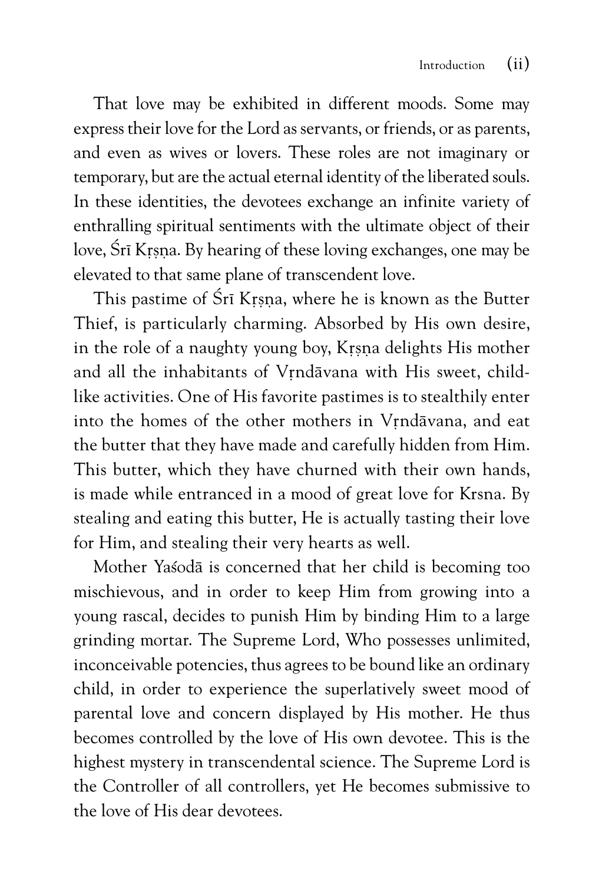That love may be exhibited in different moods. Some may express their love for the Lord as servants, or friends, or as parents, and even as wives or lovers. These roles are not imaginary or temporary, but are the actual eternal identity of the liberated souls. In these identities, the devotees exchange an infinite variety of enthralling spiritual sentiments with the ultimate object of their love, Śrī Kṛṣṇa. By hearing of these loving exchanges, one may be elevated to that same plane of transcendent love.

This pastime of Śrī Kṛṣṇa, where he is known as the Butter Thief, is particularly charming. Absorbed by His own desire, in the role of a naughty young boy, Kṛṣṇa delights His mother and all the inhabitants of Vṛndāvana with His sweet, child-like activities. One of His favorite pastimes is to stealthily enter into the homes of the other mothers in Vṛndāvana, and eat the butter that they have made and carefully hidden from Him. This butter, which they have churned with their own hands, is made while entranced in a mood of great love for Krsna. By stealing and eating this butter, He is actually tasting their love for Him, and stealing their very hearts as well.

Mother Yaśodā is concerned that her child is becoming too mischievous, and in order to keep Him from growing into a young rascal, decides to punish Him by binding Him to a large grinding mortar. The Supreme Lord, Who possesses unlimited, inconceivable potencies, thus agrees to be bound like an ordinary child, in order to experience the superlatively sweet mood of parental love and concern displayed by His mother. He thus becomes controlled by the love of His own devotee. This is the highest mystery in transcendental science. The Supreme Lord is the Controller of all controllers, yet He becomes submissive to the love of His dear devotees.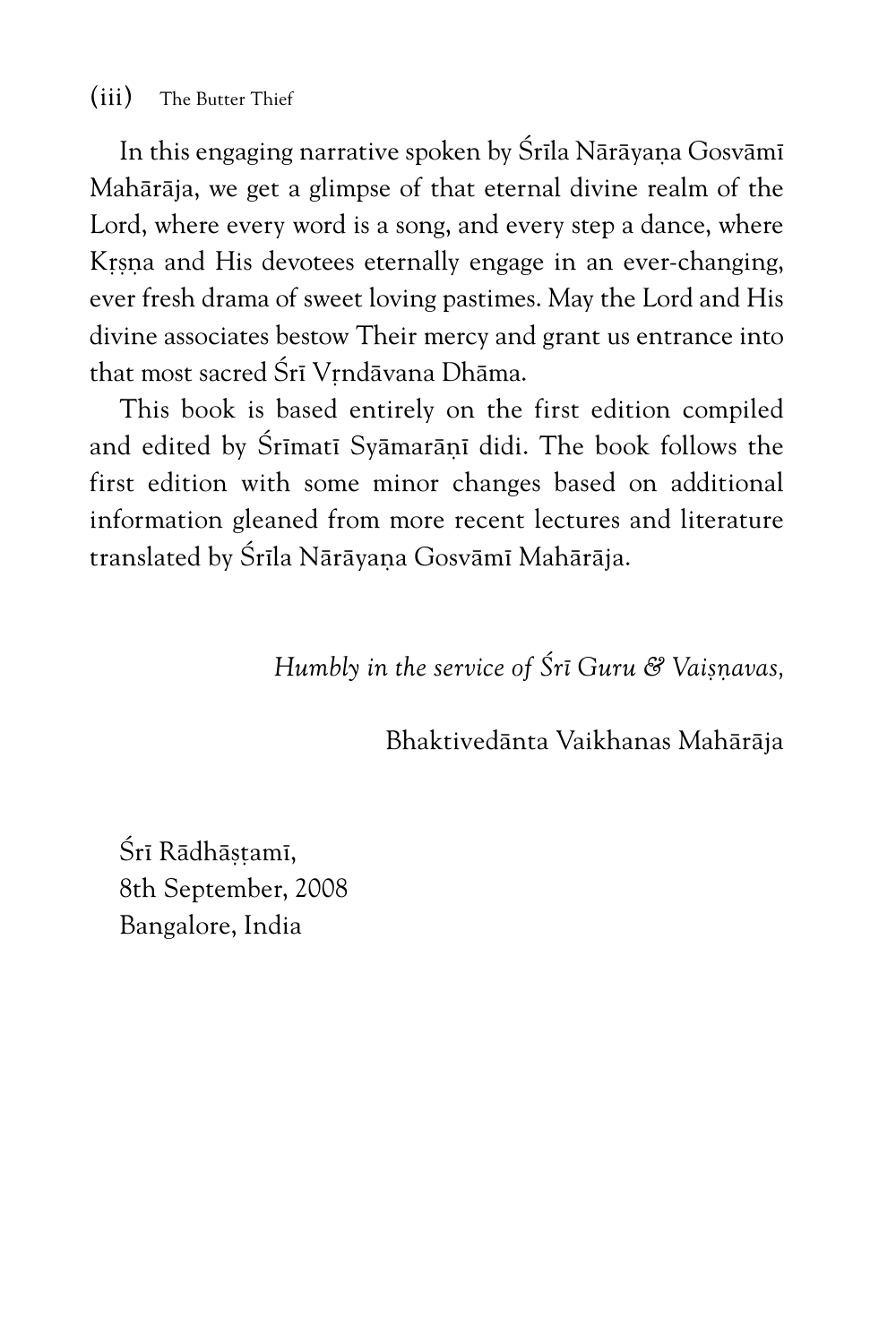In this engaging narrative spoken by Śrīla Nārāyaṇa Gosvāmī Mahārāja, we get a glimpse of that eternal divine realm of the Lord, where every word is a song, and every step a dance, where Kṛṣṇa and His devotees eternally engage in an ever-changing, ever fresh drama of sweet loving pastimes. May the Lord and His divine associates bestow Their mercy and grant us entrance into that most sacred Śrī Vṛndāvana Dhāma.

This book is based entirely on the first edition compiled and edited by Śrīmatī Syāmarāṇī didi. The book follows the first edition with some minor changes based on additional information gleaned from more recent lectures and literature translated by Śrīla Nārāyaṇa Gosvāmī Mahārāja.

*Humbly in the service of Śrī Guru & Vaiṣṇavas,*

Bhaktivedānta Vaikhanas Mahārāja

Śrī Rādhāṣṭamī,
8th September, 2008
Bangalore, India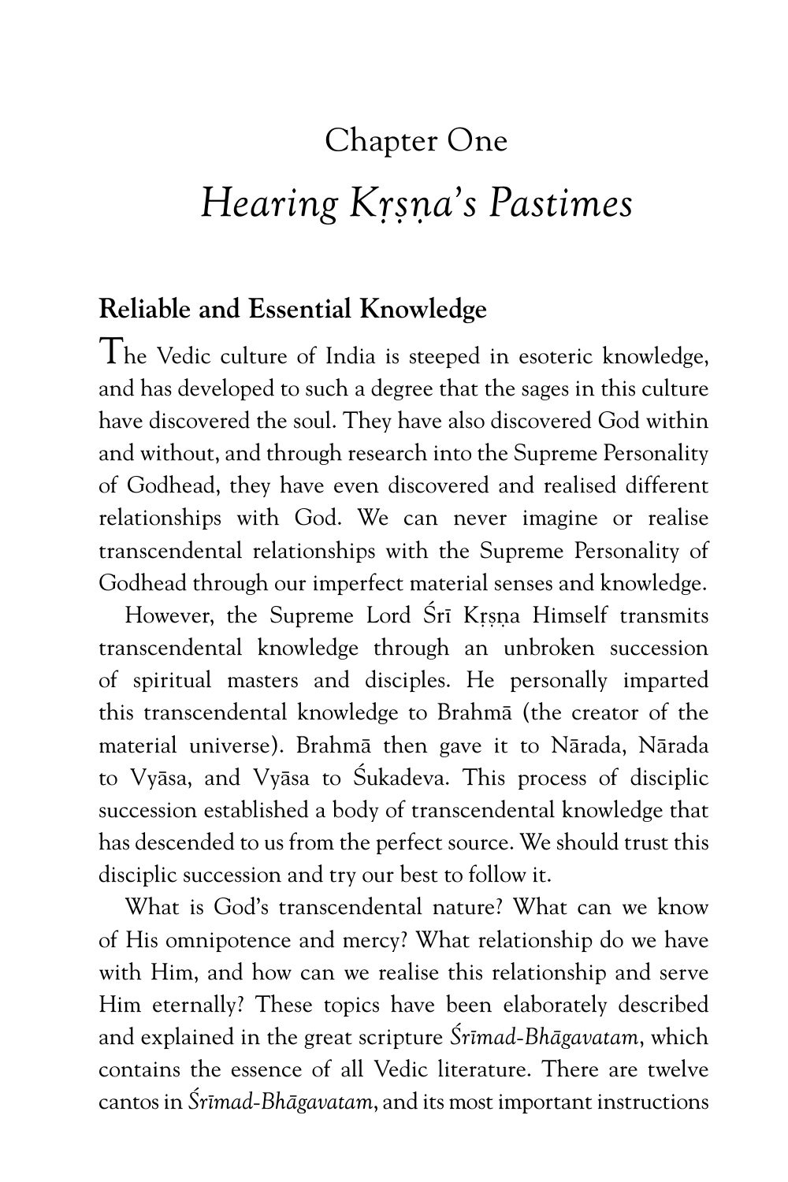## Chapter One

# *Hearing Kṛṣṇa's Pastimes*

### Reliable and Essential Knowledge

The Vedic culture of India is steeped in esoteric knowledge, and has developed to such a degree that the sages in this culture have discovered the soul. They have also discovered God within and without, and through research into the Supreme Personality of Godhead, they have even discovered and realised different relationships with God. We can never imagine or realise transcendental relationships with the Supreme Personality of Godhead through our imperfect material senses and knowledge.

However, the Supreme Lord Śrī Kṛṣṇa Himself transmits transcendental knowledge through an unbroken succession of spiritual masters and disciples. He personally imparted this transcendental knowledge to Brahmā (the creator of the material universe). Brahmā then gave it to Nārada, Nārada to Vyāsa, and Vyāsa to Śukadeva. This process of disciplic succession established a body of transcendental knowledge that has descended to us from the perfect source. We should trust this disciplic succession and try our best to follow it.

What is God's transcendental nature? What can we know of His omnipotence and mercy? What relationship do we have with Him, and how can we realise this relationship and serve Him eternally? These topics have been elaborately described and explained in the great scripture *Śrīmad-Bhāgavatam*, which contains the essence of all Vedic literature. There are twelve cantos in *Śrīmad-Bhāgavatam*, and its most important instructions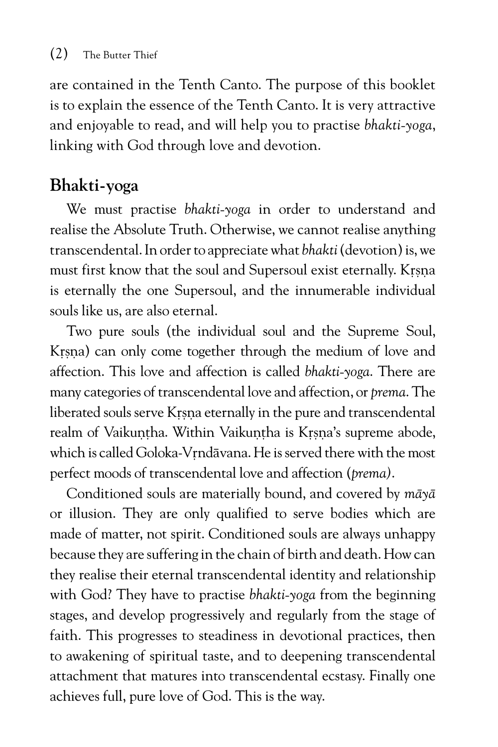are contained in the Tenth Canto. The purpose of this booklet is to explain the essence of the Tenth Canto. It is very attractive and enjoyable to read, and will help you to practise *bhakti-yoga*, linking with God through love and devotion.

## Bhakti-yoga

We must practise *bhakti-yoga* in order to understand and realise the Absolute Truth. Otherwise, we cannot realise anything transcendental. In order to appreciate what *bhakti* (devotion) is, we must first know that the soul and Supersoul exist eternally. Kṛṣṇa is eternally the one Supersoul, and the innumerable individual souls like us, are also eternal.

Two pure souls (the individual soul and the Supreme Soul, Kṛṣṇa) can only come together through the medium of love and affection. This love and affection is called *bhakti-yoga*. There are many categories of transcendental love and affection, or *prema*. The liberated souls serve Kṛṣṇa eternally in the pure and transcendental realm of Vaikuṇṭha. Within Vaikuṇṭha is Kṛṣṇa's supreme abode, which is called Goloka-Vṛndāvana. He is served there with the most perfect moods of transcendental love and affection (*prema)*.

Conditioned souls are materially bound, and covered by *māyā* or illusion. They are only qualified to serve bodies which are made of matter, not spirit. Conditioned souls are always unhappy because they are suffering in the chain of birth and death. How can they realise their eternal transcendental identity and relationship with God? They have to practise *bhakti-yoga* from the beginning stages, and develop progressively and regularly from the stage of faith. This progresses to steadiness in devotional practices, then to awakening of spiritual taste, and to deepening transcendental attachment that matures into transcendental ecstasy. Finally one achieves full, pure love of God. This is the way.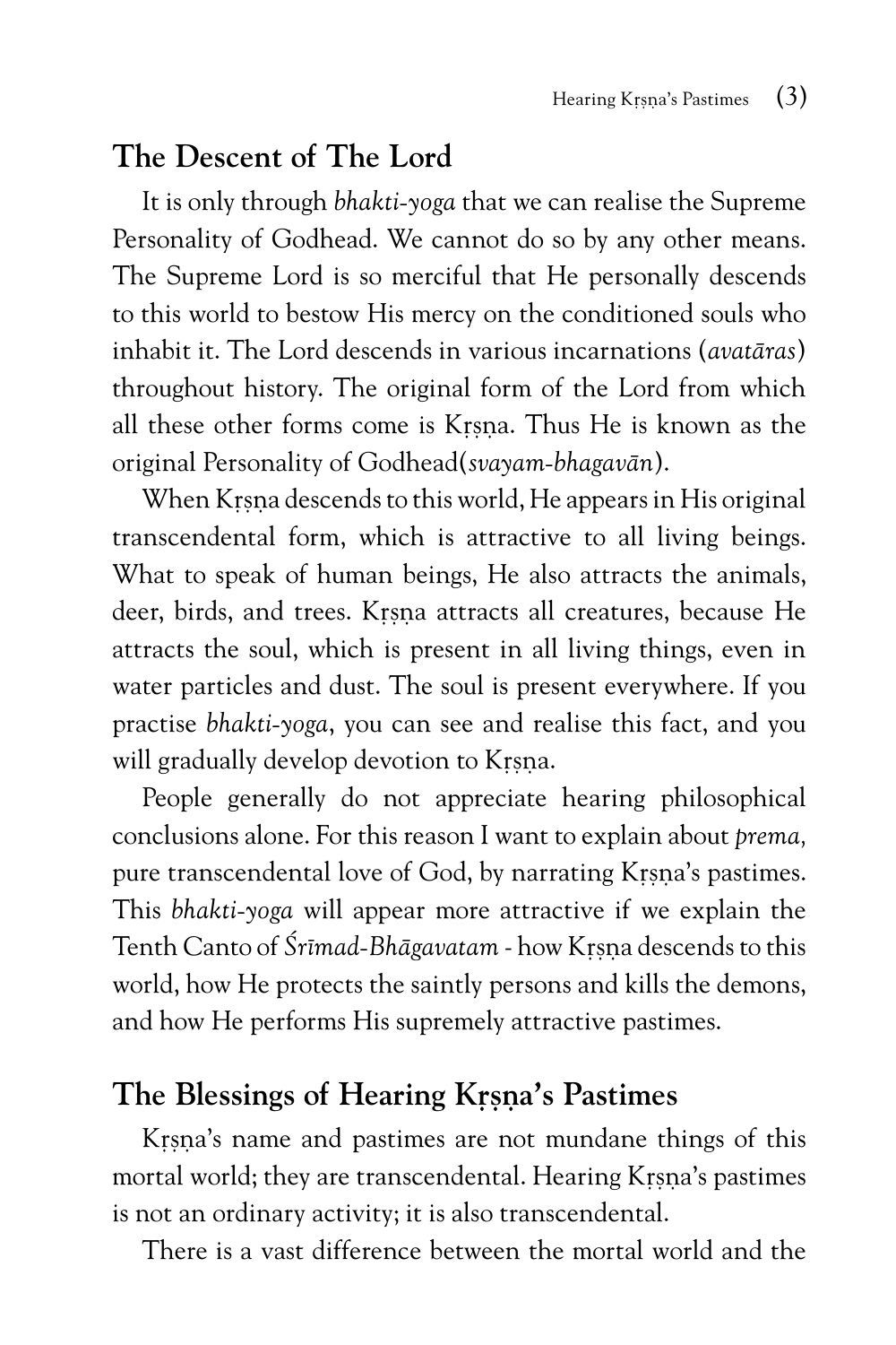## The Descent of The Lord

It is only through *bhakti-yoga* that we can realise the Supreme Personality of Godhead. We cannot do so by any other means. The Supreme Lord is so merciful that He personally descends to this world to bestow His mercy on the conditioned souls who inhabit it. The Lord descends in various incarnations (*avatāras*) throughout history. The original form of the Lord from which all these other forms come is Kṛṣṇa. Thus He is known as the original Personality of Godhead(*svayam-bhagavān*).

When Kṛṣṇa descends to this world, He appears in His original transcendental form, which is attractive to all living beings. What to speak of human beings, He also attracts the animals, deer, birds, and trees. Kṛṣṇa attracts all creatures, because He attracts the soul, which is present in all living things, even in water particles and dust. The soul is present everywhere. If you practise *bhakti-yoga*, you can see and realise this fact, and you will gradually develop devotion to Kṛṣṇa.

People generally do not appreciate hearing philosophical conclusions alone. For this reason I want to explain about *prema*, pure transcendental love of God, by narrating Kṛṣṇa's pastimes. This *bhakti-yoga* will appear more attractive if we explain the Tenth Canto of *Śrīmad-Bhāgavatam* - how Kṛṣṇa descends to this world, how He protects the saintly persons and kills the demons, and how He performs His supremely attractive pastimes.

## The Blessings of Hearing Kṛṣṇa's Pastimes

Kṛṣṇa's name and pastimes are not mundane things of this mortal world; they are transcendental. Hearing Kṛṣṇa's pastimes is not an ordinary activity; it is also transcendental.

There is a vast difference between the mortal world and the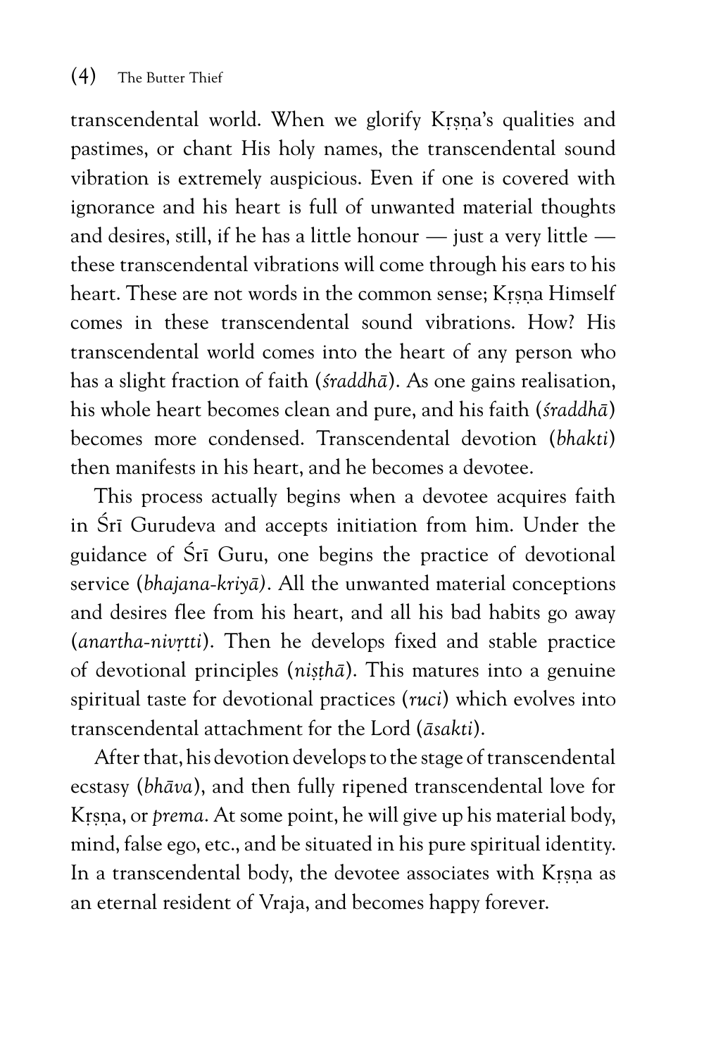transcendental world. When we glorify Kṛṣṇa's qualities and pastimes, or chant His holy names, the transcendental sound vibration is extremely auspicious. Even if one is covered with ignorance and his heart is full of unwanted material thoughts and desires, still, if he has a little honour — just a very little — these transcendental vibrations will come through his ears to his heart. These are not words in the common sense; Kṛṣṇa Himself comes in these transcendental sound vibrations. How? His transcendental world comes into the heart of any person who has a slight fraction of faith (*śraddhā*). As one gains realisation, his whole heart becomes clean and pure, and his faith (*śraddhā*) becomes more condensed. Transcendental devotion (*bhakti*) then manifests in his heart, and he becomes a devotee.

This process actually begins when a devotee acquires faith in Śrī Gurudeva and accepts initiation from him. Under the guidance of Śrī Guru, one begins the practice of devotional service (*bhajana-kriyā*). All the unwanted material conceptions and desires flee from his heart, and all his bad habits go away (*anartha-nivṛtti*). Then he develops fixed and stable practice of devotional principles (*niṣṭhā*). This matures into a genuine spiritual taste for devotional practices (*ruci*) which evolves into transcendental attachment for the Lord (*āsakti*).

After that, his devotion develops to the stage of transcendental ecstasy (*bhāva*), and then fully ripened transcendental love for Kṛṣṇa, or *prema*. At some point, he will give up his material body, mind, false ego, etc., and be situated in his pure spiritual identity. In a transcendental body, the devotee associates with Kṛṣṇa as an eternal resident of Vraja, and becomes happy forever.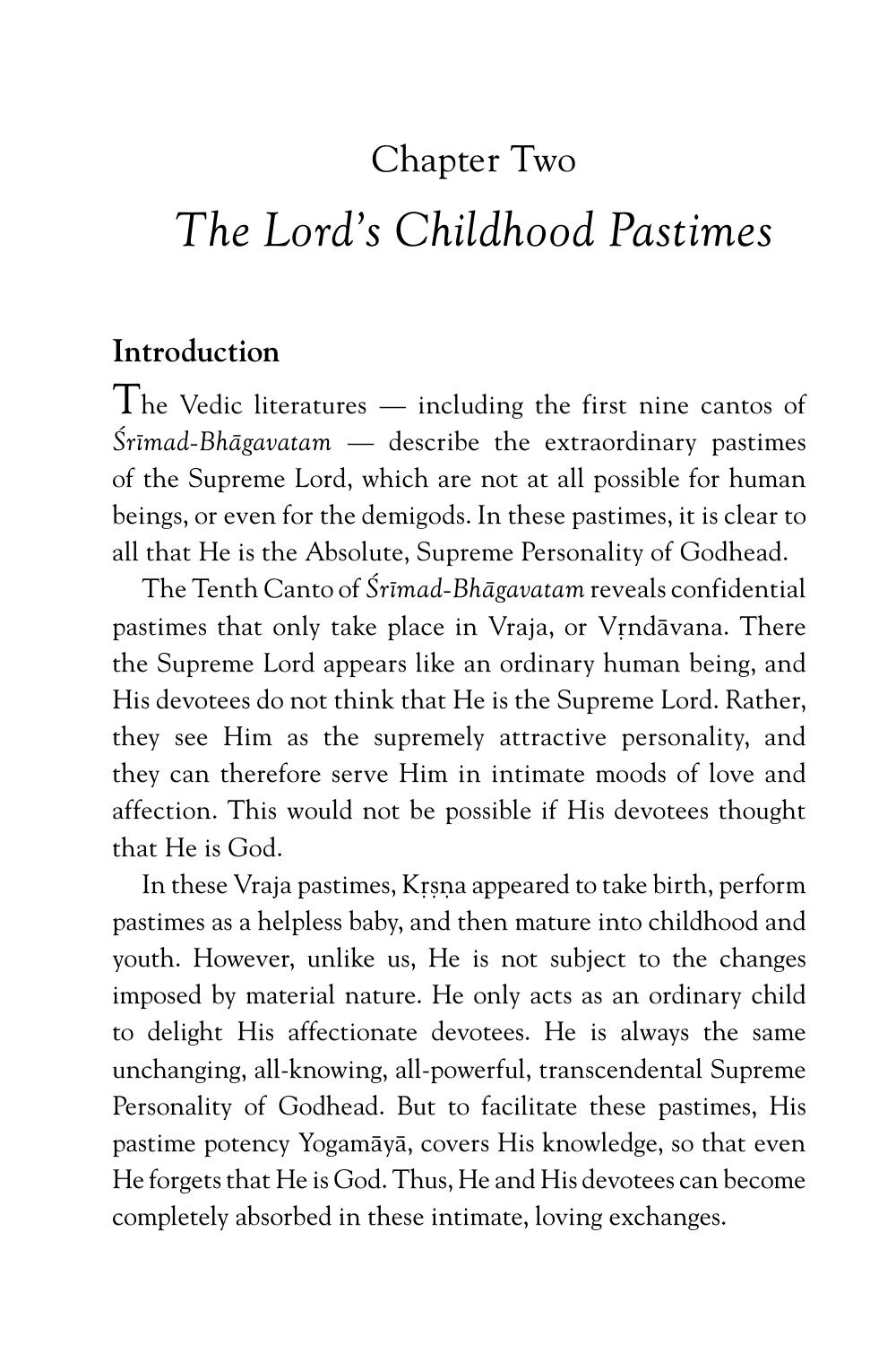# Chapter Two

# *The Lord's Childhood Pastimes*

## Introduction

The Vedic literatures — including the first nine cantos of *Śrīmad-Bhāgavatam* — describe the extraordinary pastimes of the Supreme Lord, which are not at all possible for human beings, or even for the demigods. In these pastimes, it is clear to all that He is the Absolute, Supreme Personality of Godhead.

The Tenth Canto of *Śrīmad-Bhāgavatam* reveals confidential pastimes that only take place in Vraja, or Vṛndāvana. There the Supreme Lord appears like an ordinary human being, and His devotees do not think that He is the Supreme Lord. Rather, they see Him as the supremely attractive personality, and they can therefore serve Him in intimate moods of love and affection. This would not be possible if His devotees thought that He is God.

In these Vraja pastimes, Kṛṣṇa appeared to take birth, perform pastimes as a helpless baby, and then mature into childhood and youth. However, unlike us, He is not subject to the changes imposed by material nature. He only acts as an ordinary child to delight His affectionate devotees. He is always the same unchanging, all-knowing, all-powerful, transcendental Supreme Personality of Godhead. But to facilitate these pastimes, His pastime potency Yogamāyā, covers His knowledge, so that even He forgets that He is God. Thus, He and His devotees can become completely absorbed in these intimate, loving exchanges.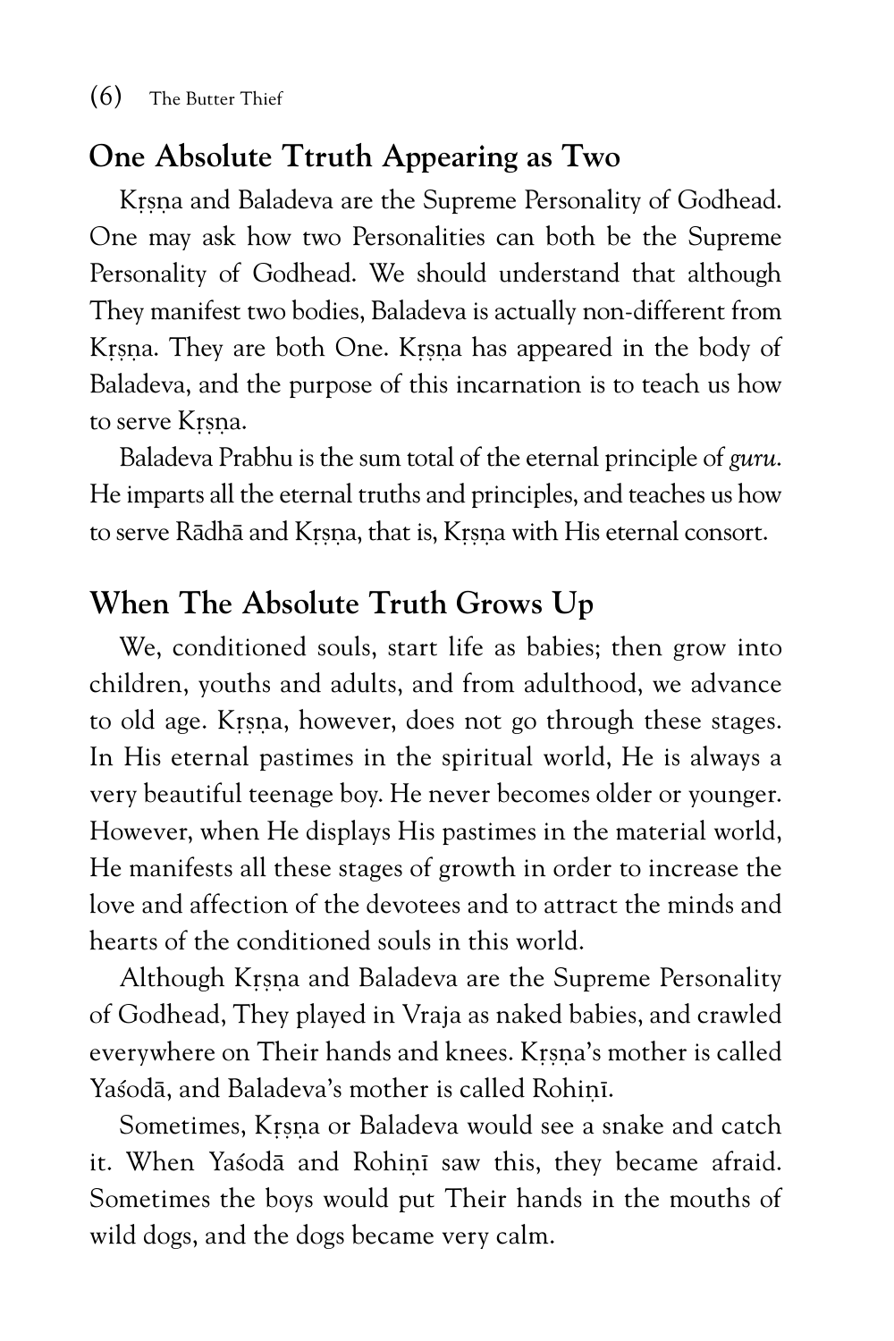## One Absolute Ttruth Appearing as Two

Kṛṣṇa and Baladeva are the Supreme Personality of Godhead. One may ask how two Personalities can both be the Supreme Personality of Godhead. We should understand that although They manifest two bodies, Baladeva is actually non-different from Kṛṣṇa. They are both One. Kṛṣṇa has appeared in the body of Baladeva, and the purpose of this incarnation is to teach us how to serve Kṛṣṇa.

Baladeva Prabhu is the sum total of the eternal principle of *guru*. He imparts all the eternal truths and principles, and teaches us how to serve Rādhā and Kṛṣṇa, that is, Kṛṣṇa with His eternal consort.

## When The Absolute Truth Grows Up

We, conditioned souls, start life as babies; then grow into children, youths and adults, and from adulthood, we advance to old age. Kṛṣṇa, however, does not go through these stages. In His eternal pastimes in the spiritual world, He is always a very beautiful teenage boy. He never becomes older or younger. However, when He displays His pastimes in the material world, He manifests all these stages of growth in order to increase the love and affection of the devotees and to attract the minds and hearts of the conditioned souls in this world.

Although Kṛṣṇa and Baladeva are the Supreme Personality of Godhead, They played in Vraja as naked babies, and crawled everywhere on Their hands and knees. Kṛṣṇa's mother is called Yaśodā, and Baladeva's mother is called Rohiṇī.

Sometimes, Kṛṣṇa or Baladeva would see a snake and catch it. When Yaśodā and Rohiṇī saw this, they became afraid. Sometimes the boys would put Their hands in the mouths of wild dogs, and the dogs became very calm.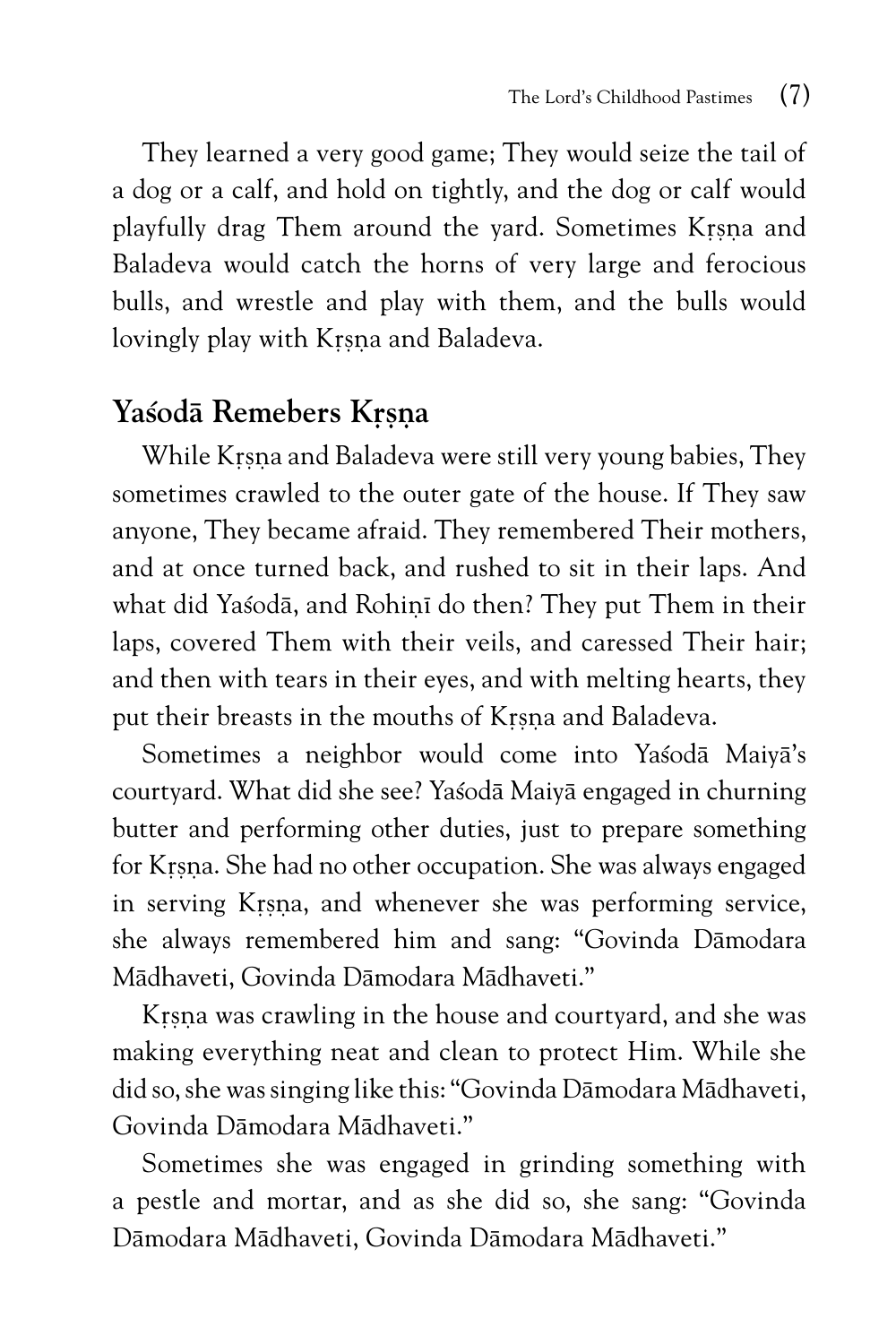They learned a very good game; They would seize the tail of a dog or a calf, and hold on tightly, and the dog or calf would playfully drag Them around the yard. Sometimes Kṛṣṇa and Baladeva would catch the horns of very large and ferocious bulls, and wrestle and play with them, and the bulls would lovingly play with Kṛṣṇa and Baladeva.

## Yaśodā Remebers Kṛṣṇa

While Kṛṣṇa and Baladeva were still very young babies, They sometimes crawled to the outer gate of the house. If They saw anyone, They became afraid. They remembered Their mothers, and at once turned back, and rushed to sit in their laps. And what did Yaśodā, and Rohiṇī do then? They put Them in their laps, covered Them with their veils, and caressed Their hair; and then with tears in their eyes, and with melting hearts, they put their breasts in the mouths of Kṛṣṇa and Baladeva.

Sometimes a neighbor would come into Yaśodā Maiyā's courtyard. What did she see? Yaśodā Maiyā engaged in churning butter and performing other duties, just to prepare something for Kṛṣṇa. She had no other occupation. She was always engaged in serving Kṛṣṇa, and whenever she was performing service, she always remembered him and sang: "Govinda Dāmodara Mādhaveti, Govinda Dāmodara Mādhaveti."

Kṛṣṇa was crawling in the house and courtyard, and she was making everything neat and clean to protect Him. While she did so, she was singing like this: "Govinda Dāmodara Mādhaveti, Govinda Dāmodara Mādhaveti."

Sometimes she was engaged in grinding something with a pestle and mortar, and as she did so, she sang: "Govinda Dāmodara Mādhaveti, Govinda Dāmodara Mādhaveti."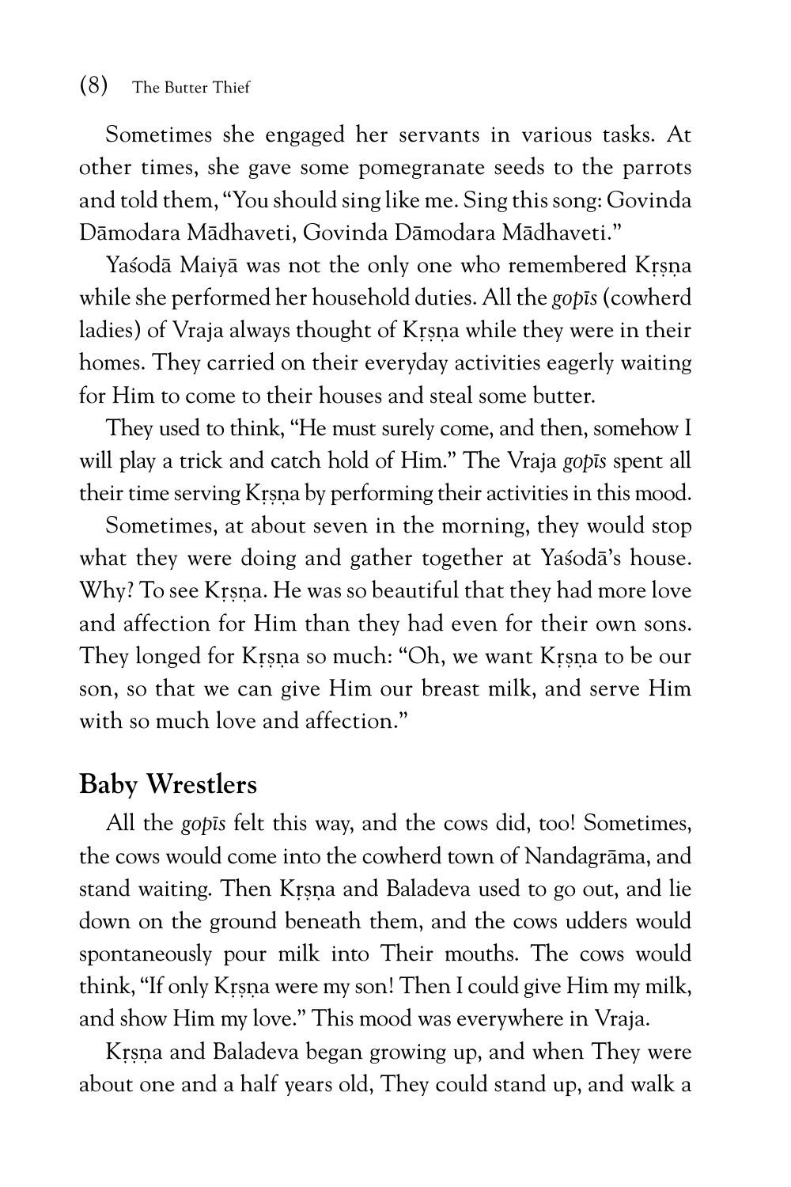Sometimes she engaged her servants in various tasks. At other times, she gave some pomegranate seeds to the parrots and told them, "You should sing like me. Sing this song: Govinda Dāmodara Mādhaveti, Govinda Dāmodara Mādhaveti."

Yaśodā Maiyā was not the only one who remembered Kṛṣṇa while she performed her household duties. All the *gopīs* (cowherd ladies) of Vraja always thought of Kṛṣṇa while they were in their homes. They carried on their everyday activities eagerly waiting for Him to come to their houses and steal some butter.

They used to think, "He must surely come, and then, somehow I will play a trick and catch hold of Him." The Vraja *gopīs* spent all their time serving Kṛṣṇa by performing their activities in this mood.

Sometimes, at about seven in the morning, they would stop what they were doing and gather together at Yaśodā's house. Why? To see Kṛṣṇa. He was so beautiful that they had more love and affection for Him than they had even for their own sons. They longed for Kṛṣṇa so much: "Oh, we want Kṛṣṇa to be our son, so that we can give Him our breast milk, and serve Him with so much love and affection."

## Baby Wrestlers

All the *gopīs* felt this way, and the cows did, too! Sometimes, the cows would come into the cowherd town of Nandagrāma, and stand waiting. Then Kṛṣṇa and Baladeva used to go out, and lie down on the ground beneath them, and the cows udders would spontaneously pour milk into Their mouths. The cows would think, "If only Kṛṣṇa were my son! Then I could give Him my milk, and show Him my love." This mood was everywhere in Vraja.

Kṛṣṇa and Baladeva began growing up, and when They were about one and a half years old, They could stand up, and walk a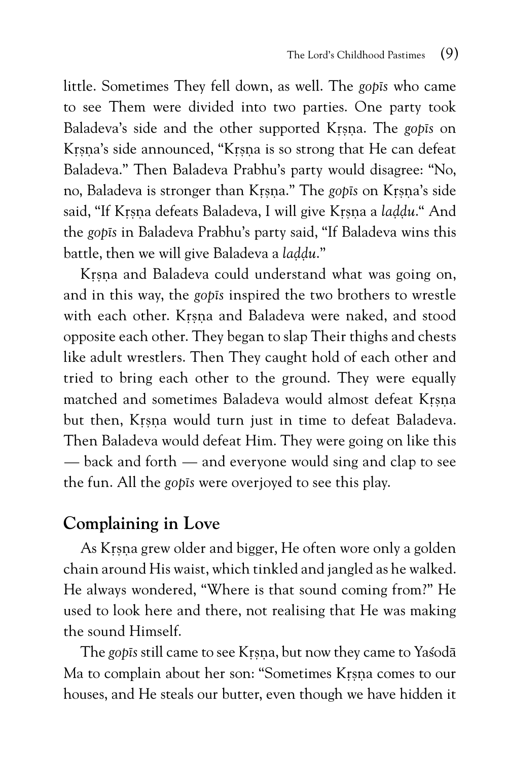little. Sometimes They fell down, as well. The *gopīs* who came to see Them were divided into two parties. One party took Baladeva's side and the other supported Kṛṣṇa. The *gopīs* on Kṛṣṇa's side announced, "Kṛṣṇa is so strong that He can defeat Baladeva." Then Baladeva Prabhu's party would disagree: "No, no, Baladeva is stronger than Kṛṣṇa." The *gopīs* on Kṛṣṇa's side said, "If Kṛṣṇa defeats Baladeva, I will give Kṛṣṇa a *laḍḍu*." And the *gopīs* in Baladeva Prabhu's party said, "If Baladeva wins this battle, then we will give Baladeva a *laḍḍu*."

Kṛṣṇa and Baladeva could understand what was going on, and in this way, the *gopīs* inspired the two brothers to wrestle with each other. Kṛṣṇa and Baladeva were naked, and stood opposite each other. They began to slap Their thighs and chests like adult wrestlers. Then They caught hold of each other and tried to bring each other to the ground. They were equally matched and sometimes Baladeva would almost defeat Kṛṣṇa but then, Kṛṣṇa would turn just in time to defeat Baladeva. Then Baladeva would defeat Him. They were going on like this — back and forth — and everyone would sing and clap to see the fun. All the *gopīs* were overjoyed to see this play.

## Complaining in Love

As Kṛṣṇa grew older and bigger, He often wore only a golden chain around His waist, which tinkled and jangled as he walked. He always wondered, "Where is that sound coming from?" He used to look here and there, not realising that He was making the sound Himself.

The *gopīs* still came to see Kṛṣṇa, but now they came to Yaśodā Ma to complain about her son: "Sometimes Kṛṣṇa comes to our houses, and He steals our butter, even though we have hidden it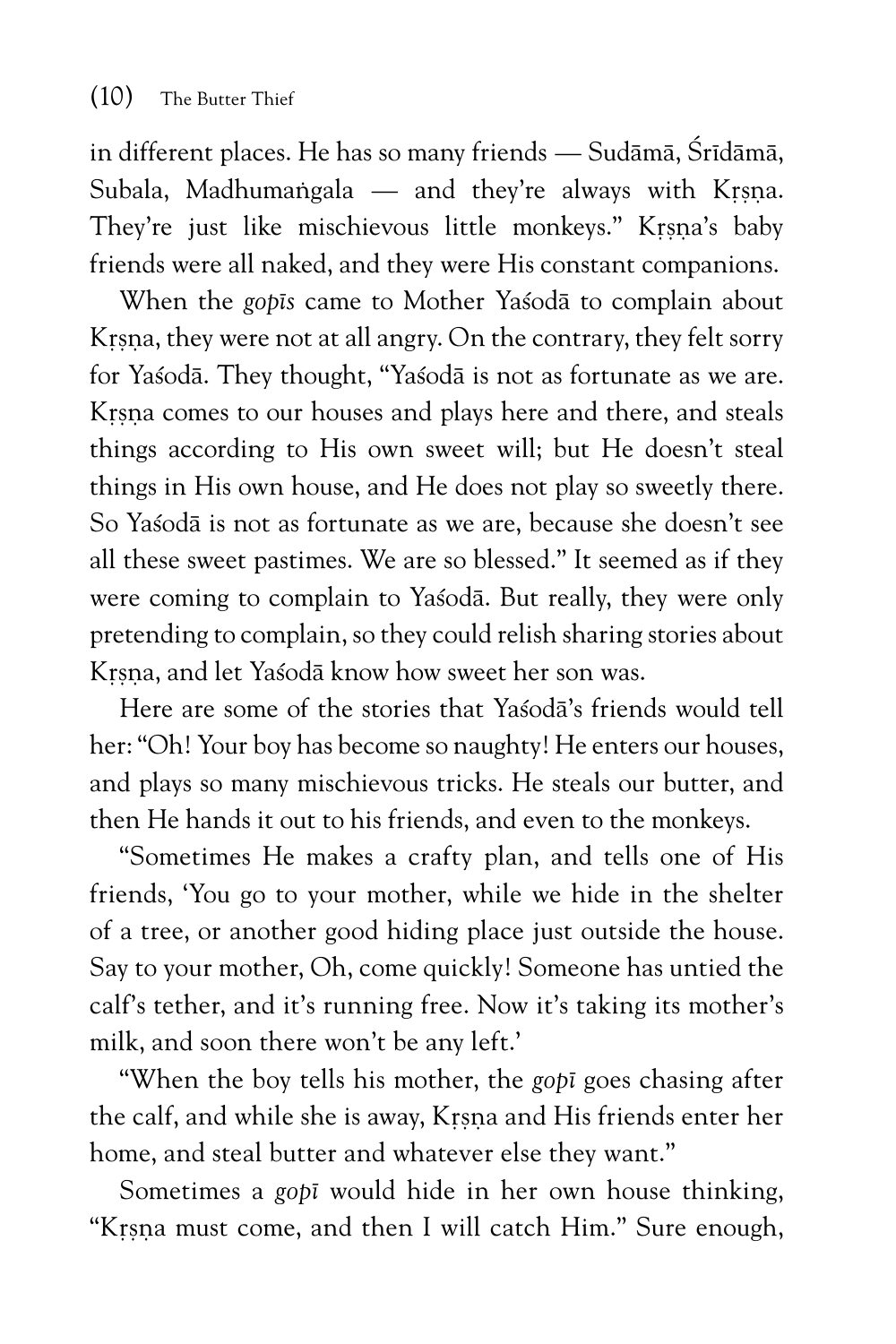in different places. He has so many friends — Sudāmā, Śrīdāmā, Subala, Madhumaṅgala — and they're always with Kṛṣṇa. They're just like mischievous little monkeys." Kṛṣṇa's baby friends were all naked, and they were His constant companions.

When the *gopīs* came to Mother Yaśodā to complain about Kṛṣṇa, they were not at all angry. On the contrary, they felt sorry for Yaśodā. They thought, "Yaśodā is not as fortunate as we are. Kṛṣṇa comes to our houses and plays here and there, and steals things according to His own sweet will; but He doesn't steal things in His own house, and He does not play so sweetly there. So Yaśodā is not as fortunate as we are, because she doesn't see all these sweet pastimes. We are so blessed." It seemed as if they were coming to complain to Yaśodā. But really, they were only pretending to complain, so they could relish sharing stories about Kṛṣṇa, and let Yaśodā know how sweet her son was.

Here are some of the stories that Yaśodā's friends would tell her: "Oh! Your boy has become so naughty! He enters our houses, and plays so many mischievous tricks. He steals our butter, and then He hands it out to his friends, and even to the monkeys.

"Sometimes He makes a crafty plan, and tells one of His friends, 'You go to your mother, while we hide in the shelter of a tree, or another good hiding place just outside the house. Say to your mother, Oh, come quickly! Someone has untied the calf's tether, and it's running free. Now it's taking its mother's milk, and soon there won't be any left.'

"When the boy tells his mother, the *gopī* goes chasing after the calf, and while she is away, Kṛṣṇa and His friends enter her home, and steal butter and whatever else they want."

Sometimes a *gopī* would hide in her own house thinking, "Kṛṣṇa must come, and then I will catch Him." Sure enough,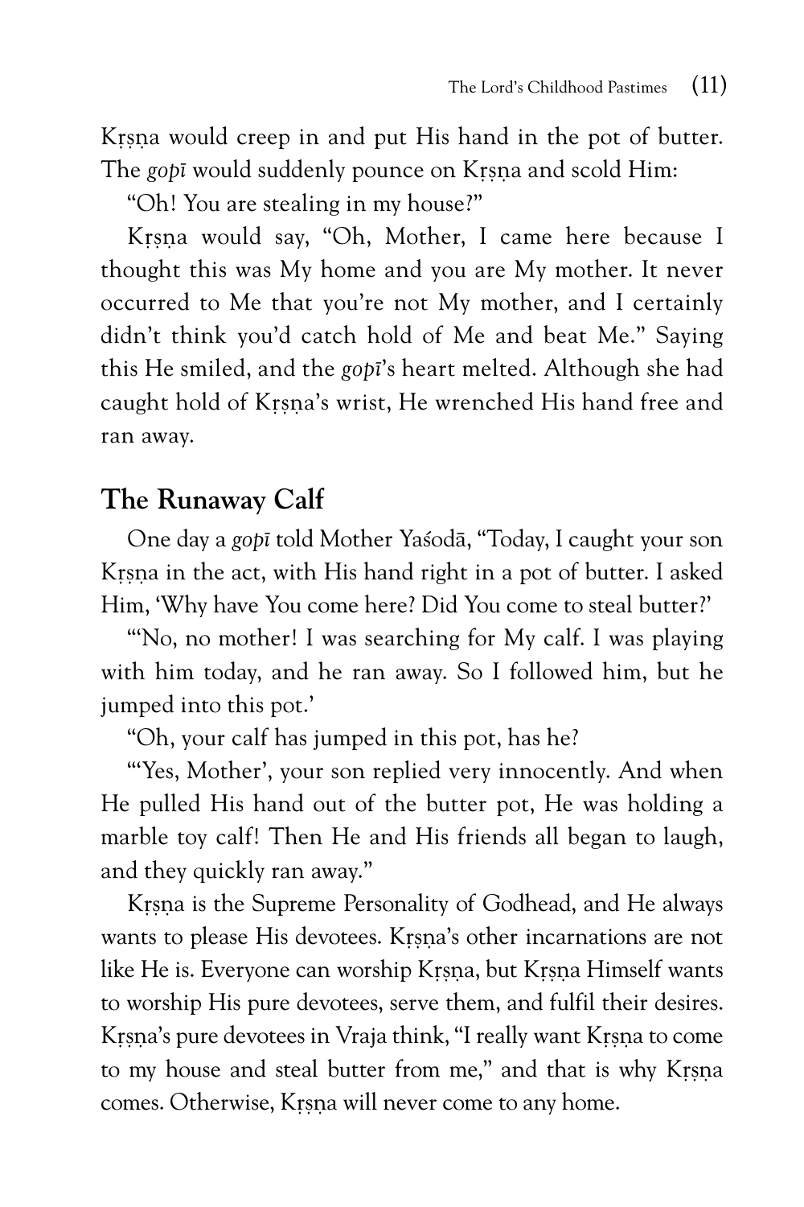Kṛṣṇa would creep in and put His hand in the pot of butter. The *gopī* would suddenly pounce on Kṛṣṇa and scold Him:

"Oh! You are stealing in my house?"

Kṛṣṇa would say, "Oh, Mother, I came here because I thought this was My home and you are My mother. It never occurred to Me that you're not My mother, and I certainly didn't think you'd catch hold of Me and beat Me." Saying this He smiled, and the *gopī*'s heart melted. Although she had caught hold of Kṛṣṇa's wrist, He wrenched His hand free and ran away.

## The Runaway Calf

One day a *gopī* told Mother Yaśodā, "Today, I caught your son Kṛṣṇa in the act, with His hand right in a pot of butter. I asked Him, 'Why have You come here? Did You come to steal butter?'

"'No, no mother! I was searching for My calf. I was playing with him today, and he ran away. So I followed him, but he jumped into this pot.'

"Oh, your calf has jumped in this pot, has he?

"'Yes, Mother', your son replied very innocently. And when He pulled His hand out of the butter pot, He was holding a marble toy calf! Then He and His friends all began to laugh, and they quickly ran away."

Kṛṣṇa is the Supreme Personality of Godhead, and He always wants to please His devotees. Kṛṣṇa's other incarnations are not like He is. Everyone can worship Kṛṣṇa, but Kṛṣṇa Himself wants to worship His pure devotees, serve them, and fulfil their desires. Kṛṣṇa's pure devotees in Vraja think, "I really want Kṛṣṇa to come to my house and steal butter from me," and that is why Kṛṣṇa comes. Otherwise, Kṛṣṇa will never come to any home.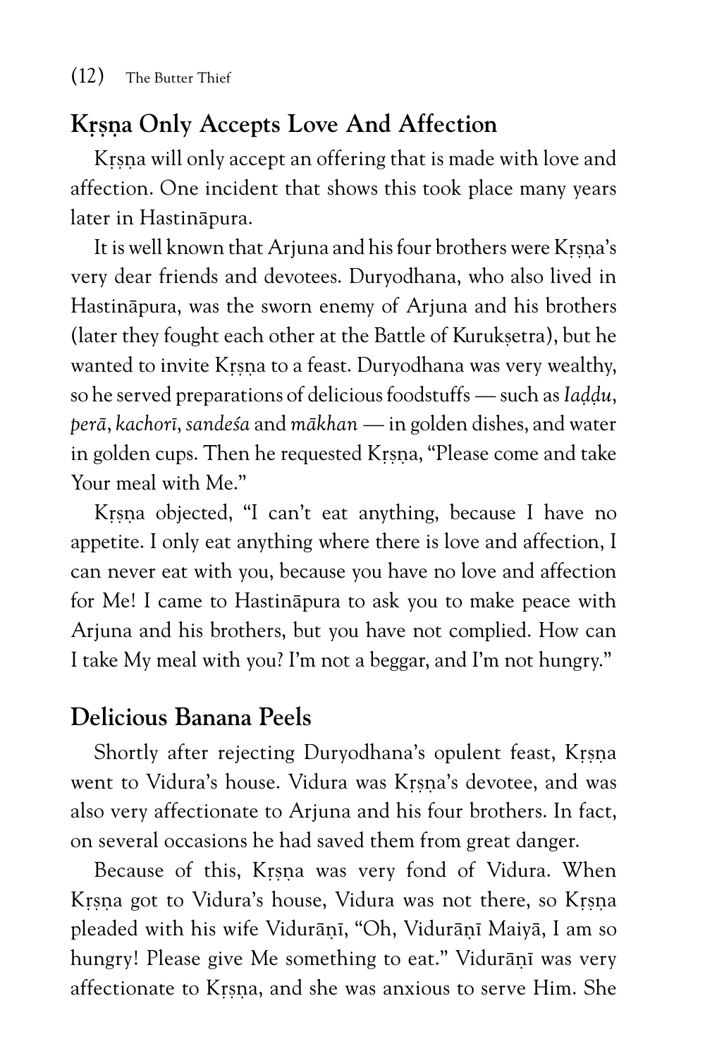## Kṛṣṇa Only Accepts Love And Affection

Kṛṣṇa will only accept an offering that is made with love and affection. One incident that shows this took place many years later in Hastināpura.

It is well known that Arjuna and his four brothers were Kṛṣṇa's very dear friends and devotees. Duryodhana, who also lived in Hastināpura, was the sworn enemy of Arjuna and his brothers (later they fought each other at the Battle of Kurukṣetra), but he wanted to invite Kṛṣṇa to a feast. Duryodhana was very wealthy, so he served preparations of delicious foodstuffs — such as *laḍḍu*, *perā*, *kachorī*, *sandeśa* and *mākhan* — in golden dishes, and water in golden cups. Then he requested Kṛṣṇa, "Please come and take Your meal with Me."

Kṛṣṇa objected, "I can't eat anything, because I have no appetite. I only eat anything where there is love and affection, I can never eat with you, because you have no love and affection for Me! I came to Hastināpura to ask you to make peace with Arjuna and his brothers, but you have not complied. How can I take My meal with you? I'm not a beggar, and I'm not hungry."

## Delicious Banana Peels

Shortly after rejecting Duryodhana's opulent feast, Kṛṣṇa went to Vidura's house. Vidura was Kṛṣṇa's devotee, and was also very affectionate to Arjuna and his four brothers. In fact, on several occasions he had saved them from great danger.

Because of this, Kṛṣṇa was very fond of Vidura. When Kṛṣṇa got to Vidura's house, Vidura was not there, so Kṛṣṇa pleaded with his wife Vidurāṇī, "Oh, Vidurāṇī Maiyā, I am so hungry! Please give Me something to eat." Vidurāṇī was very affectionate to Kṛṣṇa, and she was anxious to serve Him. She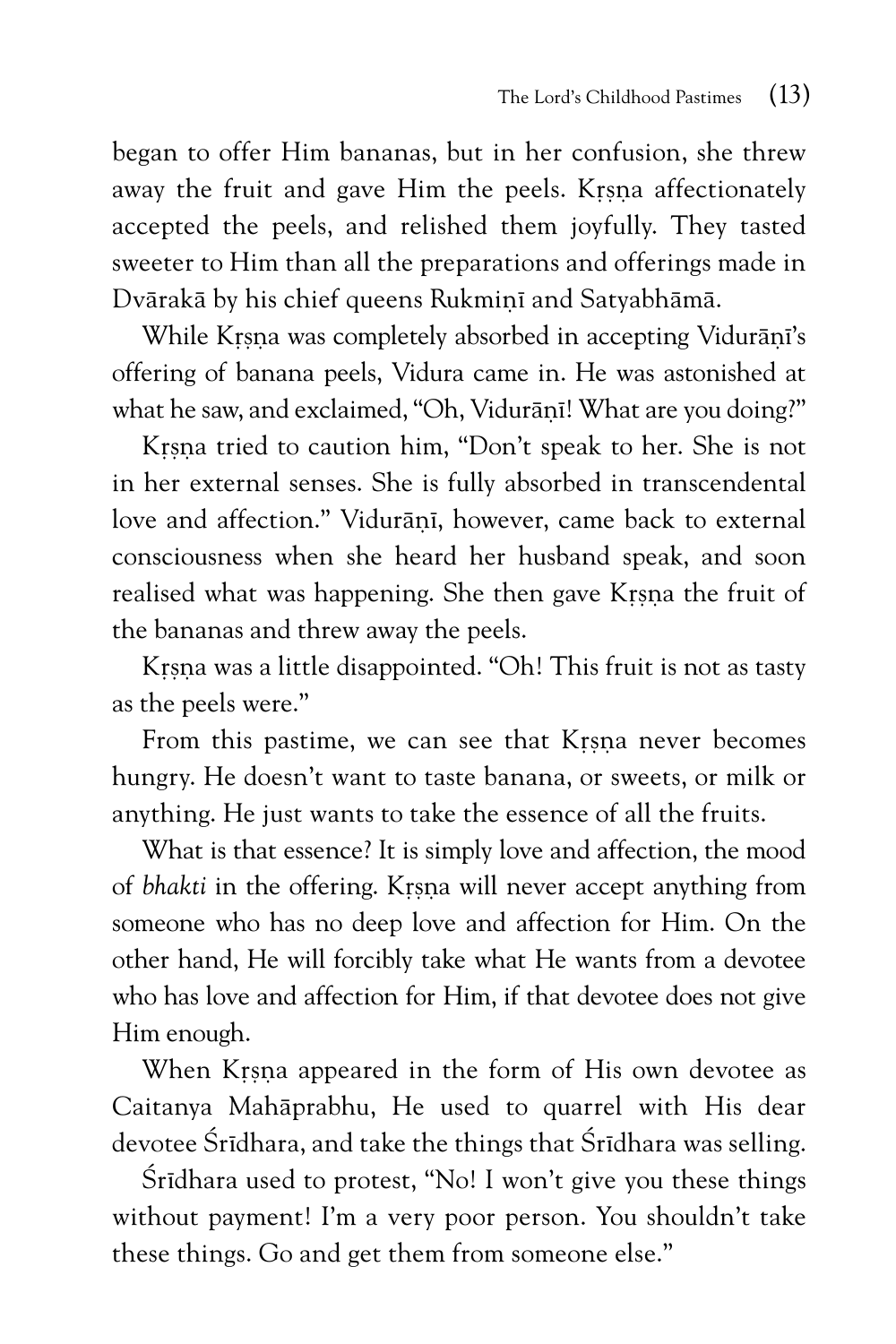began to offer Him bananas, but in her confusion, she threw away the fruit and gave Him the peels. Kṛṣṇa affectionately accepted the peels, and relished them joyfully. They tasted sweeter to Him than all the preparations and offerings made in Dvārakā by his chief queens Rukmiṇī and Satyabhāmā.

While Kṛṣṇa was completely absorbed in accepting Vidurāṇī's offering of banana peels, Vidura came in. He was astonished at what he saw, and exclaimed, "Oh, Vidurāṇī! What are you doing?"

Kṛṣṇa tried to caution him, "Don't speak to her. She is not in her external senses. She is fully absorbed in transcendental love and affection." Vidurāṇī, however, came back to external consciousness when she heard her husband speak, and soon realised what was happening. She then gave Kṛṣṇa the fruit of the bananas and threw away the peels.

Kṛṣṇa was a little disappointed. "Oh! This fruit is not as tasty as the peels were."

From this pastime, we can see that Kṛṣṇa never becomes hungry. He doesn't want to taste banana, or sweets, or milk or anything. He just wants to take the essence of all the fruits.

What is that essence? It is simply love and affection, the mood of *bhakti* in the offering. Kṛṣṇa will never accept anything from someone who has no deep love and affection for Him. On the other hand, He will forcibly take what He wants from a devotee who has love and affection for Him, if that devotee does not give Him enough.

When Kṛṣṇa appeared in the form of His own devotee as Caitanya Mahāprabhu, He used to quarrel with His dear devotee Śrīdhara, and take the things that Śrīdhara was selling.

Śrīdhara used to protest, "No! I won't give you these things without payment! I'm a very poor person. You shouldn't take these things. Go and get them from someone else."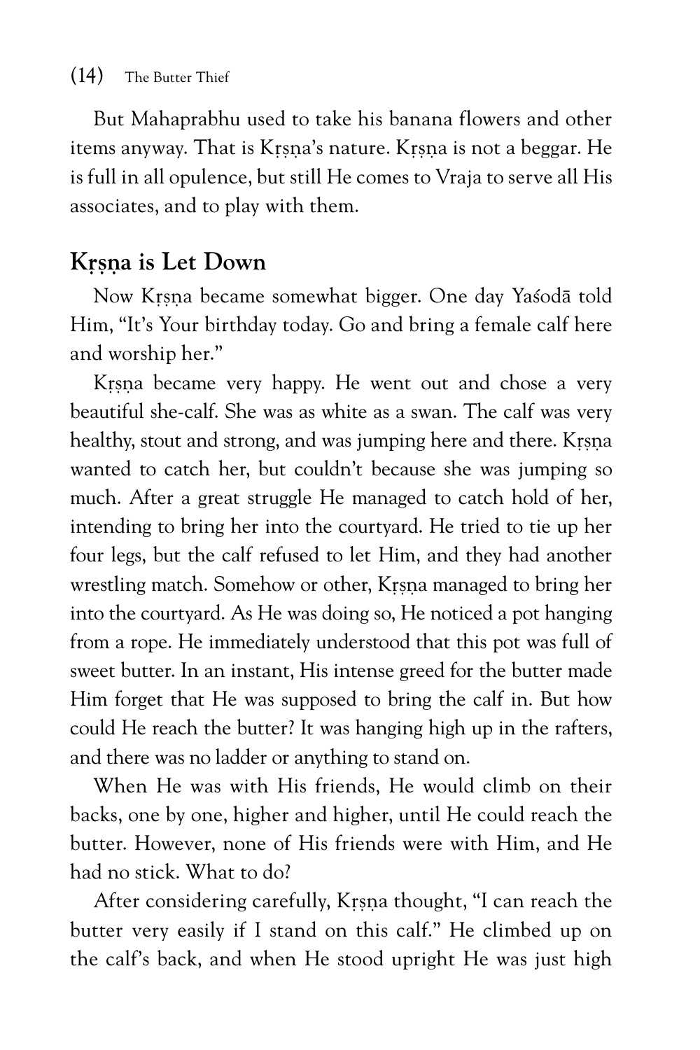But Mahaprabhu used to take his banana flowers and other items anyway. That is Kṛṣṇa's nature. Kṛṣṇa is not a beggar. He is full in all opulence, but still He comes to Vraja to serve all His associates, and to play with them.

## Kṛṣṇa is Let Down

Now Kṛṣṇa became somewhat bigger. One day Yaśodā told Him, "It's Your birthday today. Go and bring a female calf here and worship her."

Kṛṣṇa became very happy. He went out and chose a very beautiful she-calf. She was as white as a swan. The calf was very healthy, stout and strong, and was jumping here and there. Kṛṣṇa wanted to catch her, but couldn't because she was jumping so much. After a great struggle He managed to catch hold of her, intending to bring her into the courtyard. He tried to tie up her four legs, but the calf refused to let Him, and they had another wrestling match. Somehow or other, Kṛṣṇa managed to bring her into the courtyard. As He was doing so, He noticed a pot hanging from a rope. He immediately understood that this pot was full of sweet butter. In an instant, His intense greed for the butter made Him forget that He was supposed to bring the calf in. But how could He reach the butter? It was hanging high up in the rafters, and there was no ladder or anything to stand on.

When He was with His friends, He would climb on their backs, one by one, higher and higher, until He could reach the butter. However, none of His friends were with Him, and He had no stick. What to do?

After considering carefully, Kṛṣṇa thought, "I can reach the butter very easily if I stand on this calf." He climbed up on the calf's back, and when He stood upright He was just high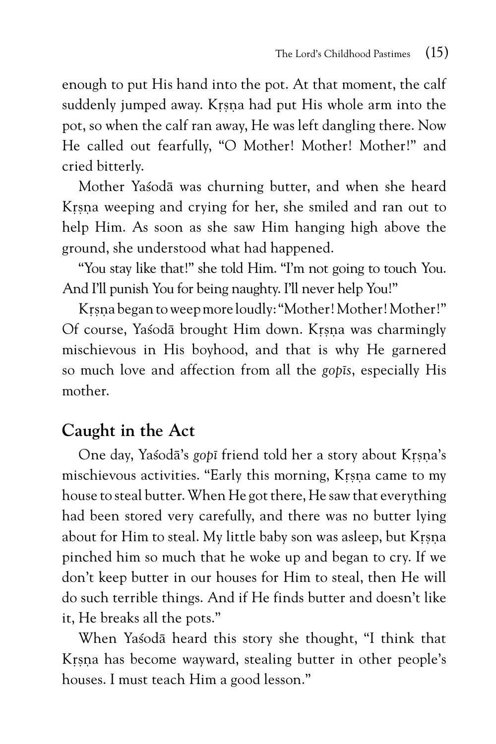enough to put His hand into the pot. At that moment, the calf suddenly jumped away. Kṛṣṇa had put His whole arm into the pot, so when the calf ran away, He was left dangling there. Now He called out fearfully, "O Mother! Mother! Mother!" and cried bitterly.

Mother Yaśodā was churning butter, and when she heard Kṛṣṇa weeping and crying for her, she smiled and ran out to help Him. As soon as she saw Him hanging high above the ground, she understood what had happened.

"You stay like that!" she told Him. "I'm not going to touch You. And I'll punish You for being naughty. I'll never help You!"

Kṛṣṇa began to weep more loudly: "Mother! Mother! Mother!" Of course, Yaśodā brought Him down. Kṛṣṇa was charmingly mischievous in His boyhood, and that is why He garnered so much love and affection from all the *gopīs*, especially His mother.

## Caught in the Act

One day, Yaśodā's *gopī* friend told her a story about Kṛṣṇa's mischievous activities. "Early this morning, Kṛṣṇa came to my house to steal butter. When He got there, He saw that everything had been stored very carefully, and there was no butter lying about for Him to steal. My little baby son was asleep, but Kṛṣṇa pinched him so much that he woke up and began to cry. If we don't keep butter in our houses for Him to steal, then He will do such terrible things. And if He finds butter and doesn't like it, He breaks all the pots."

When Yaśodā heard this story she thought, "I think that Kṛṣṇa has become wayward, stealing butter in other people's houses. I must teach Him a good lesson."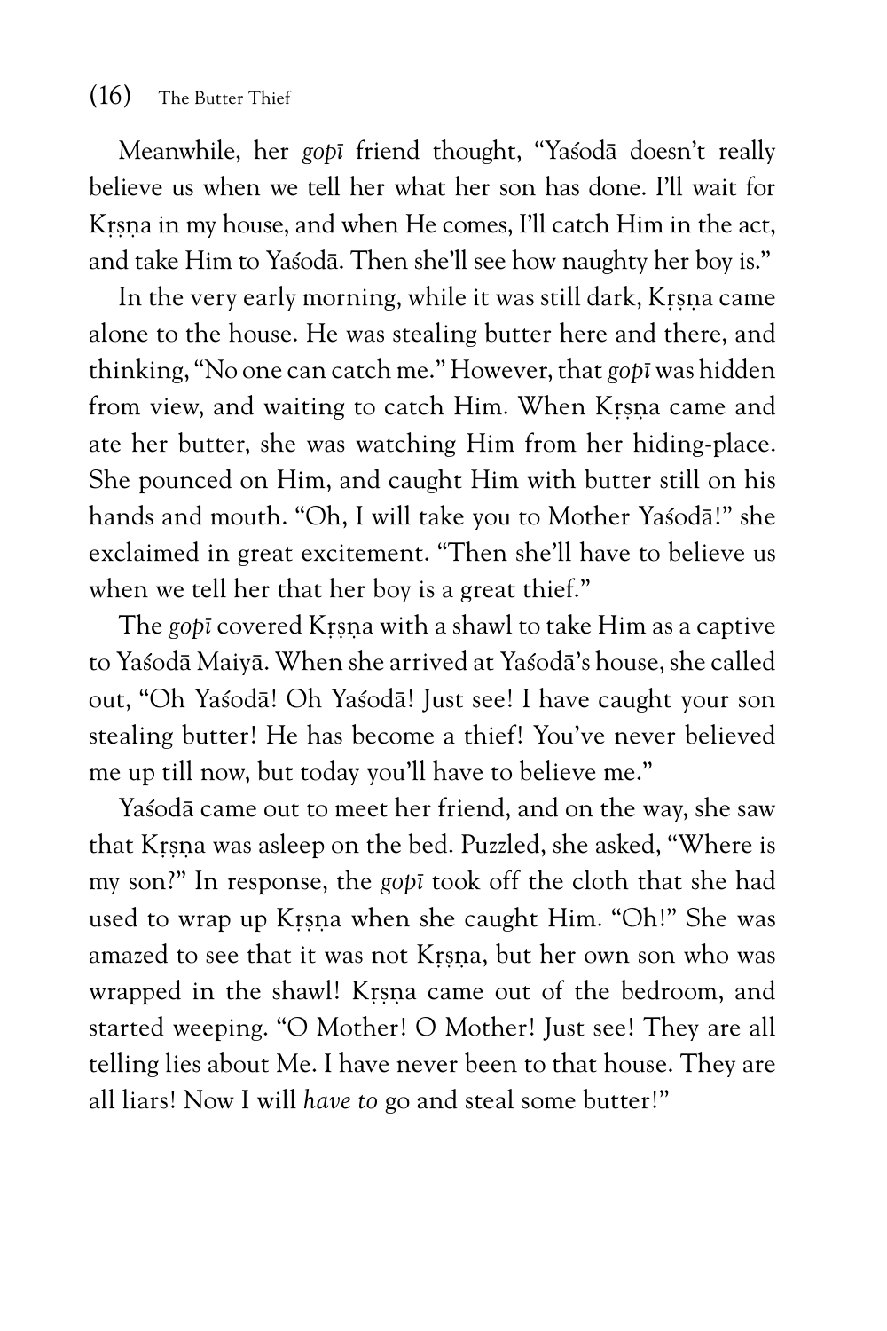Meanwhile, her *gopī* friend thought, "Yaśodā doesn't really believe us when we tell her what her son has done. I'll wait for Kṛṣṇa in my house, and when He comes, I'll catch Him in the act, and take Him to Yaśodā. Then she'll see how naughty her boy is."

In the very early morning, while it was still dark, Kṛṣṇa came alone to the house. He was stealing butter here and there, and thinking, "No one can catch me." However, that *gopī* was hidden from view, and waiting to catch Him. When Kṛṣṇa came and ate her butter, she was watching Him from her hiding-place. She pounced on Him, and caught Him with butter still on his hands and mouth. "Oh, I will take you to Mother Yaśodā!" she exclaimed in great excitement. "Then she'll have to believe us when we tell her that her boy is a great thief."

The *gopī* covered Kṛṣṇa with a shawl to take Him as a captive to Yaśodā Maiyā. When she arrived at Yaśodā's house, she called out, "Oh Yaśodā! Oh Yaśodā! Just see! I have caught your son stealing butter! He has become a thief! You've never believed me up till now, but today you'll have to believe me."

Yaśodā came out to meet her friend, and on the way, she saw that Kṛṣṇa was asleep on the bed. Puzzled, she asked, "Where is my son?" In response, the *gopī* took off the cloth that she had used to wrap up Kṛṣṇa when she caught Him. "Oh!" She was amazed to see that it was not Kṛṣṇa, but her own son who was wrapped in the shawl! Kṛṣṇa came out of the bedroom, and started weeping. "O Mother! O Mother! Just see! They are all telling lies about Me. I have never been to that house. They are all liars! Now I will *have to* go and steal some butter!"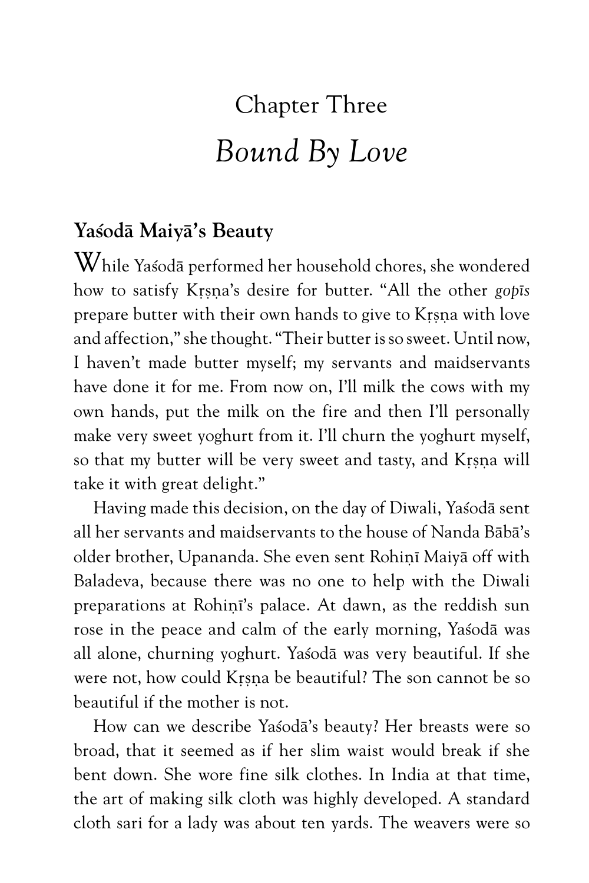# Chapter Three

## *Bound By Love*

### Yaśodā Maiyā's Beauty

While Yaśodā performed her household chores, she wondered how to satisfy Kṛṣṇa's desire for butter. "All the other *gopīs* prepare butter with their own hands to give to Kṛṣṇa with love and affection," she thought. "Their butter is so sweet. Until now, I haven't made butter myself; my servants and maidservants have done it for me. From now on, I'll milk the cows with my own hands, put the milk on the fire and then I'll personally make very sweet yoghurt from it. I'll churn the yoghurt myself, so that my butter will be very sweet and tasty, and Kṛṣṇa will take it with great delight."

Having made this decision, on the day of Diwali, Yaśodā sent all her servants and maidservants to the house of Nanda Bābā's older brother, Upananda. She even sent Rohiṇī Maiyā off with Baladeva, because there was no one to help with the Diwali preparations at Rohiṇī's palace. At dawn, as the reddish sun rose in the peace and calm of the early morning, Yaśodā was all alone, churning yoghurt. Yaśodā was very beautiful. If she were not, how could Kṛṣṇa be beautiful? The son cannot be so beautiful if the mother is not.

How can we describe Yaśodā's beauty? Her breasts were so broad, that it seemed as if her slim waist would break if she bent down. She wore fine silk clothes. In India at that time, the art of making silk cloth was highly developed. A standard cloth sari for a lady was about ten yards. The weavers were so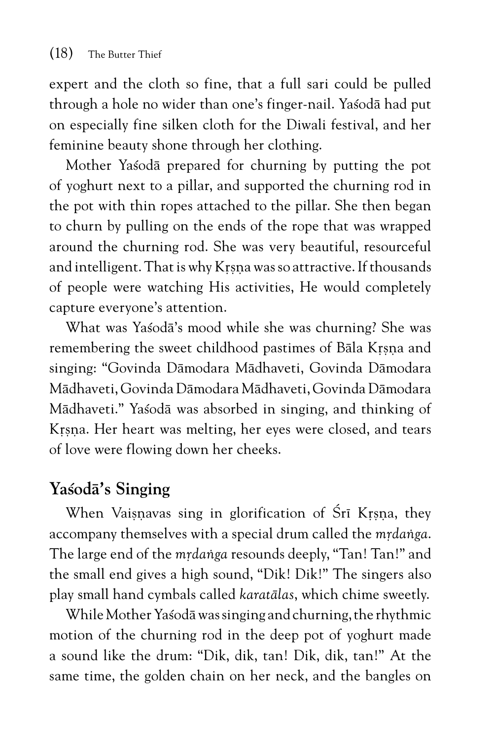expert and the cloth so fine, that a full sari could be pulled through a hole no wider than one's finger-nail. Yaśodā had put on especially fine silken cloth for the Diwali festival, and her feminine beauty shone through her clothing.

Mother Yaśodā prepared for churning by putting the pot of yoghurt next to a pillar, and supported the churning rod in the pot with thin ropes attached to the pillar. She then began to churn by pulling on the ends of the rope that was wrapped around the churning rod. She was very beautiful, resourceful and intelligent. That is why Kṛṣṇa was so attractive. If thousands of people were watching His activities, He would completely capture everyone's attention.

What was Yaśodā's mood while she was churning? She was remembering the sweet childhood pastimes of Bāla Kṛṣṇa and singing: "Govinda Dāmodara Mādhaveti, Govinda Dāmodara Mādhaveti, Govinda Dāmodara Mādhaveti, Govinda Dāmodara Mādhaveti." Yaśodā was absorbed in singing, and thinking of Kṛṣṇa. Her heart was melting, her eyes were closed, and tears of love were flowing down her cheeks.

## Yaśodā's Singing

When Vaiṣṇavas sing in glorification of Śrī Kṛṣṇa, they accompany themselves with a special drum called the *mṛdaṅga*. The large end of the *mṛdaṅga* resounds deeply, "Tan! Tan!" and the small end gives a high sound, "Dik! Dik!" The singers also play small hand cymbals called *karatālas*, which chime sweetly.

While Mother Yaśodā was singing and churning, the rhythmic motion of the churning rod in the deep pot of yoghurt made a sound like the drum: "Dik, dik, tan! Dik, dik, tan!" At the same time, the golden chain on her neck, and the bangles on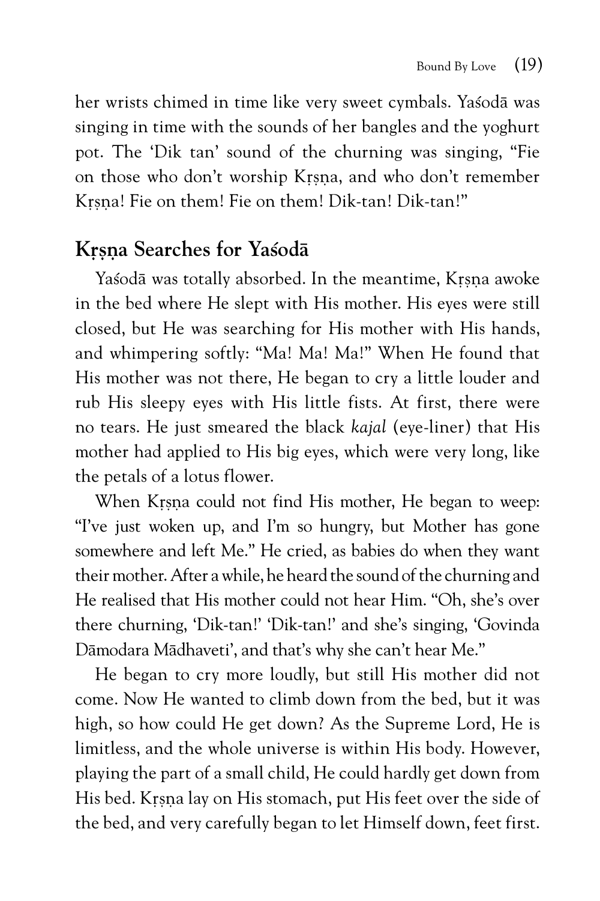her wrists chimed in time like very sweet cymbals. Yaśodā was singing in time with the sounds of her bangles and the yoghurt pot. The 'Dik tan' sound of the churning was singing, "Fie on those who don't worship Kṛṣṇa, and who don't remember Kṛṣṇa! Fie on them! Fie on them! Dik-tan! Dik-tan!"

## Kṛṣṇa Searches for Yaśodā

Yaśodā was totally absorbed. In the meantime, Kṛṣṇa awoke in the bed where He slept with His mother. His eyes were still closed, but He was searching for His mother with His hands, and whimpering softly: "Ma! Ma! Ma!" When He found that His mother was not there, He began to cry a little louder and rub His sleepy eyes with His little fists. At first, there were no tears. He just smeared the black *kajal* (eye-liner) that His mother had applied to His big eyes, which were very long, like the petals of a lotus flower.

When Kṛṣṇa could not find His mother, He began to weep: "I've just woken up, and I'm so hungry, but Mother has gone somewhere and left Me." He cried, as babies do when they want their mother. After a while, he heard the sound of the churning and He realised that His mother could not hear Him. "Oh, she's over there churning, 'Dik-tan!' 'Dik-tan!' and she's singing, 'Govinda Dāmodara Mādhaveti', and that's why she can't hear Me."

He began to cry more loudly, but still His mother did not come. Now He wanted to climb down from the bed, but it was high, so how could He get down? As the Supreme Lord, He is limitless, and the whole universe is within His body. However, playing the part of a small child, He could hardly get down from His bed. Kṛṣṇa lay on His stomach, put His feet over the side of the bed, and very carefully began to let Himself down, feet first.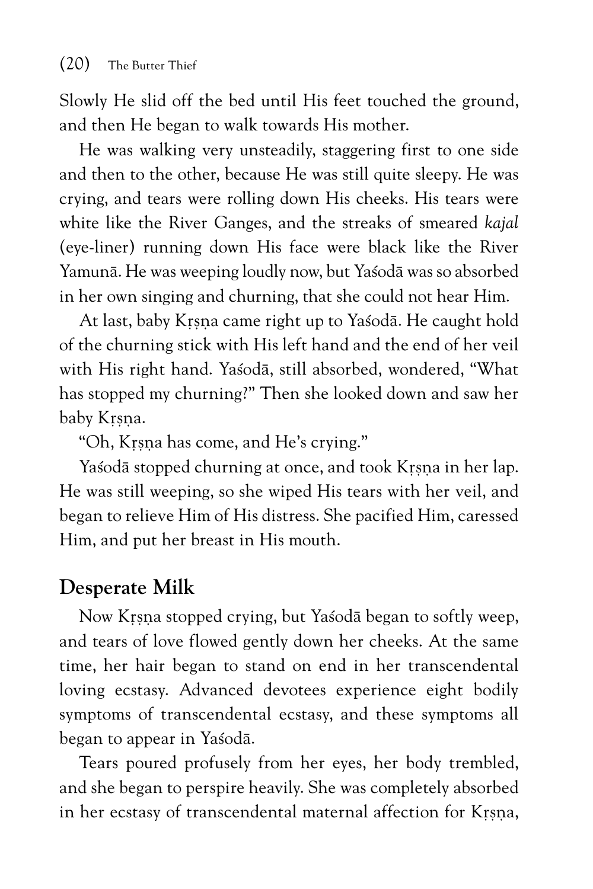Slowly He slid off the bed until His feet touched the ground, and then He began to walk towards His mother.

He was walking very unsteadily, staggering first to one side and then to the other, because He was still quite sleepy. He was crying, and tears were rolling down His cheeks. His tears were white like the River Ganges, and the streaks of smeared *kajal* (eye-liner) running down His face were black like the River Yamunā. He was weeping loudly now, but Yaśodā was so absorbed in her own singing and churning, that she could not hear Him.

At last, baby Kṛṣṇa came right up to Yaśodā. He caught hold of the churning stick with His left hand and the end of her veil with His right hand. Yaśodā, still absorbed, wondered, "What has stopped my churning?" Then she looked down and saw her baby Kṛṣṇa.

"Oh, Kṛṣṇa has come, and He's crying."

Yaśodā stopped churning at once, and took Kṛṣṇa in her lap. He was still weeping, so she wiped His tears with her veil, and began to relieve Him of His distress. She pacified Him, caressed Him, and put her breast in His mouth.

## Desperate Milk

Now Kṛṣṇa stopped crying, but Yaśodā began to softly weep, and tears of love flowed gently down her cheeks. At the same time, her hair began to stand on end in her transcendental loving ecstasy. Advanced devotees experience eight bodily symptoms of transcendental ecstasy, and these symptoms all began to appear in Yaśodā.

Tears poured profusely from her eyes, her body trembled, and she began to perspire heavily. She was completely absorbed in her ecstasy of transcendental maternal affection for Kṛṣṇa,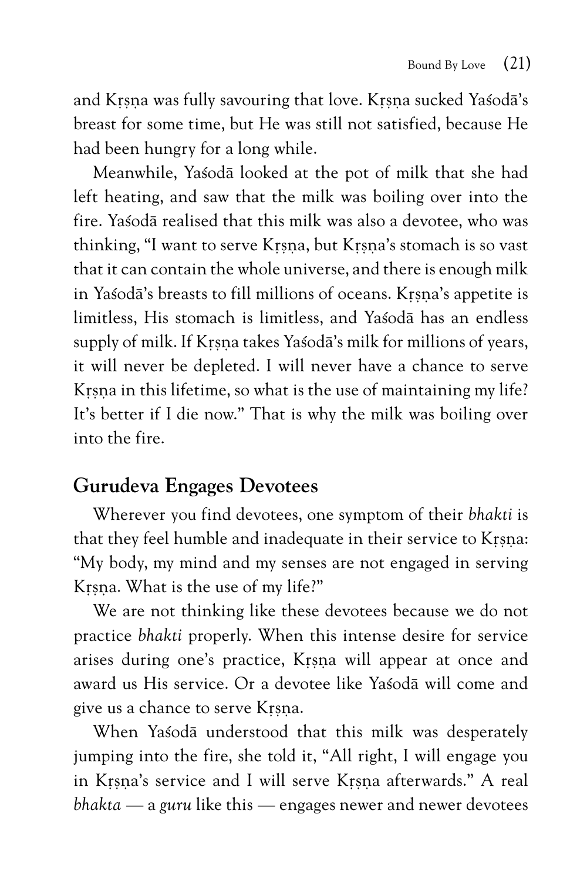and Kṛṣṇa was fully savouring that love. Kṛṣṇa sucked Yaśodā's breast for some time, but He was still not satisfied, because He had been hungry for a long while.

Meanwhile, Yaśodā looked at the pot of milk that she had left heating, and saw that the milk was boiling over into the fire. Yaśodā realised that this milk was also a devotee, who was thinking, "I want to serve Kṛṣṇa, but Kṛṣṇa's stomach is so vast that it can contain the whole universe, and there is enough milk in Yaśodā's breasts to fill millions of oceans. Kṛṣṇa's appetite is limitless, His stomach is limitless, and Yaśodā has an endless supply of milk. If Kṛṣṇa takes Yaśodā's milk for millions of years, it will never be depleted. I will never have a chance to serve Kṛṣṇa in this lifetime, so what is the use of maintaining my life? It's better if I die now." That is why the milk was boiling over into the fire.

## Gurudeva Engages Devotees

Wherever you find devotees, one symptom of their *bhakti* is that they feel humble and inadequate in their service to Kṛṣṇa: "My body, my mind and my senses are not engaged in serving Kṛṣṇa. What is the use of my life?"

We are not thinking like these devotees because we do not practice *bhakti* properly. When this intense desire for service arises during one's practice, Kṛṣṇa will appear at once and award us His service. Or a devotee like Yaśodā will come and give us a chance to serve Kṛṣṇa.

When Yaśodā understood that this milk was desperately jumping into the fire, she told it, "All right, I will engage you in Kṛṣṇa's service and I will serve Kṛṣṇa afterwards." A real *bhakta* — a *guru* like this — engages newer and newer devotees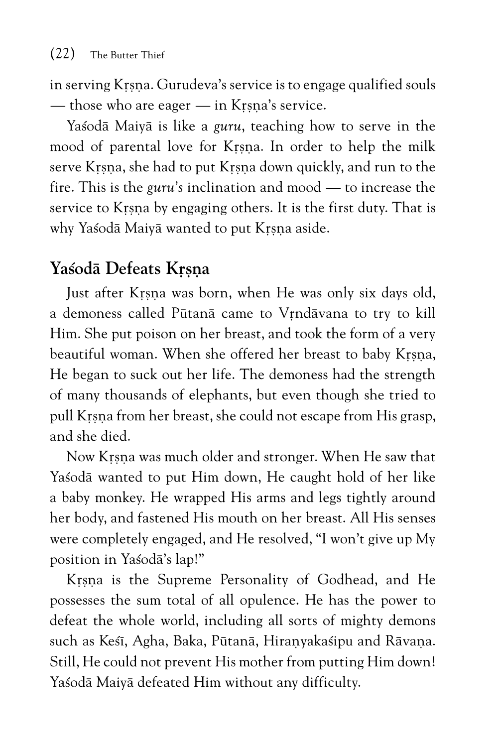in serving Kṛṣṇa. Gurudeva's service is to engage qualified souls — those who are eager — in Kṛṣṇa's service.

Yaśodā Maiyā is like a *guru*, teaching how to serve in the mood of parental love for Kṛṣṇa. In order to help the milk serve Kṛṣṇa, she had to put Kṛṣṇa down quickly, and run to the fire. This is the *guru's* inclination and mood — to increase the service to Kṛṣṇa by engaging others. It is the first duty. That is why Yaśodā Maiyā wanted to put Kṛṣṇa aside.

## Yaśodā Defeats Kṛṣṇa

Just after Kṛṣṇa was born, when He was only six days old, a demoness called Pūtanā came to Vṛndāvana to try to kill Him. She put poison on her breast, and took the form of a very beautiful woman. When she offered her breast to baby Kṛṣṇa, He began to suck out her life. The demoness had the strength of many thousands of elephants, but even though she tried to pull Kṛṣṇa from her breast, she could not escape from His grasp, and she died.

Now Kṛṣṇa was much older and stronger. When He saw that Yaśodā wanted to put Him down, He caught hold of her like a baby monkey. He wrapped His arms and legs tightly around her body, and fastened His mouth on her breast. All His senses were completely engaged, and He resolved, "I won't give up My position in Yaśodā's lap!"

Kṛṣṇa is the Supreme Personality of Godhead, and He possesses the sum total of all opulence. He has the power to defeat the whole world, including all sorts of mighty demons such as Keśī, Agha, Baka, Pūtanā, Hiraṇyakaśipu and Rāvaṇa. Still, He could not prevent His mother from putting Him down! Yaśodā Maiyā defeated Him without any difficulty.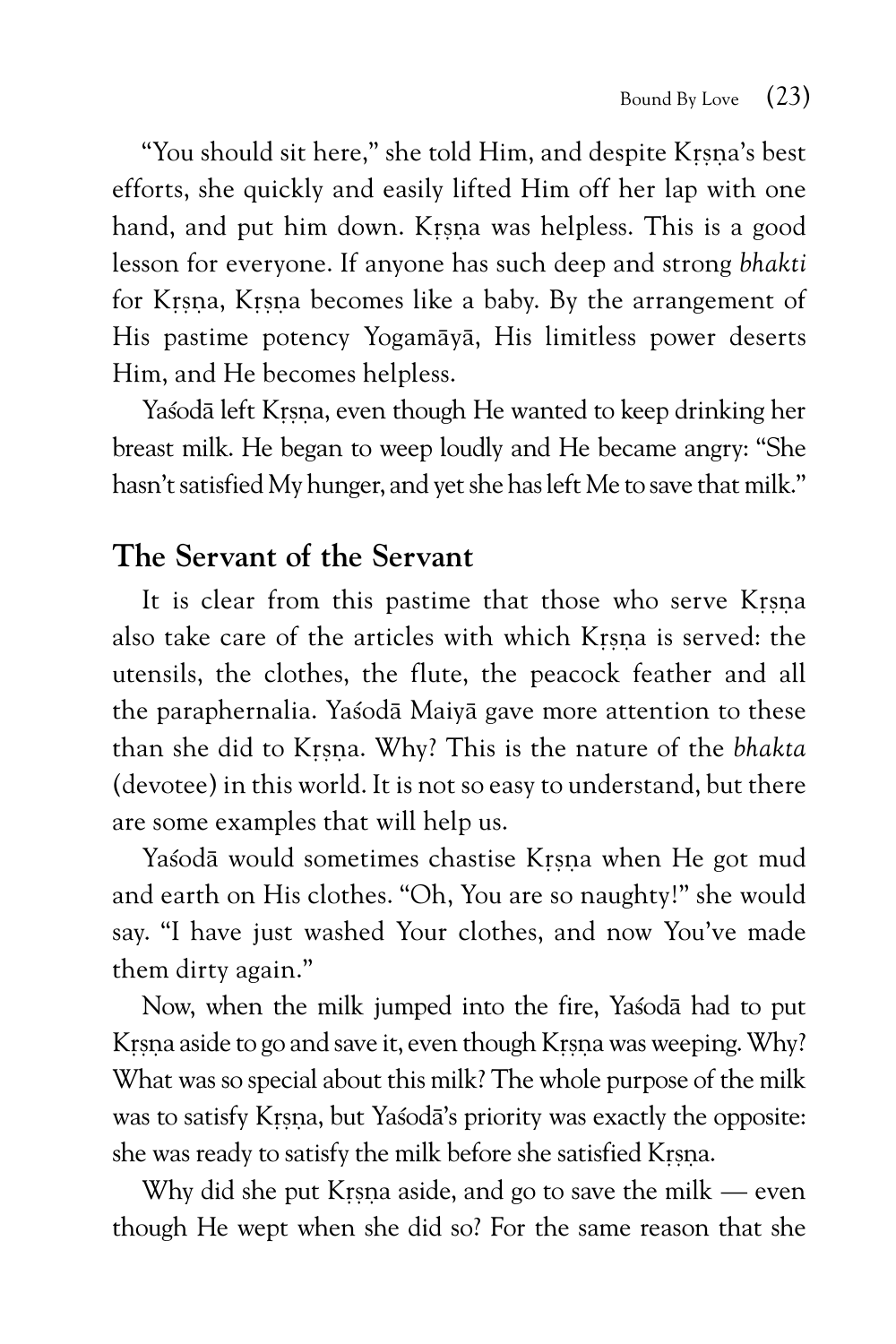"You should sit here," she told Him, and despite Kṛṣṇa's best efforts, she quickly and easily lifted Him off her lap with one hand, and put him down. Kṛṣṇa was helpless. This is a good lesson for everyone. If anyone has such deep and strong *bhakti* for Kṛṣṇa, Kṛṣṇa becomes like a baby. By the arrangement of His pastime potency Yogamāyā, His limitless power deserts Him, and He becomes helpless.

Yaśodā left Kṛṣṇa, even though He wanted to keep drinking her breast milk. He began to weep loudly and He became angry: "She hasn't satisfied My hunger, and yet she has left Me to save that milk."

## The Servant of the Servant

It is clear from this pastime that those who serve Kṛṣṇa also take care of the articles with which Kṛṣṇa is served: the utensils, the clothes, the flute, the peacock feather and all the paraphernalia. Yaśodā Maiyā gave more attention to these than she did to Kṛṣṇa. Why? This is the nature of the *bhakta* (devotee) in this world. It is not so easy to understand, but there are some examples that will help us.

Yaśodā would sometimes chastise Kṛṣṇa when He got mud and earth on His clothes. "Oh, You are so naughty!" she would say. "I have just washed Your clothes, and now You've made them dirty again."

Now, when the milk jumped into the fire, Yaśodā had to put Kṛṣṇa aside to go and save it, even though Kṛṣṇa was weeping. Why? What was so special about this milk? The whole purpose of the milk was to satisfy Kṛṣṇa, but Yaśodā's priority was exactly the opposite: she was ready to satisfy the milk before she satisfied Kṛṣṇa.

Why did she put Kṛṣṇa aside, and go to save the milk — even though He wept when she did so? For the same reason that she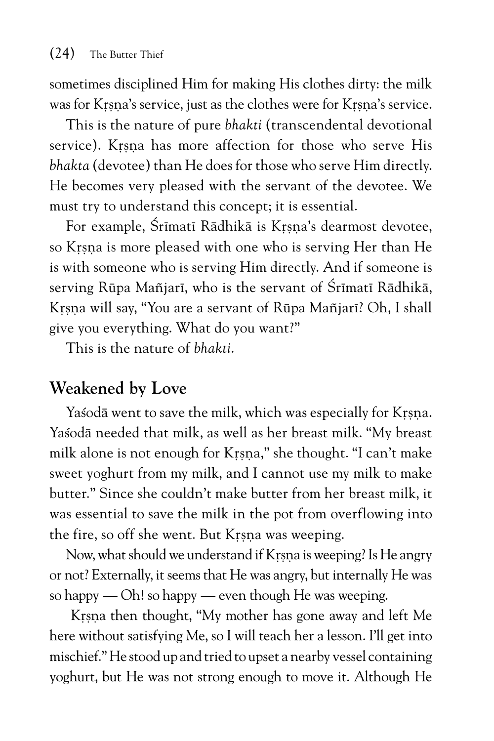sometimes disciplined Him for making His clothes dirty: the milk was for Kṛṣṇa's service, just as the clothes were for Kṛṣṇa's service.

This is the nature of pure *bhakti* (transcendental devotional service). Kṛṣṇa has more affection for those who serve His *bhakta* (devotee) than He does for those who serve Him directly. He becomes very pleased with the servant of the devotee. We must try to understand this concept; it is essential.

For example, Śrīmatī Rādhikā is Kṛṣṇa's dearmost devotee, so Kṛṣṇa is more pleased with one who is serving Her than He is with someone who is serving Him directly. And if someone is serving Rūpa Mañjarī, who is the servant of Śrīmatī Rādhikā, Kṛṣṇa will say, "You are a servant of Rūpa Mañjarī? Oh, I shall give you everything. What do you want?"

This is the nature of *bhakti*.

## Weakened by Love

Yaśodā went to save the milk, which was especially for Kṛṣṇa. Yaśodā needed that milk, as well as her breast milk. "My breast milk alone is not enough for Kṛṣṇa," she thought. "I can't make sweet yoghurt from my milk, and I cannot use my milk to make butter." Since she couldn't make butter from her breast milk, it was essential to save the milk in the pot from overflowing into the fire, so off she went. But Kṛṣṇa was weeping.

Now, what should we understand if Kṛṣṇa is weeping? Is He angry or not? Externally, it seems that He was angry, but internally He was so happy — Oh! so happy — even though He was weeping.

Kṛṣṇa then thought, "My mother has gone away and left Me here without satisfying Me, so I will teach her a lesson. I'll get into mischief." He stood up and tried to upset a nearby vessel containing yoghurt, but He was not strong enough to move it. Although He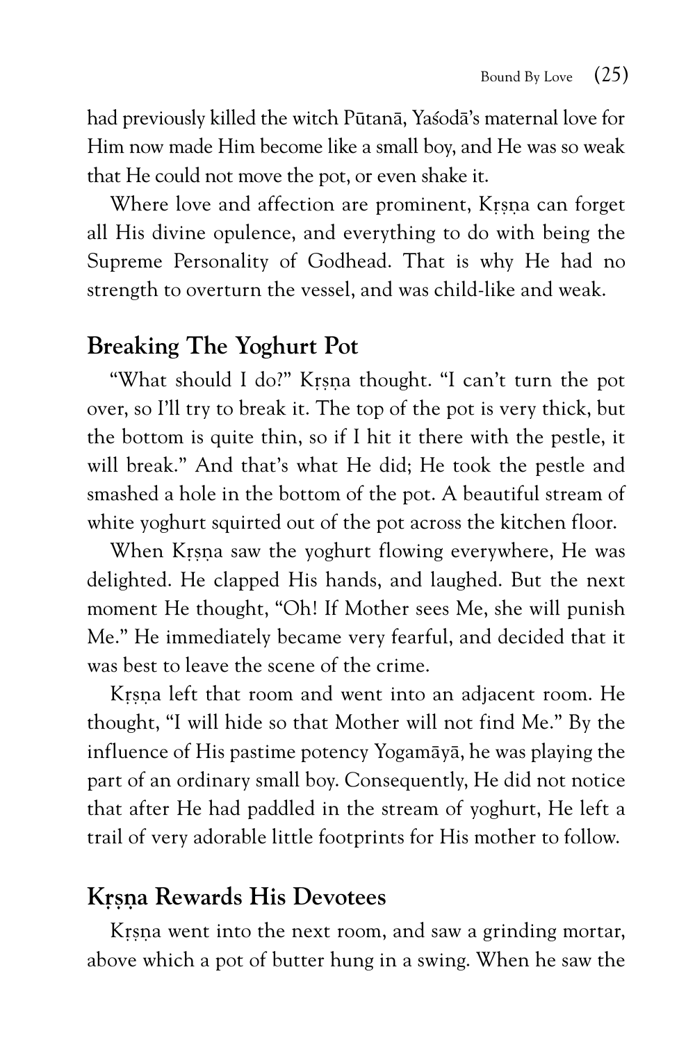had previously killed the witch Pūtanā, Yaśodā's maternal love for Him now made Him become like a small boy, and He was so weak that He could not move the pot, or even shake it.

Where love and affection are prominent, Kṛṣṇa can forget all His divine opulence, and everything to do with being the Supreme Personality of Godhead. That is why He had no strength to overturn the vessel, and was child-like and weak.

## Breaking The Yoghurt Pot

"What should I do?" Kṛṣṇa thought. "I can't turn the pot over, so I'll try to break it. The top of the pot is very thick, but the bottom is quite thin, so if I hit it there with the pestle, it will break." And that's what He did; He took the pestle and smashed a hole in the bottom of the pot. A beautiful stream of white yoghurt squirted out of the pot across the kitchen floor.

When Kṛṣṇa saw the yoghurt flowing everywhere, He was delighted. He clapped His hands, and laughed. But the next moment He thought, "Oh! If Mother sees Me, she will punish Me." He immediately became very fearful, and decided that it was best to leave the scene of the crime.

Kṛṣṇa left that room and went into an adjacent room. He thought, "I will hide so that Mother will not find Me." By the influence of His pastime potency Yogamāyā, he was playing the part of an ordinary small boy. Consequently, He did not notice that after He had paddled in the stream of yoghurt, He left a trail of very adorable little footprints for His mother to follow.

## Kṛṣṇa Rewards His Devotees

Kṛṣṇa went into the next room, and saw a grinding mortar, above which a pot of butter hung in a swing. When he saw the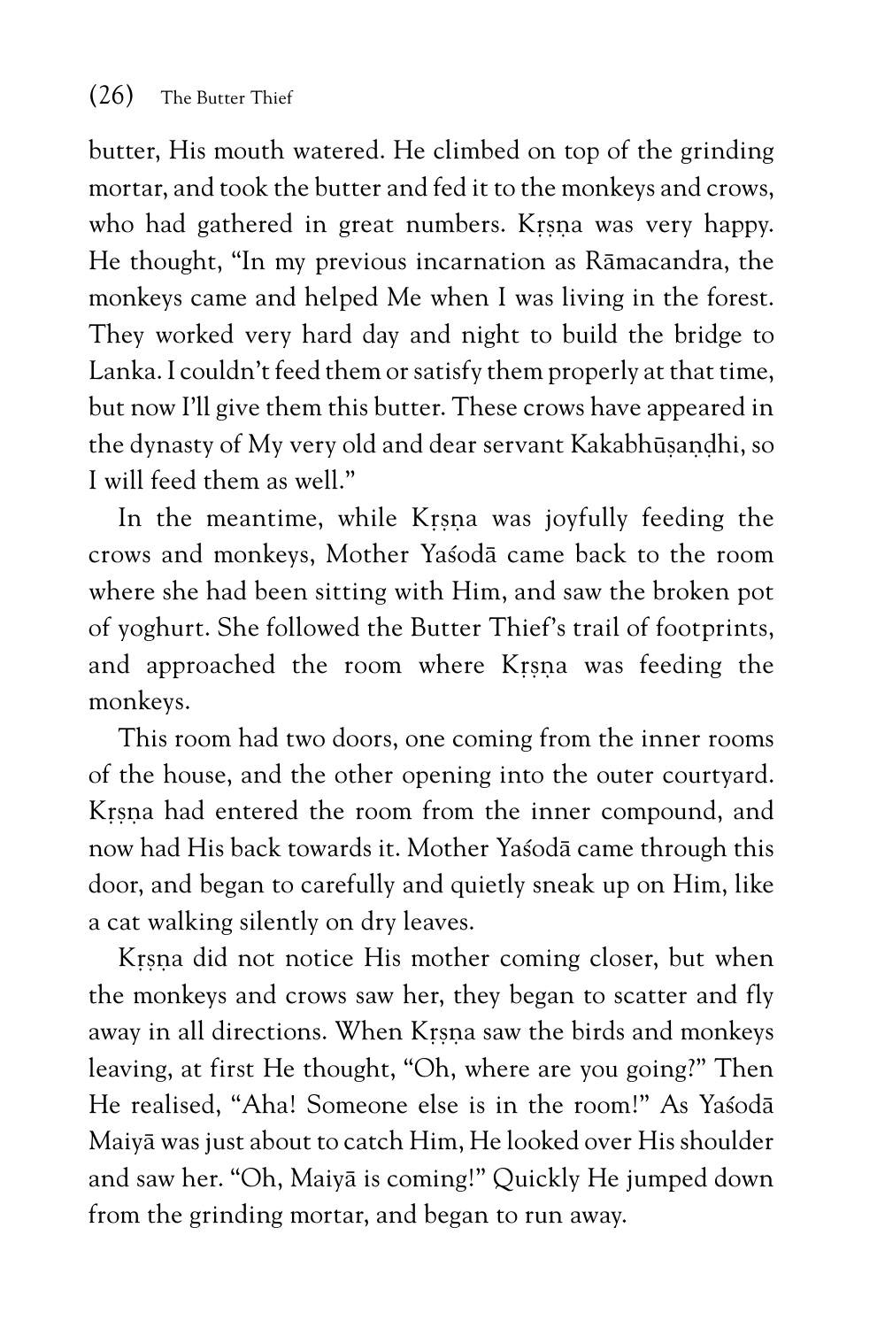butter, His mouth watered. He climbed on top of the grinding mortar, and took the butter and fed it to the monkeys and crows, who had gathered in great numbers. Kṛṣṇa was very happy. He thought, "In my previous incarnation as Rāmacandra, the monkeys came and helped Me when I was living in the forest. They worked very hard day and night to build the bridge to Lanka. I couldn't feed them or satisfy them properly at that time, but now I'll give them this butter. These crows have appeared in the dynasty of My very old and dear servant Kakabhūṣaṇḍhi, so I will feed them as well."

In the meantime, while Kṛṣṇa was joyfully feeding the crows and monkeys, Mother Yaśodā came back to the room where she had been sitting with Him, and saw the broken pot of yoghurt. She followed the Butter Thief's trail of footprints, and approached the room where Kṛṣṇa was feeding the monkeys.

This room had two doors, one coming from the inner rooms of the house, and the other opening into the outer courtyard. Kṛṣṇa had entered the room from the inner compound, and now had His back towards it. Mother Yaśodā came through this door, and began to carefully and quietly sneak up on Him, like a cat walking silently on dry leaves.

Kṛṣṇa did not notice His mother coming closer, but when the monkeys and crows saw her, they began to scatter and fly away in all directions. When Kṛṣṇa saw the birds and monkeys leaving, at first He thought, "Oh, where are you going?" Then He realised, "Aha! Someone else is in the room!" As Yaśodā Maiyā was just about to catch Him, He looked over His shoulder and saw her. "Oh, Maiyā is coming!" Quickly He jumped down from the grinding mortar, and began to run away.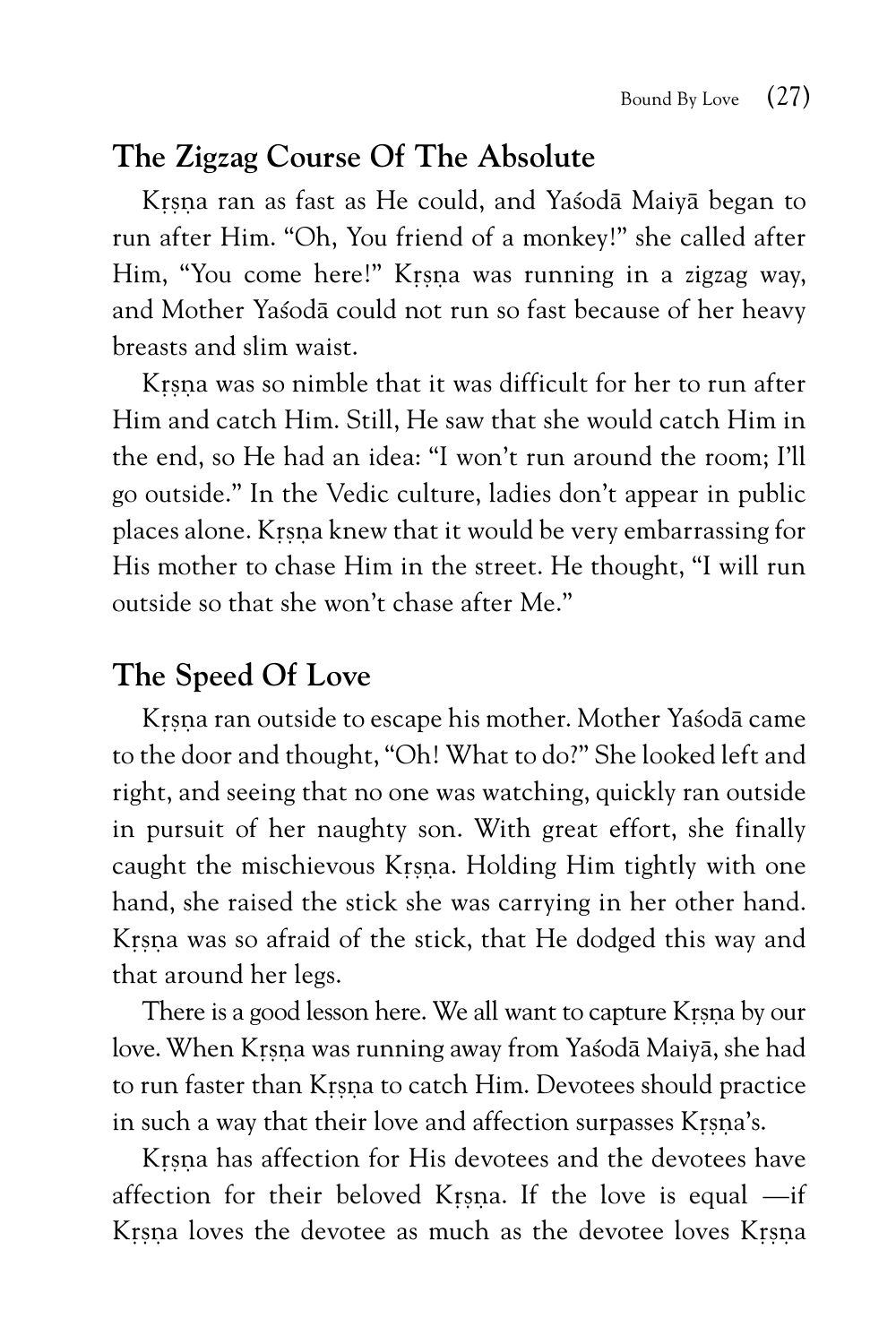## The Zigzag Course Of The Absolute

Kṛṣṇa ran as fast as He could, and Yaśodā Maiyā began to run after Him. "Oh, You friend of a monkey!" she called after Him, "You come here!" Kṛṣṇa was running in a zigzag way, and Mother Yaśodā could not run so fast because of her heavy breasts and slim waist.

Kṛṣṇa was so nimble that it was difficult for her to run after Him and catch Him. Still, He saw that she would catch Him in the end, so He had an idea: "I won't run around the room; I'll go outside." In the Vedic culture, ladies don't appear in public places alone. Kṛṣṇa knew that it would be very embarrassing for His mother to chase Him in the street. He thought, "I will run outside so that she won't chase after Me."

## The Speed Of Love

Kṛṣṇa ran outside to escape his mother. Mother Yaśodā came to the door and thought, "Oh! What to do?" She looked left and right, and seeing that no one was watching, quickly ran outside in pursuit of her naughty son. With great effort, she finally caught the mischievous Kṛṣṇa. Holding Him tightly with one hand, she raised the stick she was carrying in her other hand. Kṛṣṇa was so afraid of the stick, that He dodged this way and that around her legs.

There is a good lesson here. We all want to capture Kṛṣṇa by our love. When Kṛṣṇa was running away from Yaśodā Maiyā, she had to run faster than Kṛṣṇa to catch Him. Devotees should practice in such a way that their love and affection surpasses Kṛṣṇa's.

Kṛṣṇa has affection for His devotees and the devotees have affection for their beloved Kṛṣṇa. If the love is equal —if Kṛṣṇa loves the devotee as much as the devotee loves Kṛṣṇa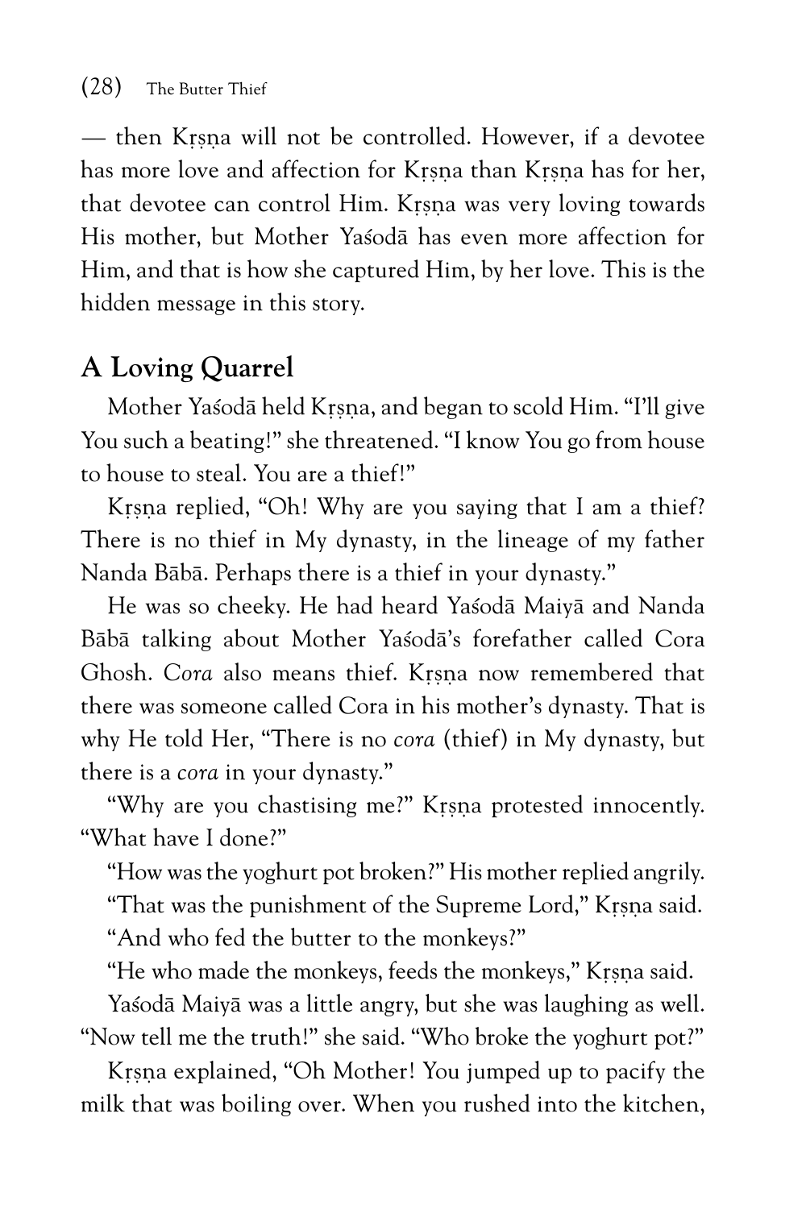— then Kṛṣṇa will not be controlled. However, if a devotee has more love and affection for Kṛṣṇa than Kṛṣṇa has for her, that devotee can control Him. Kṛṣṇa was very loving towards His mother, but Mother Yaśodā has even more affection for Him, and that is how she captured Him, by her love. This is the hidden message in this story.

## A Loving Quarrel

Mother Yaśodā held Kṛṣṇa, and began to scold Him. "I'll give You such a beating!" she threatened. "I know You go from house to house to steal. You are a thief!"

Kṛṣṇa replied, "Oh! Why are you saying that I am a thief? There is no thief in My dynasty, in the lineage of my father Nanda Bābā. Perhaps there is a thief in your dynasty."

He was so cheeky. He had heard Yaśodā Maiyā and Nanda Bābā talking about Mother Yaśodā's forefather called Cora Ghosh. *Cora* also means thief. Kṛṣṇa now remembered that there was someone called Cora in his mother's dynasty. That is why He told Her, "There is no *cora* (thief) in My dynasty, but there is a *cora* in your dynasty."

"Why are you chastising me?" Kṛṣṇa protested innocently. "What have I done?"

"How was the yoghurt pot broken?" His mother replied angrily.

"That was the punishment of the Supreme Lord," Kṛṣṇa said.

"And who fed the butter to the monkeys?"

"He who made the monkeys, feeds the monkeys," Kṛṣṇa said.

Yaśodā Maiyā was a little angry, but she was laughing as well. "Now tell me the truth!" she said. "Who broke the yoghurt pot?"

Kṛṣṇa explained, "Oh Mother! You jumped up to pacify the milk that was boiling over. When you rushed into the kitchen,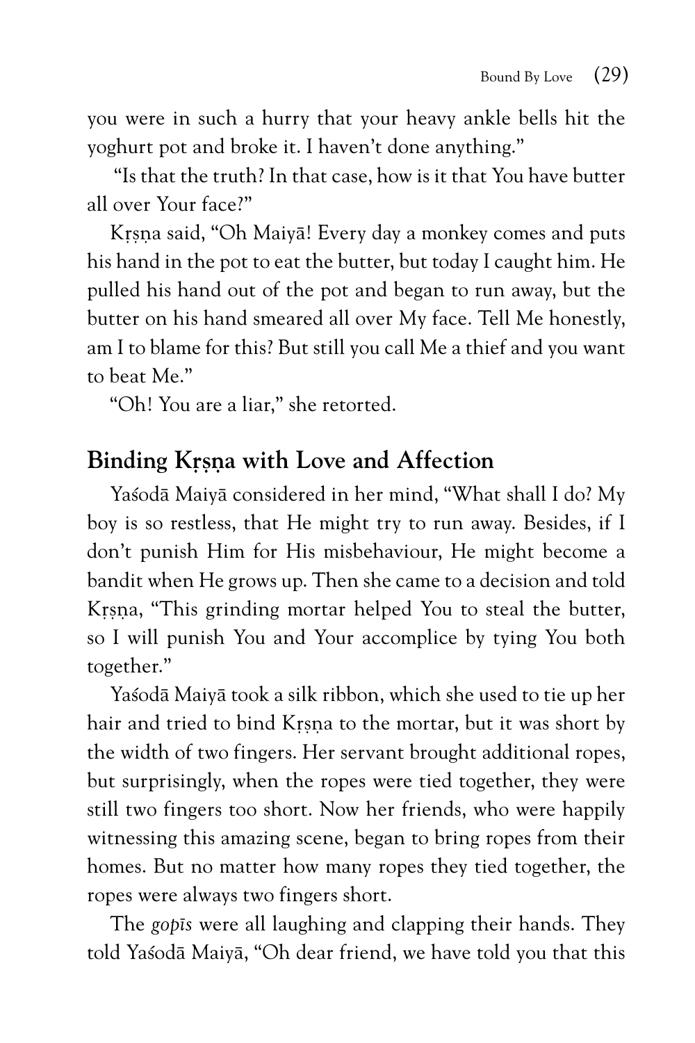you were in such a hurry that your heavy ankle bells hit the yoghurt pot and broke it. I haven't done anything."

"Is that the truth? In that case, how is it that You have butter all over Your face?"

Kṛṣṇa said, "Oh Maiyā! Every day a monkey comes and puts his hand in the pot to eat the butter, but today I caught him. He pulled his hand out of the pot and began to run away, but the butter on his hand smeared all over My face. Tell Me honestly, am I to blame for this? But still you call Me a thief and you want to beat Me."

"Oh! You are a liar," she retorted.

## Binding Kṛṣṇa with Love and Affection

Yaśodā Maiyā considered in her mind, "What shall I do? My boy is so restless, that He might try to run away. Besides, if I don't punish Him for His misbehaviour, He might become a bandit when He grows up. Then she came to a decision and told Kṛṣṇa, "This grinding mortar helped You to steal the butter, so I will punish You and Your accomplice by tying You both together."

Yaśodā Maiyā took a silk ribbon, which she used to tie up her hair and tried to bind Kṛṣṇa to the mortar, but it was short by the width of two fingers. Her servant brought additional ropes, but surprisingly, when the ropes were tied together, they were still two fingers too short. Now her friends, who were happily witnessing this amazing scene, began to bring ropes from their homes. But no matter how many ropes they tied together, the ropes were always two fingers short.

The *gopīs* were all laughing and clapping their hands. They told Yaśodā Maiyā, "Oh dear friend, we have told you that this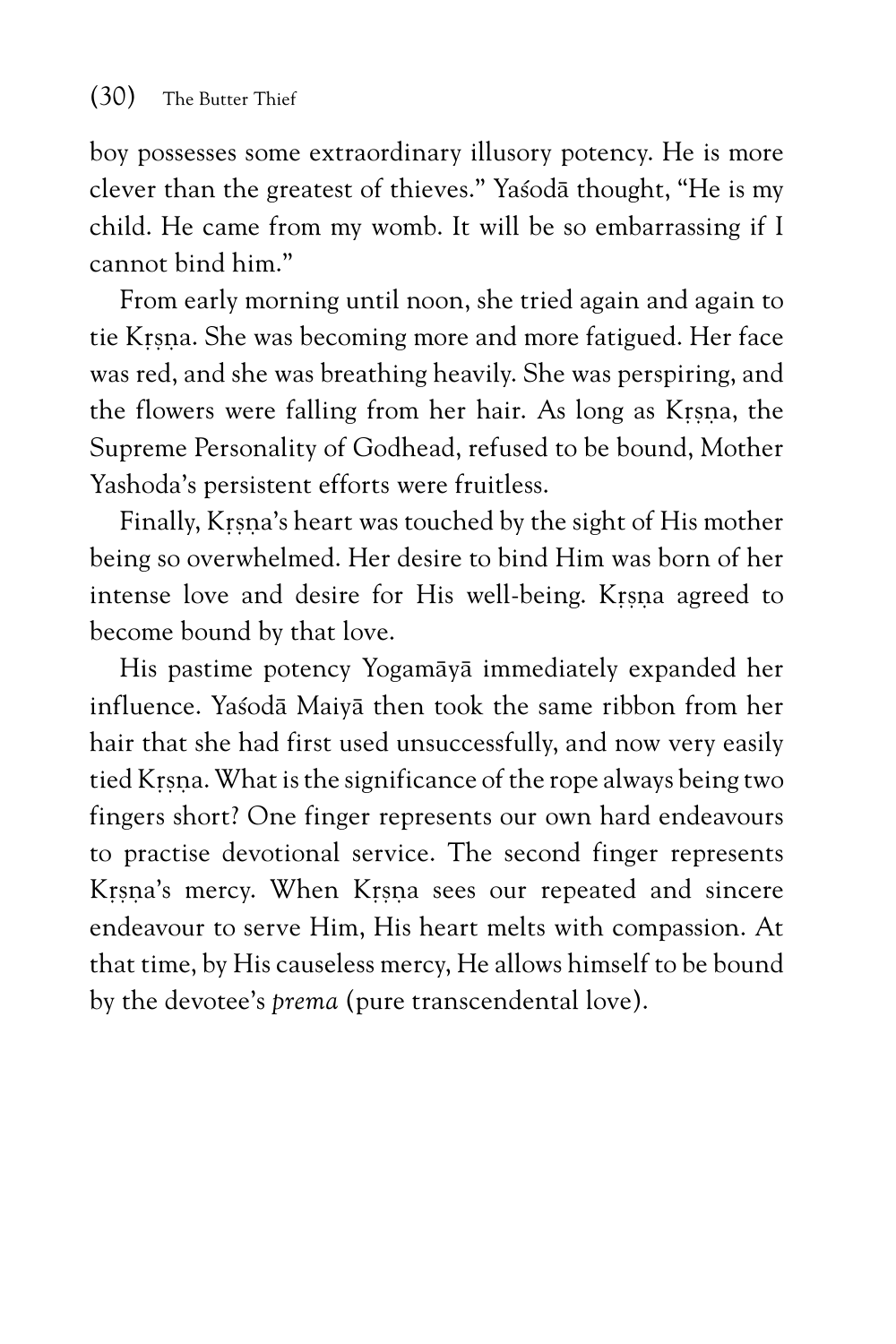boy possesses some extraordinary illusory potency. He is more clever than the greatest of thieves." Yaśodā thought, "He is my child. He came from my womb. It will be so embarrassing if I cannot bind him."

From early morning until noon, she tried again and again to tie Kṛṣṇa. She was becoming more and more fatigued. Her face was red, and she was breathing heavily. She was perspiring, and the flowers were falling from her hair. As long as Kṛṣṇa, the Supreme Personality of Godhead, refused to be bound, Mother Yashoda's persistent efforts were fruitless.

Finally, Kṛṣṇa's heart was touched by the sight of His mother being so overwhelmed. Her desire to bind Him was born of her intense love and desire for His well-being. Kṛṣṇa agreed to become bound by that love.

His pastime potency Yogamāyā immediately expanded her influence. Yaśodā Maiyā then took the same ribbon from her hair that she had first used unsuccessfully, and now very easily tied Kṛṣṇa. What is the significance of the rope always being two fingers short? One finger represents our own hard endeavours to practise devotional service. The second finger represents Kṛṣṇa's mercy. When Kṛṣṇa sees our repeated and sincere endeavour to serve Him, His heart melts with compassion. At that time, by His causeless mercy, He allows himself to be bound by the devotee's *prema* (pure transcendental love).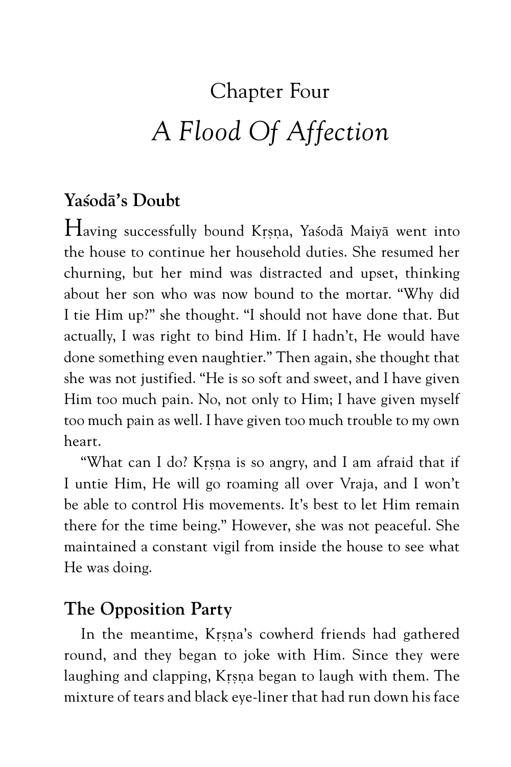# Chapter Four

## *A Flood Of Affection*

### Yaśodā's Doubt

Having successfully bound Kṛṣṇa, Yaśodā Maiyā went into the house to continue her household duties. She resumed her churning, but her mind was distracted and upset, thinking about her son who was now bound to the mortar. "Why did I tie Him up?" she thought. "I should not have done that. But actually, I was right to bind Him. If I hadn't, He would have done something even naughtier." Then again, she thought that she was not justified. "He is so soft and sweet, and I have given Him too much pain. No, not only to Him; I have given myself too much pain as well. I have given too much trouble to my own heart.

"What can I do? Kṛṣṇa is so angry, and I am afraid that if I untie Him, He will go roaming all over Vraja, and I won't be able to control His movements. It's best to let Him remain there for the time being." However, she was not peaceful. She maintained a constant vigil from inside the house to see what He was doing.

### The Opposition Party

In the meantime, Kṛṣṇa's cowherd friends had gathered round, and they began to joke with Him. Since they were laughing and clapping, Kṛṣṇa began to laugh with them. The mixture of tears and black eye-liner that had run down his face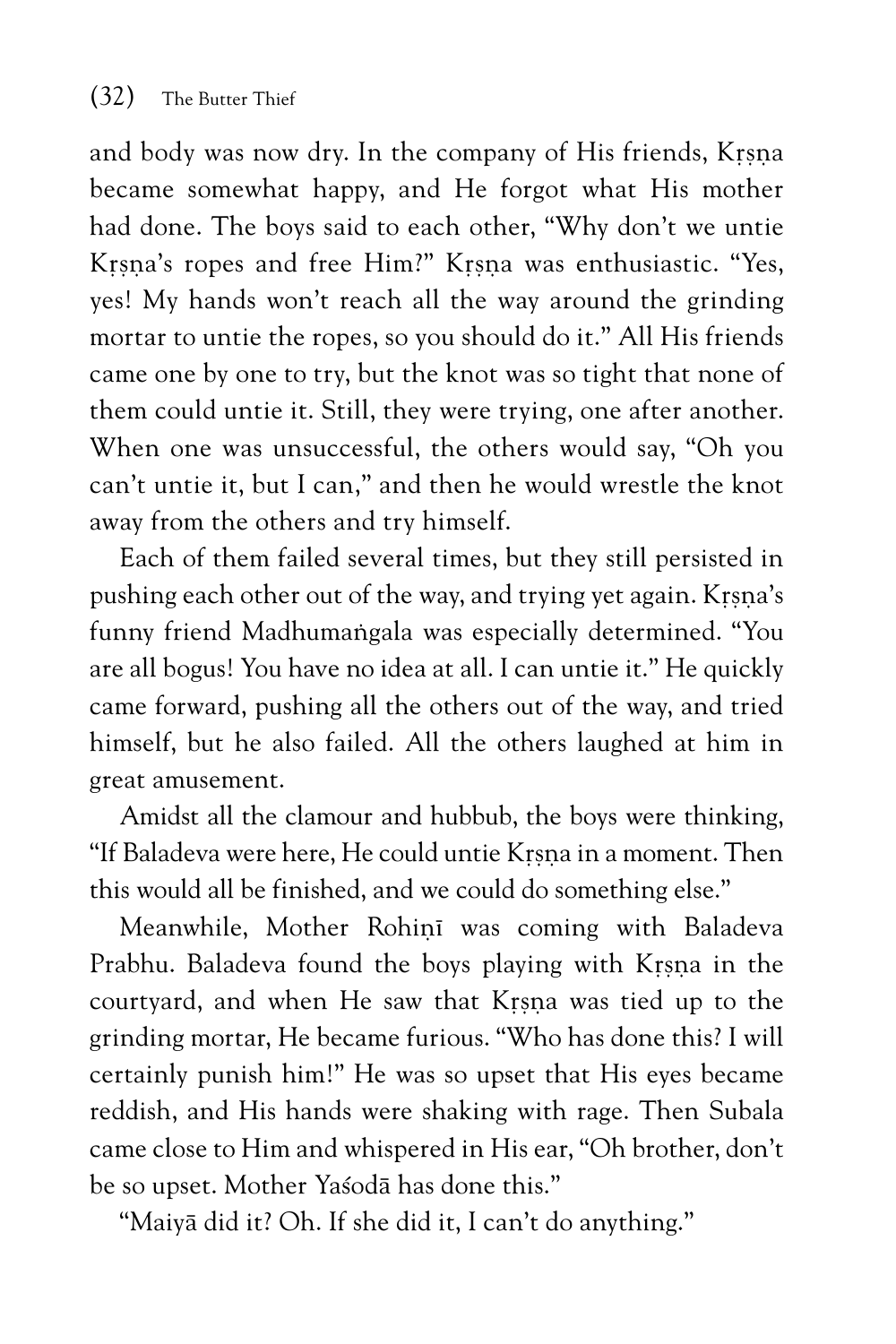and body was now dry. In the company of His friends, Kṛṣṇa became somewhat happy, and He forgot what His mother had done. The boys said to each other, "Why don't we untie Kṛṣṇa's ropes and free Him?" Kṛṣṇa was enthusiastic. "Yes, yes! My hands won't reach all the way around the grinding mortar to untie the ropes, so you should do it." All His friends came one by one to try, but the knot was so tight that none of them could untie it. Still, they were trying, one after another. When one was unsuccessful, the others would say, "Oh you can't untie it, but I can," and then he would wrestle the knot away from the others and try himself.

Each of them failed several times, but they still persisted in pushing each other out of the way, and trying yet again. Kṛṣṇa's funny friend Madhumaṅgala was especially determined. "You are all bogus! You have no idea at all. I can untie it." He quickly came forward, pushing all the others out of the way, and tried himself, but he also failed. All the others laughed at him in great amusement.

Amidst all the clamour and hubbub, the boys were thinking, "If Baladeva were here, He could untie Kṛṣṇa in a moment. Then this would all be finished, and we could do something else."

Meanwhile, Mother Rohiṇī was coming with Baladeva Prabhu. Baladeva found the boys playing with Kṛṣṇa in the courtyard, and when He saw that Kṛṣṇa was tied up to the grinding mortar, He became furious. "Who has done this? I will certainly punish him!" He was so upset that His eyes became reddish, and His hands were shaking with rage. Then Subala came close to Him and whispered in His ear, "Oh brother, don't be so upset. Mother Yaśodā has done this."

"Maiyā did it? Oh. If she did it, I can't do anything."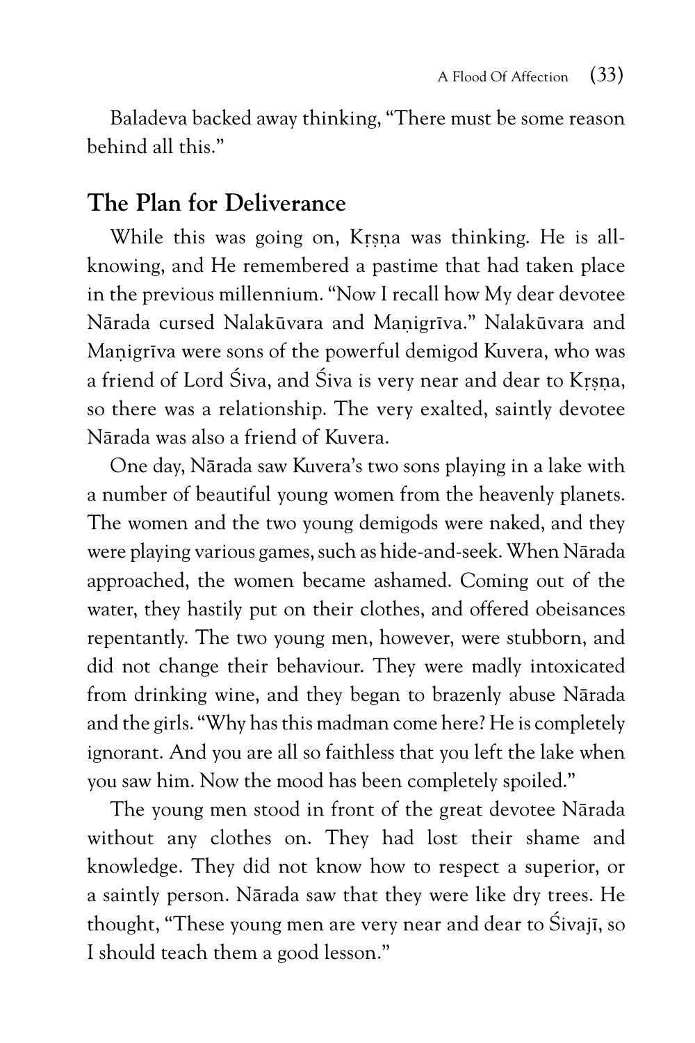Baladeva backed away thinking, "There must be some reason behind all this."

## The Plan for Deliverance

While this was going on, Kṛṣṇa was thinking. He is all-knowing, and He remembered a pastime that had taken place in the previous millennium. "Now I recall how My dear devotee Nārada cursed Nalakūvara and Maṇigrīva." Nalakūvara and Maṇigrīva were sons of the powerful demigod Kuvera, who was a friend of Lord Śiva, and Śiva is very near and dear to Kṛṣṇa, so there was a relationship. The very exalted, saintly devotee Nārada was also a friend of Kuvera.

One day, Nārada saw Kuvera's two sons playing in a lake with a number of beautiful young women from the heavenly planets. The women and the two young demigods were naked, and they were playing various games, such as hide-and-seek. When Nārada approached, the women became ashamed. Coming out of the water, they hastily put on their clothes, and offered obeisances repentantly. The two young men, however, were stubborn, and did not change their behaviour. They were madly intoxicated from drinking wine, and they began to brazenly abuse Nārada and the girls. "Why has this madman come here? He is completely ignorant. And you are all so faithless that you left the lake when you saw him. Now the mood has been completely spoiled."

The young men stood in front of the great devotee Nārada without any clothes on. They had lost their shame and knowledge. They did not know how to respect a superior, or a saintly person. Nārada saw that they were like dry trees. He thought, "These young men are very near and dear to Śivajī, so I should teach them a good lesson."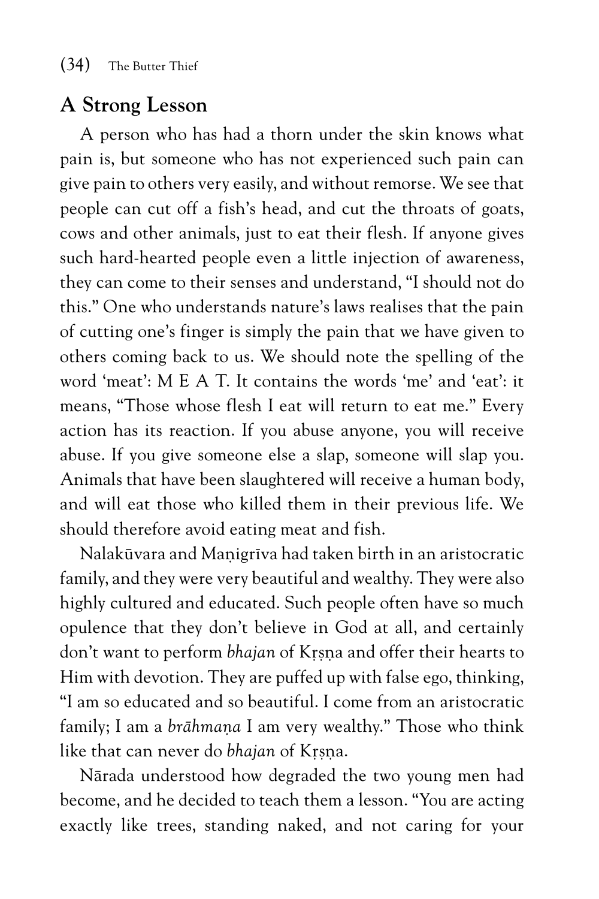## A Strong Lesson

A person who has had a thorn under the skin knows what pain is, but someone who has not experienced such pain can give pain to others very easily, and without remorse. We see that people can cut off a fish's head, and cut the throats of goats, cows and other animals, just to eat their flesh. If anyone gives such hard-hearted people even a little injection of awareness, they can come to their senses and understand, "I should not do this." One who understands nature's laws realises that the pain of cutting one's finger is simply the pain that we have given to others coming back to us. We should note the spelling of the word 'meat': M E A T. It contains the words 'me' and 'eat': it means, "Those whose flesh I eat will return to eat me." Every action has its reaction. If you abuse anyone, you will receive abuse. If you give someone else a slap, someone will slap you. Animals that have been slaughtered will receive a human body, and will eat those who killed them in their previous life. We should therefore avoid eating meat and fish.

Nalakūvara and Maṇigrīva had taken birth in an aristocratic family, and they were very beautiful and wealthy. They were also highly cultured and educated. Such people often have so much opulence that they don't believe in God at all, and certainly don't want to perform *bhajan* of Kṛṣṇa and offer their hearts to Him with devotion. They are puffed up with false ego, thinking, "I am so educated and so beautiful. I come from an aristocratic family; I am a *brāhmaṇa* I am very wealthy." Those who think like that can never do *bhajan* of Kṛṣṇa.

Nārada understood how degraded the two young men had become, and he decided to teach them a lesson. "You are acting exactly like trees, standing naked, and not caring for your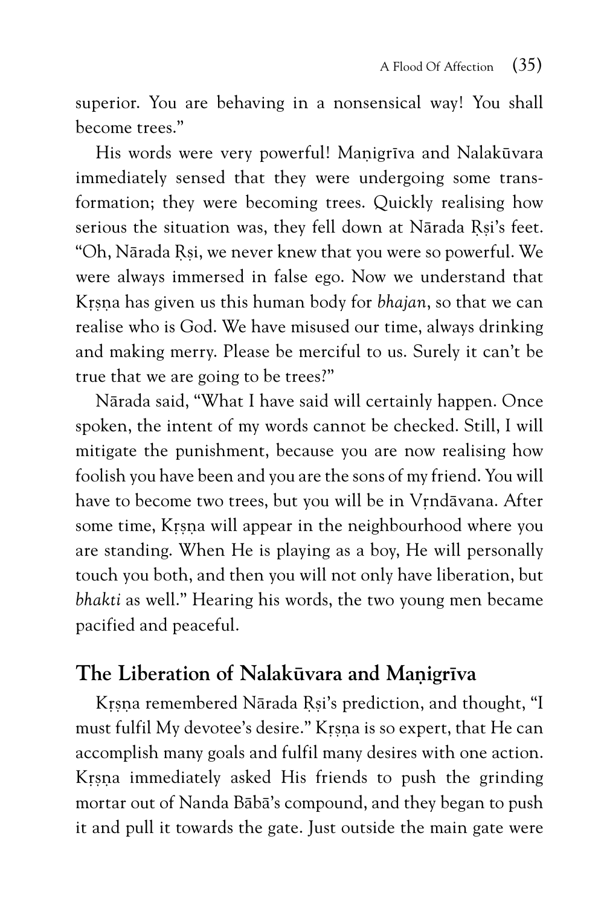superior. You are behaving in a nonsensical way! You shall become trees."

His words were very powerful! Maṇigrīva and Nalakūvara immediately sensed that they were undergoing some transformation; they were becoming trees. Quickly realising how serious the situation was, they fell down at Nārada Ṛṣi's feet. "Oh, Nārada Ṛṣi, we never knew that you were so powerful. We were always immersed in false ego. Now we understand that Kṛṣṇa has given us this human body for *bhajan*, so that we can realise who is God. We have misused our time, always drinking and making merry. Please be merciful to us. Surely it can't be true that we are going to be trees?"

Nārada said, "What I have said will certainly happen. Once spoken, the intent of my words cannot be checked. Still, I will mitigate the punishment, because you are now realising how foolish you have been and you are the sons of my friend. You will have to become two trees, but you will be in Vṛndāvana. After some time, Kṛṣṇa will appear in the neighbourhood where you are standing. When He is playing as a boy, He will personally touch you both, and then you will not only have liberation, but *bhakti* as well." Hearing his words, the two young men became pacified and peaceful.

## The Liberation of Nalakūvara and Maṇigrīva

Kṛṣṇa remembered Nārada Ṛṣi's prediction, and thought, "I must fulfil My devotee's desire." Kṛṣṇa is so expert, that He can accomplish many goals and fulfil many desires with one action. Kṛṣṇa immediately asked His friends to push the grinding mortar out of Nanda Bābā's compound, and they began to push it and pull it towards the gate. Just outside the main gate were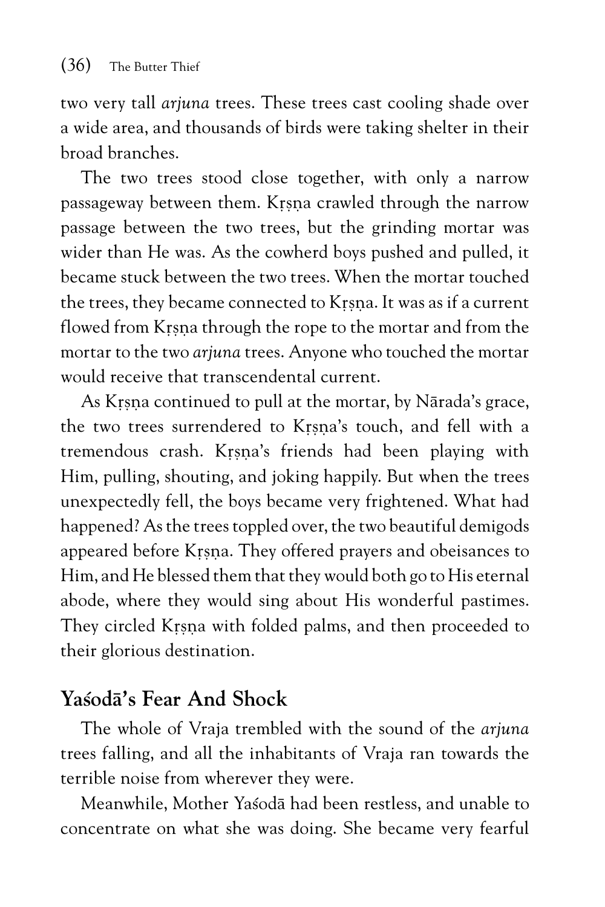two very tall *arjuna* trees. These trees cast cooling shade over a wide area, and thousands of birds were taking shelter in their broad branches.

The two trees stood close together, with only a narrow passageway between them. Kṛṣṇa crawled through the narrow passage between the two trees, but the grinding mortar was wider than He was. As the cowherd boys pushed and pulled, it became stuck between the two trees. When the mortar touched the trees, they became connected to Kṛṣṇa. It was as if a current flowed from Kṛṣṇa through the rope to the mortar and from the mortar to the two *arjuna* trees. Anyone who touched the mortar would receive that transcendental current.

As Kṛṣṇa continued to pull at the mortar, by Nārada's grace, the two trees surrendered to Kṛṣṇa's touch, and fell with a tremendous crash. Kṛṣṇa's friends had been playing with Him, pulling, shouting, and joking happily. But when the trees unexpectedly fell, the boys became very frightened. What had happened? As the trees toppled over, the two beautiful demigods appeared before Kṛṣṇa. They offered prayers and obeisances to Him, and He blessed them that they would both go to His eternal abode, where they would sing about His wonderful pastimes. They circled Kṛṣṇa with folded palms, and then proceeded to their glorious destination.

## Yaśodā's Fear And Shock

The whole of Vraja trembled with the sound of the *arjuna* trees falling, and all the inhabitants of Vraja ran towards the terrible noise from wherever they were.

Meanwhile, Mother Yaśodā had been restless, and unable to concentrate on what she was doing. She became very fearful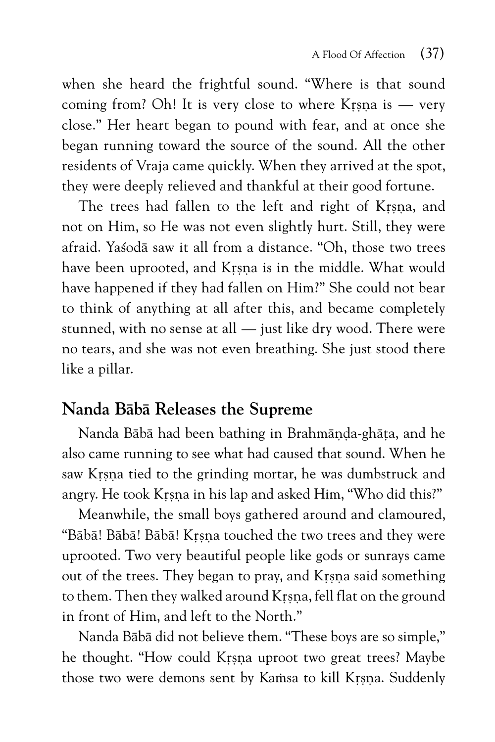when she heard the frightful sound. "Where is that sound coming from? Oh! It is very close to where Kṛṣṇa is — very close." Her heart began to pound with fear, and at once she began running toward the source of the sound. All the other residents of Vraja came quickly. When they arrived at the spot, they were deeply relieved and thankful at their good fortune.

The trees had fallen to the left and right of Kṛṣṇa, and not on Him, so He was not even slightly hurt. Still, they were afraid. Yaśodā saw it all from a distance. "Oh, those two trees have been uprooted, and Kṛṣṇa is in the middle. What would have happened if they had fallen on Him?" She could not bear to think of anything at all after this, and became completely stunned, with no sense at all — just like dry wood. There were no tears, and she was not even breathing. She just stood there like a pillar.

## Nanda Bābā Releases the Supreme

Nanda Bābā had been bathing in Brahmāṇḍa-ghāṭa, and he also came running to see what had caused that sound. When he saw Kṛṣṇa tied to the grinding mortar, he was dumbstruck and angry. He took Kṛṣṇa in his lap and asked Him, "Who did this?"

Meanwhile, the small boys gathered around and clamoured, "Bābā! Bābā! Bābā! Kṛṣṇa touched the two trees and they were uprooted. Two very beautiful people like gods or sunrays came out of the trees. They began to pray, and Kṛṣṇa said something to them. Then they walked around Kṛṣṇa, fell flat on the ground in front of Him, and left to the North."

Nanda Bābā did not believe them. "These boys are so simple," he thought. "How could Kṛṣṇa uproot two great trees? Maybe those two were demons sent by Kaṁsa to kill Kṛṣṇa. Suddenly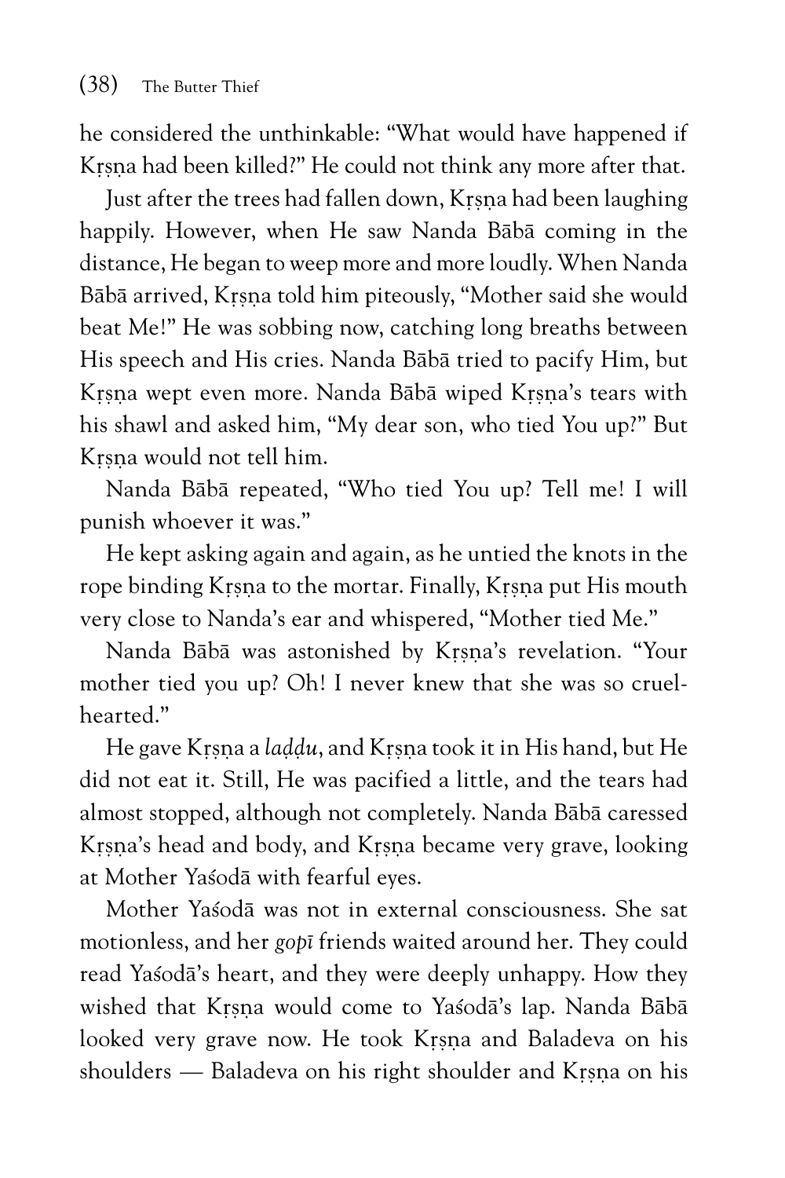he considered the unthinkable: "What would have happened if Kṛṣṇa had been killed?" He could not think any more after that.

Just after the trees had fallen down, Kṛṣṇa had been laughing happily. However, when He saw Nanda Bābā coming in the distance, He began to weep more and more loudly. When Nanda Bābā arrived, Kṛṣṇa told him piteously, "Mother said she would beat Me!" He was sobbing now, catching long breaths between His speech and His cries. Nanda Bābā tried to pacify Him, but Kṛṣṇa wept even more. Nanda Bābā wiped Kṛṣṇa's tears with his shawl and asked him, "My dear son, who tied You up?" But Kṛṣṇa would not tell him.

Nanda Bābā repeated, "Who tied You up? Tell me! I will punish whoever it was."

He kept asking again and again, as he untied the knots in the rope binding Kṛṣṇa to the mortar. Finally, Kṛṣṇa put His mouth very close to Nanda's ear and whispered, "Mother tied Me."

Nanda Bābā was astonished by Kṛṣṇa's revelation. "Your mother tied you up? Oh! I never knew that she was so cruel-hearted."

He gave Kṛṣṇa a *laḍḍu*, and Kṛṣṇa took it in His hand, but He did not eat it. Still, He was pacified a little, and the tears had almost stopped, although not completely. Nanda Bābā caressed Kṛṣṇa's head and body, and Kṛṣṇa became very grave, looking at Mother Yaśodā with fearful eyes.

Mother Yaśodā was not in external consciousness. She sat motionless, and her *gopī* friends waited around her. They could read Yaśodā's heart, and they were deeply unhappy. How they wished that Kṛṣṇa would come to Yaśodā's lap. Nanda Bābā looked very grave now. He took Kṛṣṇa and Baladeva on his shoulders — Baladeva on his right shoulder and Kṛṣṇa on his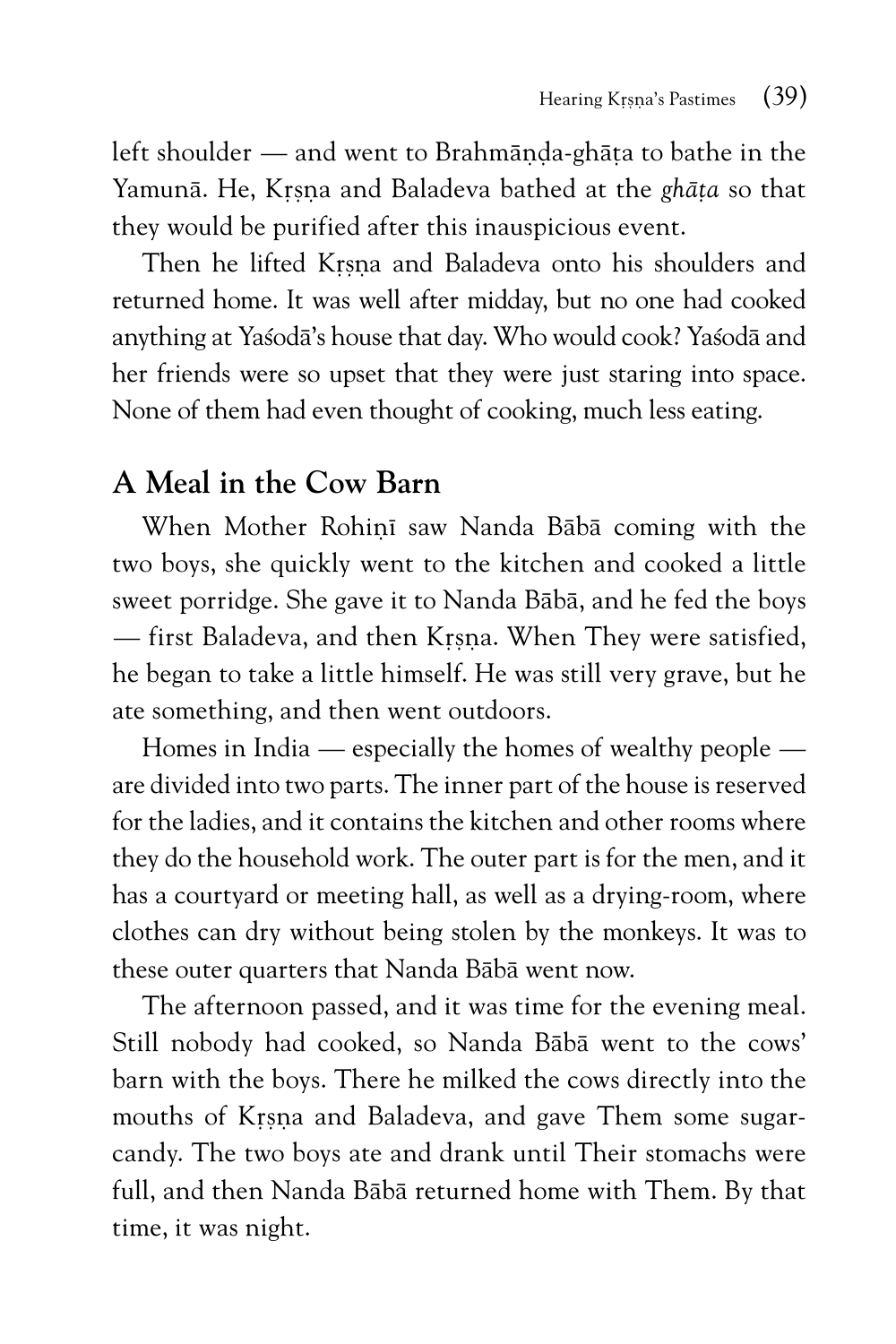left shoulder — and went to Brahmāṇḍa-ghāṭa to bathe in the Yamunā. He, Kṛṣṇa and Baladeva bathed at the *ghāṭa* so that they would be purified after this inauspicious event.

Then he lifted Kṛṣṇa and Baladeva onto his shoulders and returned home. It was well after midday, but no one had cooked anything at Yaśodā's house that day. Who would cook? Yaśodā and her friends were so upset that they were just staring into space. None of them had even thought of cooking, much less eating.

## A Meal in the Cow Barn

When Mother Rohiṇī saw Nanda Bābā coming with the two boys, she quickly went to the kitchen and cooked a little sweet porridge. She gave it to Nanda Bābā, and he fed the boys — first Baladeva, and then Kṛṣṇa. When They were satisfied, he began to take a little himself. He was still very grave, but he ate something, and then went outdoors.

Homes in India — especially the homes of wealthy people — are divided into two parts. The inner part of the house is reserved for the ladies, and it contains the kitchen and other rooms where they do the household work. The outer part is for the men, and it has a courtyard or meeting hall, as well as a drying-room, where clothes can dry without being stolen by the monkeys. It was to these outer quarters that Nanda Bābā went now.

The afternoon passed, and it was time for the evening meal. Still nobody had cooked, so Nanda Bābā went to the cows' barn with the boys. There he milked the cows directly into the mouths of Kṛṣṇa and Baladeva, and gave Them some sugar-candy. The two boys ate and drank until Their stomachs were full, and then Nanda Bābā returned home with Them. By that time, it was night.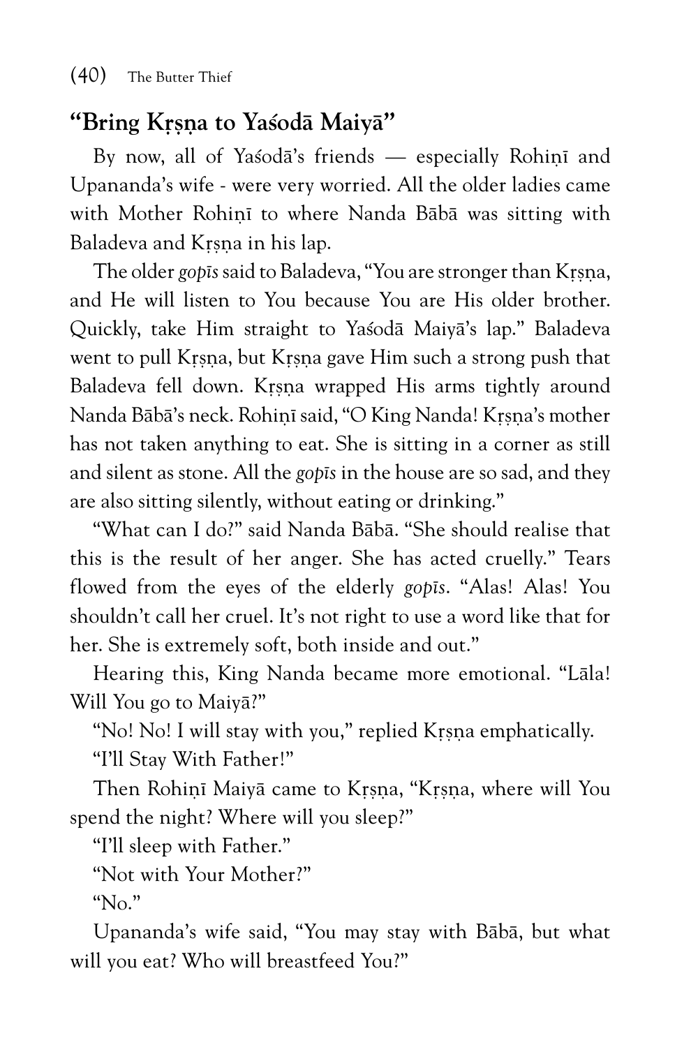## "Bring Kṛṣṇa to Yaśodā Maiyā"

By now, all of Yaśodā's friends — especially Rohiṇī and Upananda's wife - were very worried. All the older ladies came with Mother Rohiṇī to where Nanda Bābā was sitting with Baladeva and Kṛṣṇa in his lap.

The older *gopīs* said to Baladeva, "You are stronger than Kṛṣṇa, and He will listen to You because You are His older brother. Quickly, take Him straight to Yaśodā Maiyā's lap." Baladeva went to pull Kṛṣṇa, but Kṛṣṇa gave Him such a strong push that Baladeva fell down. Kṛṣṇa wrapped His arms tightly around Nanda Bābā's neck. Rohiṇī said, "O King Nanda! Kṛṣṇa's mother has not taken anything to eat. She is sitting in a corner as still and silent as stone. All the *gopīs* in the house are so sad, and they are also sitting silently, without eating or drinking."

"What can I do?" said Nanda Bābā. "She should realise that this is the result of her anger. She has acted cruelly." Tears flowed from the eyes of the elderly *gopīs*. "Alas! Alas! You shouldn't call her cruel. It's not right to use a word like that for her. She is extremely soft, both inside and out."

Hearing this, King Nanda became more emotional. "Lāla! Will You go to Maiyā?"

"No! No! I will stay with you," replied Kṛṣṇa emphatically.

"I'll Stay With Father!"

Then Rohiṇī Maiyā came to Kṛṣṇa, "Kṛṣṇa, where will You spend the night? Where will you sleep?"

"I'll sleep with Father."

"Not with Your Mother?"

"No."

Upananda's wife said, "You may stay with Bābā, but what will you eat? Who will breastfeed You?"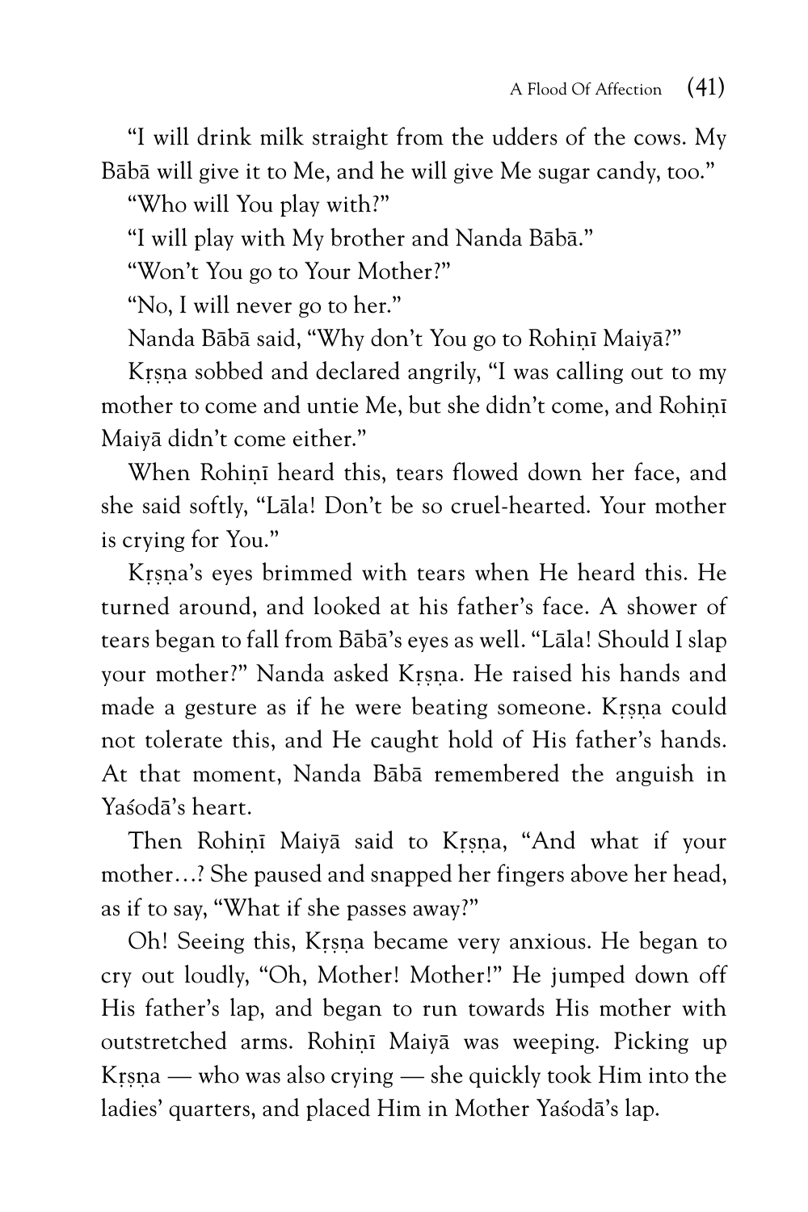"I will drink milk straight from the udders of the cows. My Bābā will give it to Me, and he will give Me sugar candy, too."

"Who will You play with?"

"I will play with My brother and Nanda Bābā."

"Won't You go to Your Mother?"

"No, I will never go to her."

Nanda Bābā said, "Why don't You go to Rohiṇī Maiyā?"

Kṛṣṇa sobbed and declared angrily, "I was calling out to my mother to come and untie Me, but she didn't come, and Rohiṇī Maiyā didn't come either."

When Rohiṇī heard this, tears flowed down her face, and she said softly, "Lāla! Don't be so cruel-hearted. Your mother is crying for You."

Kṛṣṇa's eyes brimmed with tears when He heard this. He turned around, and looked at his father's face. A shower of tears began to fall from Bābā's eyes as well. "Lāla! Should I slap your mother?" Nanda asked Kṛṣṇa. He raised his hands and made a gesture as if he were beating someone. Kṛṣṇa could not tolerate this, and He caught hold of His father's hands. At that moment, Nanda Bābā remembered the anguish in Yaśodā's heart.

Then Rohiṇī Maiyā said to Kṛṣṇa, "And what if your mother…? She paused and snapped her fingers above her head, as if to say, "What if she passes away?"

Oh! Seeing this, Kṛṣṇa became very anxious. He began to cry out loudly, "Oh, Mother! Mother!" He jumped down off His father's lap, and began to run towards His mother with outstretched arms. Rohiṇī Maiyā was weeping. Picking up Kṛṣṇa — who was also crying — she quickly took Him into the ladies' quarters, and placed Him in Mother Yaśodā's lap.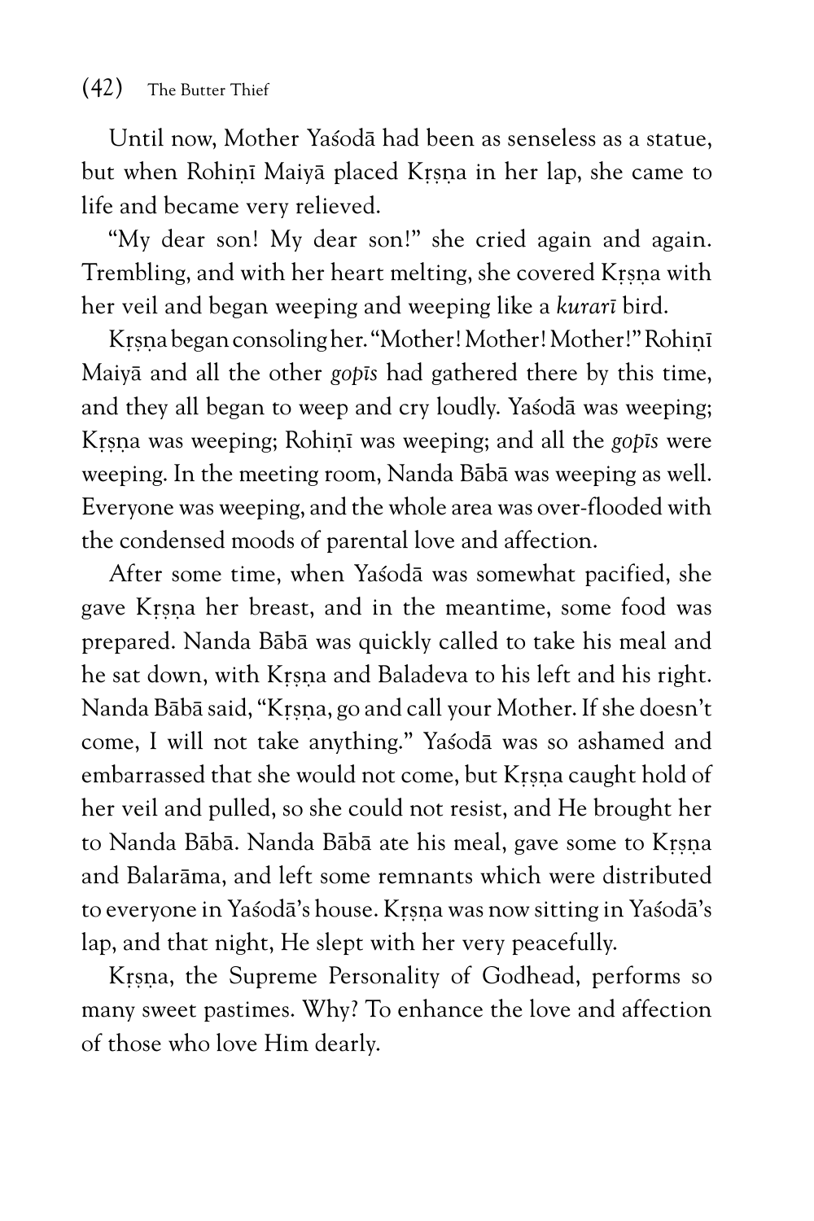Until now, Mother Yaśodā had been as senseless as a statue, but when Rohiṇī Maiyā placed Kṛṣṇa in her lap, she came to life and became very relieved.

"My dear son! My dear son!" she cried again and again. Trembling, and with her heart melting, she covered Kṛṣṇa with her veil and began weeping and weeping like a *kurarī* bird.

Kṛṣṇa began consoling her. "Mother! Mother! Mother!" Rohiṇī Maiyā and all the other *gopīs* had gathered there by this time, and they all began to weep and cry loudly. Yaśodā was weeping; Kṛṣṇa was weeping; Rohiṇī was weeping; and all the *gopīs* were weeping. In the meeting room, Nanda Bābā was weeping as well. Everyone was weeping, and the whole area was over-flooded with the condensed moods of parental love and affection.

After some time, when Yaśodā was somewhat pacified, she gave Kṛṣṇa her breast, and in the meantime, some food was prepared. Nanda Bābā was quickly called to take his meal and he sat down, with Kṛṣṇa and Baladeva to his left and his right. Nanda Bābā said, "Kṛṣṇa, go and call your Mother. If she doesn't come, I will not take anything." Yaśodā was so ashamed and embarrassed that she would not come, but Kṛṣṇa caught hold of her veil and pulled, so she could not resist, and He brought her to Nanda Bābā. Nanda Bābā ate his meal, gave some to Kṛṣṇa and Balarāma, and left some remnants which were distributed to everyone in Yaśodā's house. Kṛṣṇa was now sitting in Yaśodā's lap, and that night, He slept with her very peacefully.

Kṛṣṇa, the Supreme Personality of Godhead, performs so many sweet pastimes. Why? To enhance the love and affection of those who love Him dearly.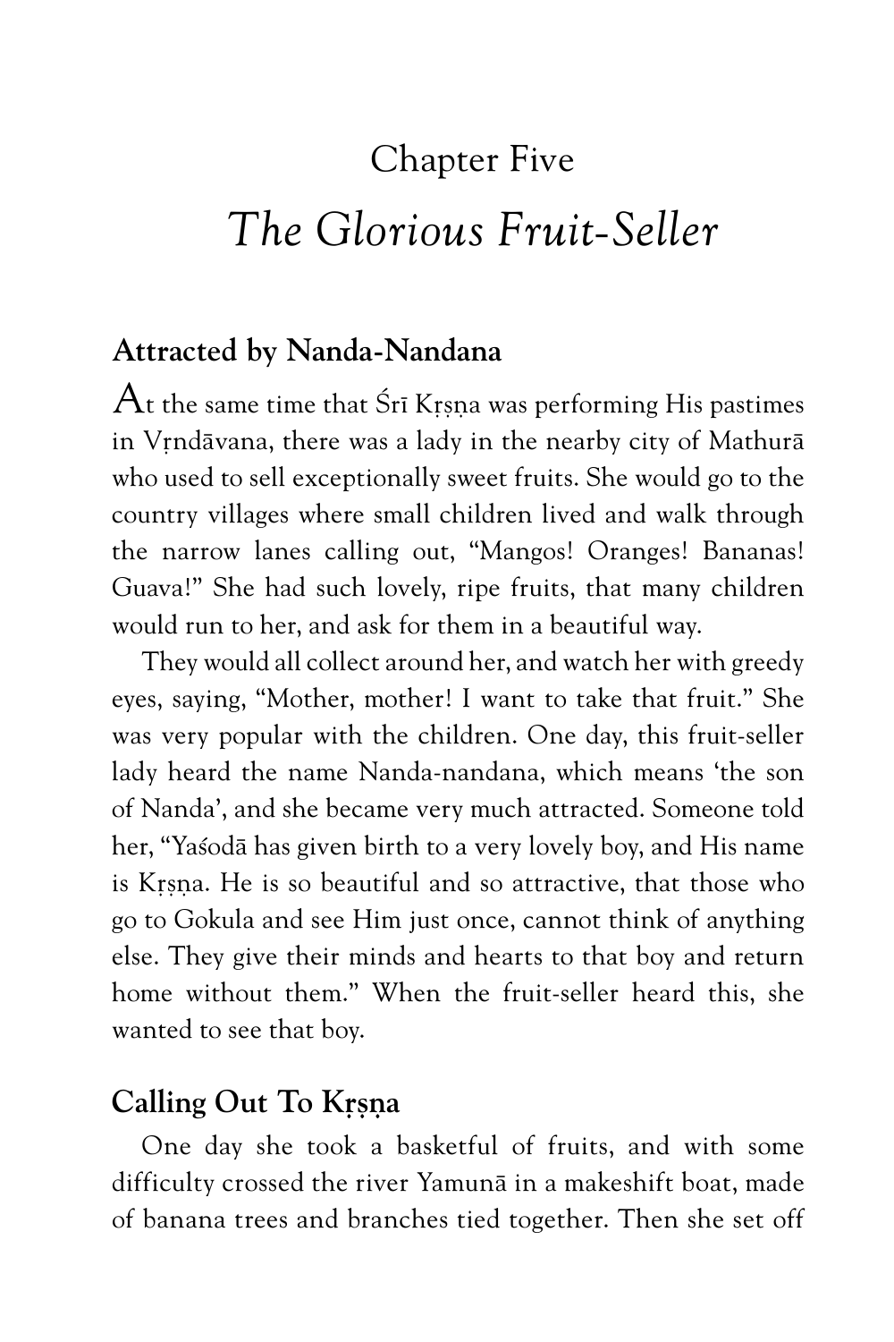# Chapter Five

# *The Glorious Fruit-Seller*

## Attracted by Nanda-Nandana

At the same time that Śrī Kṛṣṇa was performing His pastimes in Vṛndāvana, there was a lady in the nearby city of Mathurā who used to sell exceptionally sweet fruits. She would go to the country villages where small children lived and walk through the narrow lanes calling out, "Mangos! Oranges! Bananas! Guava!" She had such lovely, ripe fruits, that many children would run to her, and ask for them in a beautiful way.

They would all collect around her, and watch her with greedy eyes, saying, "Mother, mother! I want to take that fruit." She was very popular with the children. One day, this fruit-seller lady heard the name Nanda-nandana, which means 'the son of Nanda', and she became very much attracted. Someone told her, "Yaśodā has given birth to a very lovely boy, and His name is Kṛṣṇa. He is so beautiful and so attractive, that those who go to Gokula and see Him just once, cannot think of anything else. They give their minds and hearts to that boy and return home without them." When the fruit-seller heard this, she wanted to see that boy.

## Calling Out To Kṛṣṇa

One day she took a basketful of fruits, and with some difficulty crossed the river Yamunā in a makeshift boat, made of banana trees and branches tied together. Then she set off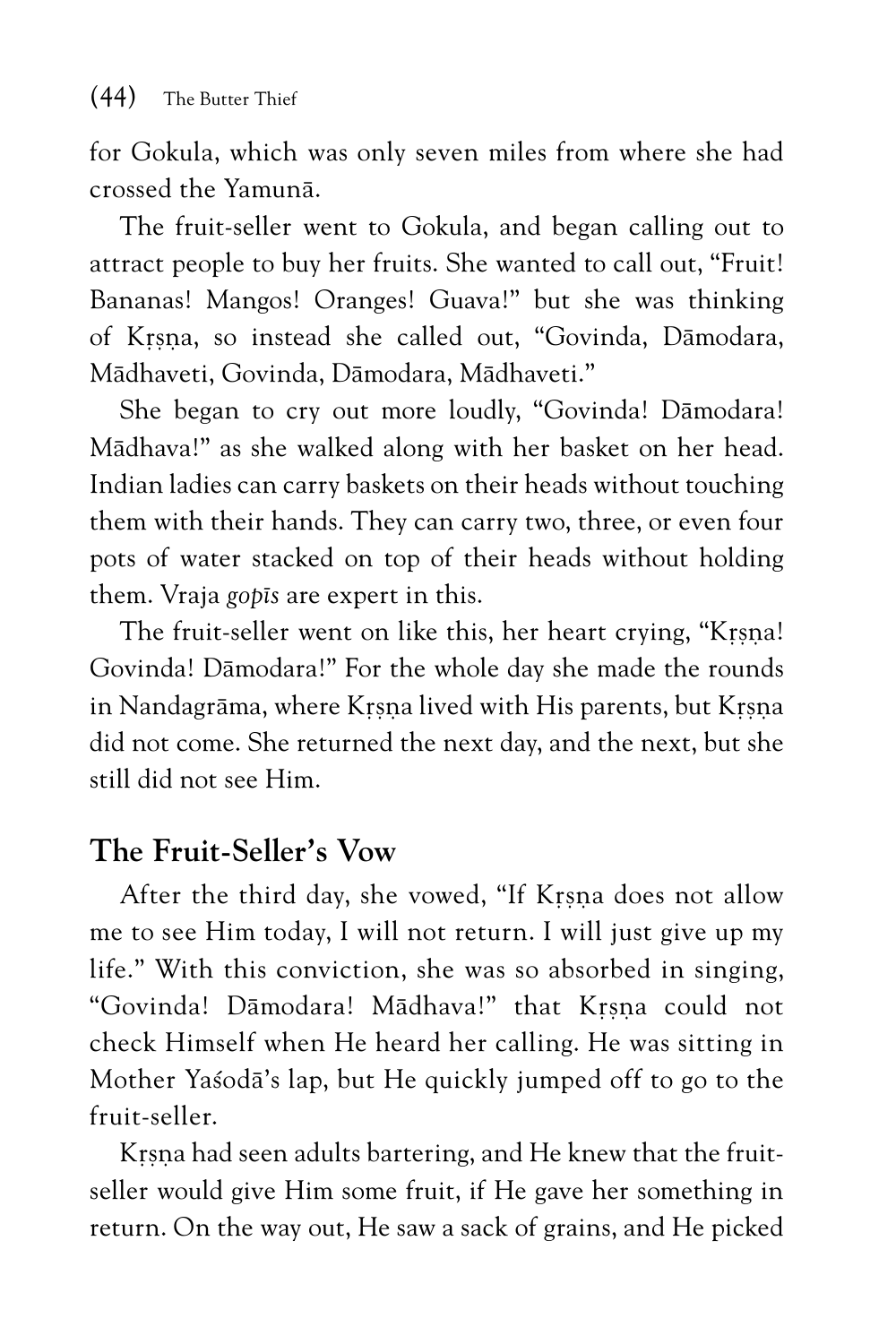for Gokula, which was only seven miles from where she had crossed the Yamunā.

The fruit-seller went to Gokula, and began calling out to attract people to buy her fruits. She wanted to call out, "Fruit! Bananas! Mangos! Oranges! Guava!" but she was thinking of Kṛṣṇa, so instead she called out, "Govinda, Dāmodara, Mādhaveti, Govinda, Dāmodara, Mādhaveti."

She began to cry out more loudly, "Govinda! Dāmodara! Mādhava!" as she walked along with her basket on her head. Indian ladies can carry baskets on their heads without touching them with their hands. They can carry two, three, or even four pots of water stacked on top of their heads without holding them. Vraja *gopīs* are expert in this.

The fruit-seller went on like this, her heart crying, "Kṛṣṇa! Govinda! Dāmodara!" For the whole day she made the rounds in Nandagrāma, where Kṛṣṇa lived with His parents, but Kṛṣṇa did not come. She returned the next day, and the next, but she still did not see Him.

## The Fruit-Seller's Vow

After the third day, she vowed, "If Kṛṣṇa does not allow me to see Him today, I will not return. I will just give up my life." With this conviction, she was so absorbed in singing, "Govinda! Dāmodara! Mādhava!" that Kṛṣṇa could not check Himself when He heard her calling. He was sitting in Mother Yaśodā's lap, but He quickly jumped off to go to the fruit-seller.

Kṛṣṇa had seen adults bartering, and He knew that the fruit-seller would give Him some fruit, if He gave her something in return. On the way out, He saw a sack of grains, and He picked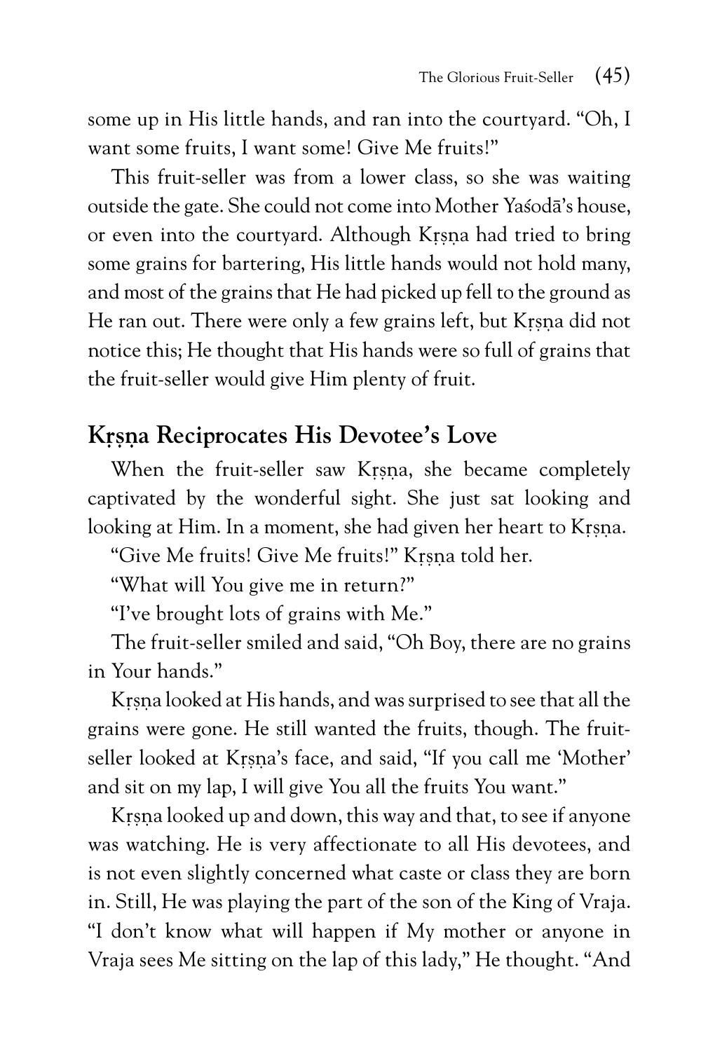some up in His little hands, and ran into the courtyard. "Oh, I want some fruits, I want some! Give Me fruits!"

This fruit-seller was from a lower class, so she was waiting outside the gate. She could not come into Mother Yaśodā's house, or even into the courtyard. Although Kṛṣṇa had tried to bring some grains for bartering, His little hands would not hold many, and most of the grains that He had picked up fell to the ground as He ran out. There were only a few grains left, but Kṛṣṇa did not notice this; He thought that His hands were so full of grains that the fruit-seller would give Him plenty of fruit.

## Kṛṣṇa Reciprocates His Devotee's Love

When the fruit-seller saw Kṛṣṇa, she became completely captivated by the wonderful sight. She just sat looking and looking at Him. In a moment, she had given her heart to Kṛṣṇa.

"Give Me fruits! Give Me fruits!" Kṛṣṇa told her.

"What will You give me in return?"

"I've brought lots of grains with Me."

The fruit-seller smiled and said, "Oh Boy, there are no grains in Your hands."

Kṛṣṇa looked at His hands, and was surprised to see that all the grains were gone. He still wanted the fruits, though. The fruit-seller looked at Kṛṣṇa's face, and said, "If you call me 'Mother' and sit on my lap, I will give You all the fruits You want."

Kṛṣṇa looked up and down, this way and that, to see if anyone was watching. He is very affectionate to all His devotees, and is not even slightly concerned what caste or class they are born in. Still, He was playing the part of the son of the King of Vraja. "I don't know what will happen if My mother or anyone in Vraja sees Me sitting on the lap of this lady," He thought. "And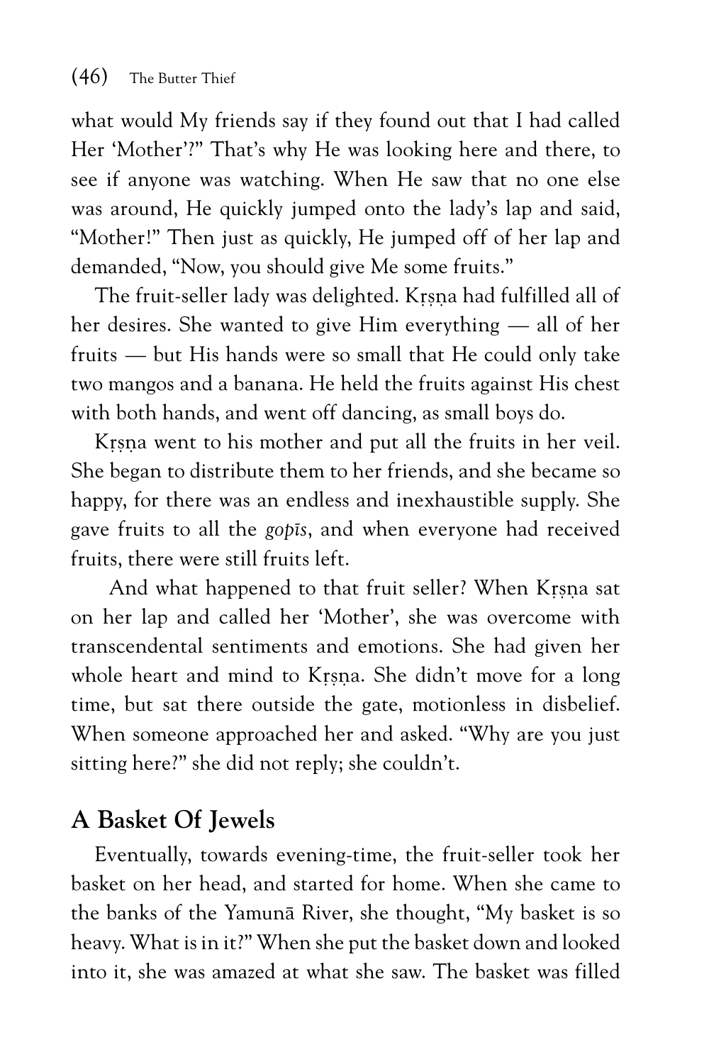what would My friends say if they found out that I had called Her 'Mother'?" That's why He was looking here and there, to see if anyone was watching. When He saw that no one else was around, He quickly jumped onto the lady's lap and said, "Mother!" Then just as quickly, He jumped off of her lap and demanded, "Now, you should give Me some fruits."

The fruit-seller lady was delighted. Kṛṣṇa had fulfilled all of her desires. She wanted to give Him everything — all of her fruits — but His hands were so small that He could only take two mangos and a banana. He held the fruits against His chest with both hands, and went off dancing, as small boys do.

Kṛṣṇa went to his mother and put all the fruits in her veil. She began to distribute them to her friends, and she became so happy, for there was an endless and inexhaustible supply. She gave fruits to all the *gopīs*, and when everyone had received fruits, there were still fruits left.

And what happened to that fruit seller? When Kṛṣṇa sat on her lap and called her 'Mother', she was overcome with transcendental sentiments and emotions. She had given her whole heart and mind to Kṛṣṇa. She didn't move for a long time, but sat there outside the gate, motionless in disbelief. When someone approached her and asked. "Why are you just sitting here?" she did not reply; she couldn't.

## A Basket Of Jewels

Eventually, towards evening-time, the fruit-seller took her basket on her head, and started for home. When she came to the banks of the Yamunā River, she thought, "My basket is so heavy. What is in it?" When she put the basket down and looked into it, she was amazed at what she saw. The basket was filled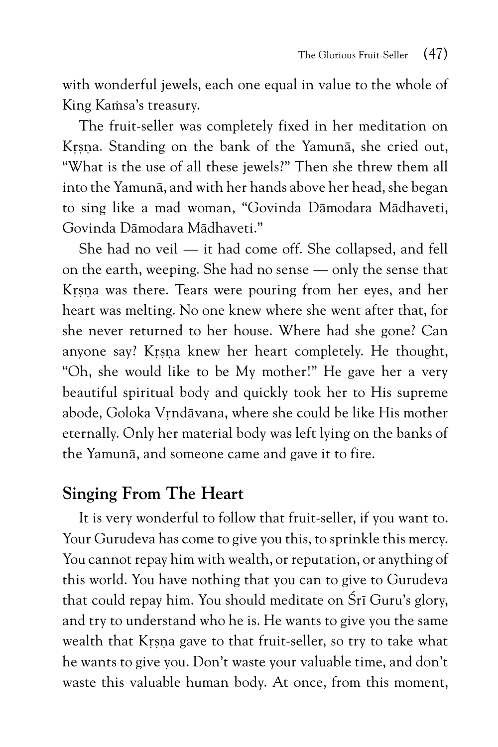with wonderful jewels, each one equal in value to the whole of King Kaṁsa's treasury.

The fruit-seller was completely fixed in her meditation on Kṛṣṇa. Standing on the bank of the Yamunā, she cried out, "What is the use of all these jewels?" Then she threw them all into the Yamunā, and with her hands above her head, she began to sing like a mad woman, "Govinda Dāmodara Mādhaveti, Govinda Dāmodara Mādhaveti."

She had no veil — it had come off. She collapsed, and fell on the earth, weeping. She had no sense — only the sense that Kṛṣṇa was there. Tears were pouring from her eyes, and her heart was melting. No one knew where she went after that, for she never returned to her house. Where had she gone? Can anyone say? Kṛṣṇa knew her heart completely. He thought, "Oh, she would like to be My mother!" He gave her a very beautiful spiritual body and quickly took her to His supreme abode, Goloka Vṛndāvana, where she could be like His mother eternally. Only her material body was left lying on the banks of the Yamunā, and someone came and gave it to fire.

## Singing From The Heart

It is very wonderful to follow that fruit-seller, if you want to. Your Gurudeva has come to give you this, to sprinkle this mercy. You cannot repay him with wealth, or reputation, or anything of this world. You have nothing that you can to give to Gurudeva that could repay him. You should meditate on Śrī Guru's glory, and try to understand who he is. He wants to give you the same wealth that Kṛṣṇa gave to that fruit-seller, so try to take what he wants to give you. Don't waste your valuable time, and don't waste this valuable human body. At once, from this moment,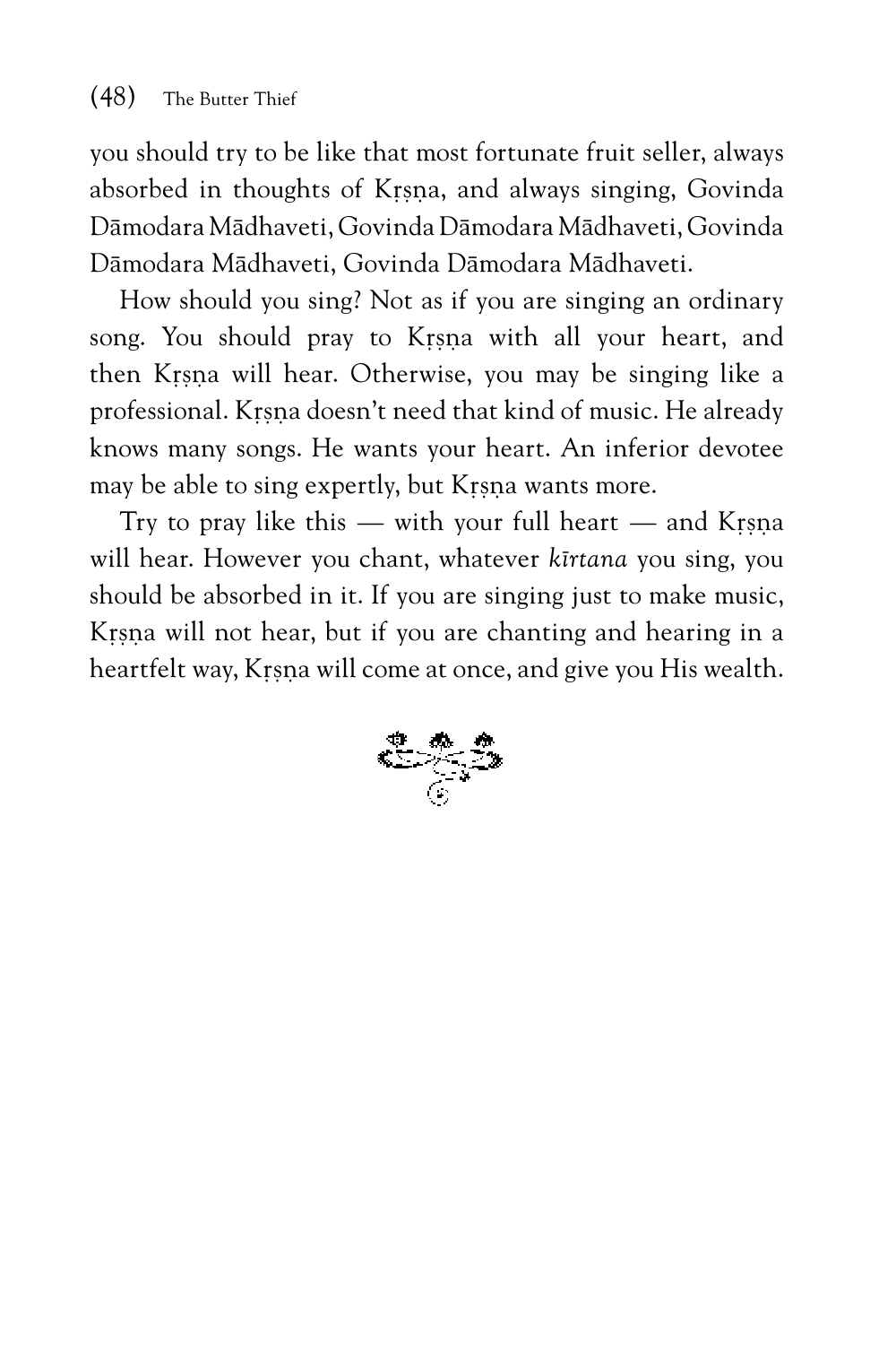you should try to be like that most fortunate fruit seller, always absorbed in thoughts of Kṛṣṇa, and always singing, Govinda Dāmodara Mādhaveti, Govinda Dāmodara Mādhaveti, Govinda Dāmodara Mādhaveti, Govinda Dāmodara Mādhaveti.

How should you sing? Not as if you are singing an ordinary song. You should pray to Kṛṣṇa with all your heart, and then Kṛṣṇa will hear. Otherwise, you may be singing like a professional. Kṛṣṇa doesn't need that kind of music. He already knows many songs. He wants your heart. An inferior devotee may be able to sing expertly, but Kṛṣṇa wants more.

Try to pray like this — with your full heart — and Kṛṣṇa will hear. However you chant, whatever *kīrtana* you sing, you should be absorbed in it. If you are singing just to make music, Kṛṣṇa will not hear, but if you are chanting and hearing in a heartfelt way, Kṛṣṇa will come at once, and give you His wealth.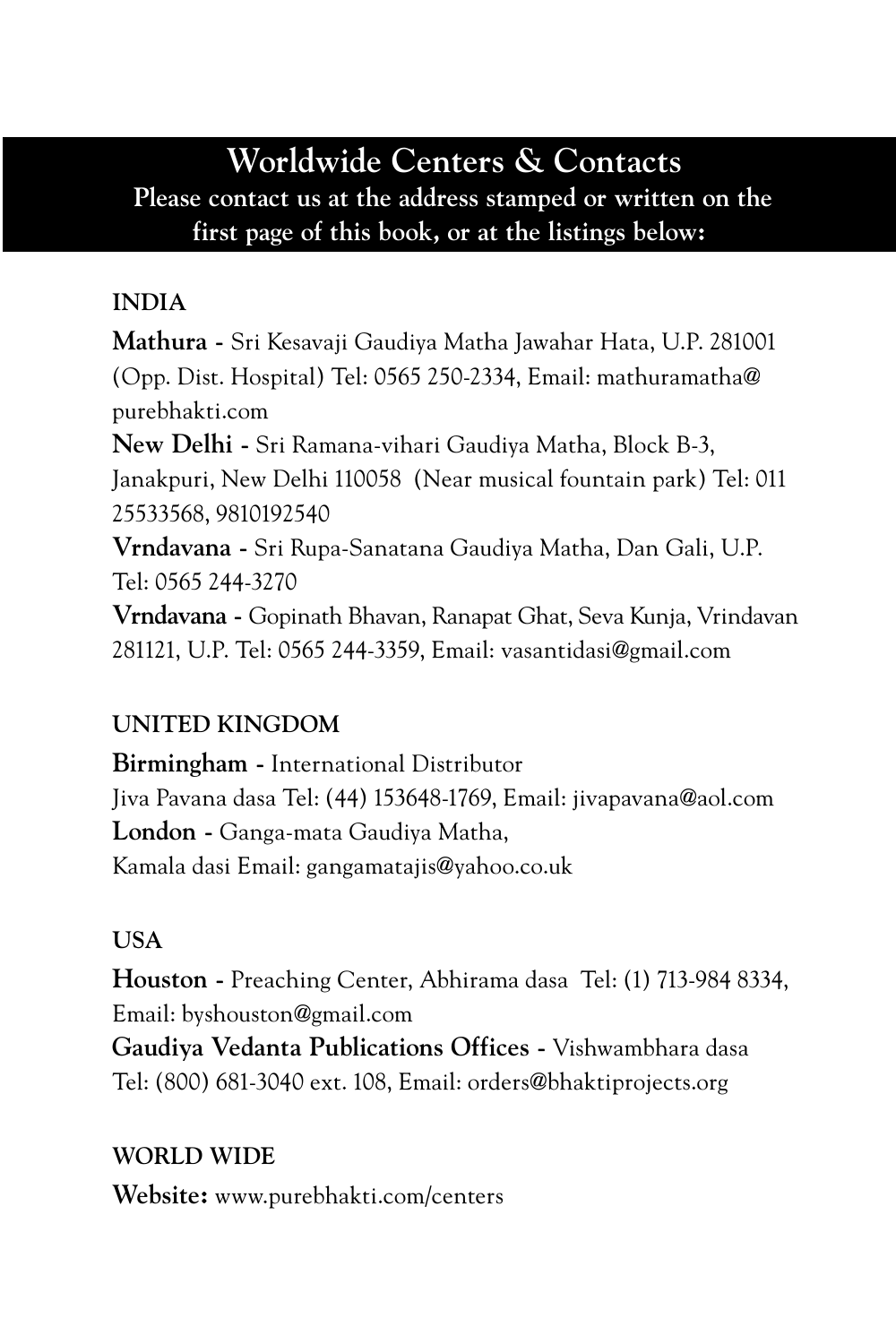# Worldwide Centers & Contacts

**Please contact us at the address stamped or written on the first page of this book, or at the listings below:**

## INDIA

**Mathura -** Sri Kesavaji Gaudiya Matha Jawahar Hata, U.P. 281001 (Opp. Dist. Hospital) Tel: 0565 250-2334, Email: mathuramatha@purebhakti.com

**New Delhi -** Sri Ramana-vihari Gaudiya Matha, Block B-3, Janakpuri, New Delhi 110058 (Near musical fountain park) Tel: 011 25533568, 9810192540

**Vrndavana -** Sri Rupa-Sanatana Gaudiya Matha, Dan Gali, U.P. Tel: 0565 244-3270

**Vrndavana -** Gopinath Bhavan, Ranapat Ghat, Seva Kunja, Vrindavan 281121, U.P. Tel: 0565 244-3359, Email: vasantidasi@gmail.com

## UNITED KINGDOM

**Birmingham -** International Distributor
Jiva Pavana dasa Tel: (44) 153648-1769, Email: jivapavana@aol.com

**London -** Ganga-mata Gaudiya Matha,
Kamala dasi Email: gangamatajis@yahoo.co.uk

## USA

**Houston -** Preaching Center, Abhirama dasa Tel: (1) 713-984 8334, Email: byshouston@gmail.com

**Gaudiya Vedanta Publications Offices -** Vishwambhara dasa
Tel: (800) 681-3040 ext. 108, Email: orders@bhaktiprojects.org

## WORLD WIDE

**Website:** www.purebhakti.com/centers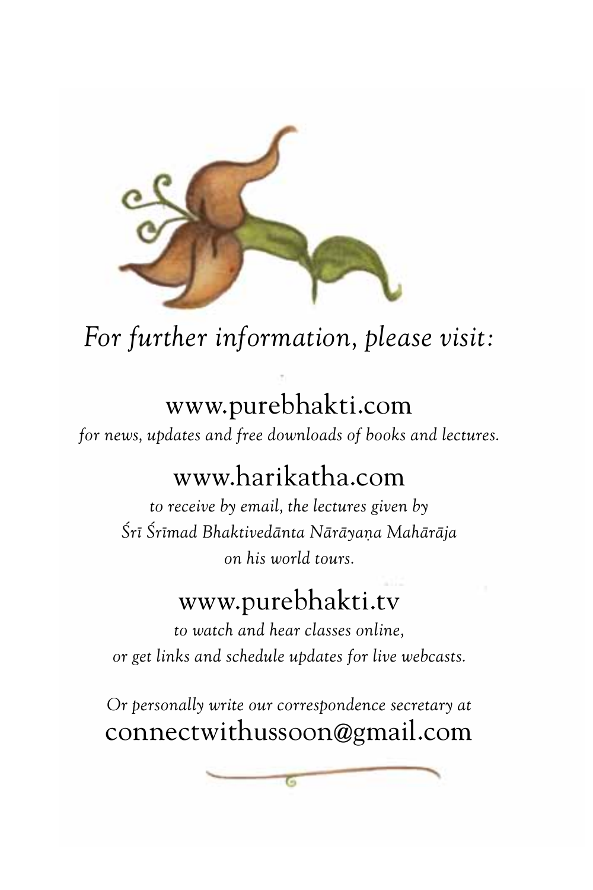*For further information, please visit:*

www.purebhakti.com

*for news, updates and free downloads of books and lectures.*

www.harikatha.com

*to receive by email, the lectures given by Śrī Śrīmad Bhaktivedānta Nārāyaṇa Mahārāja on his world tours.*

www.purebhakti.tv

*to watch and hear classes online, or get links and schedule updates for live webcasts.*

*Or personally write our correspondence secretary at*

connectwithussoon@gmail.com